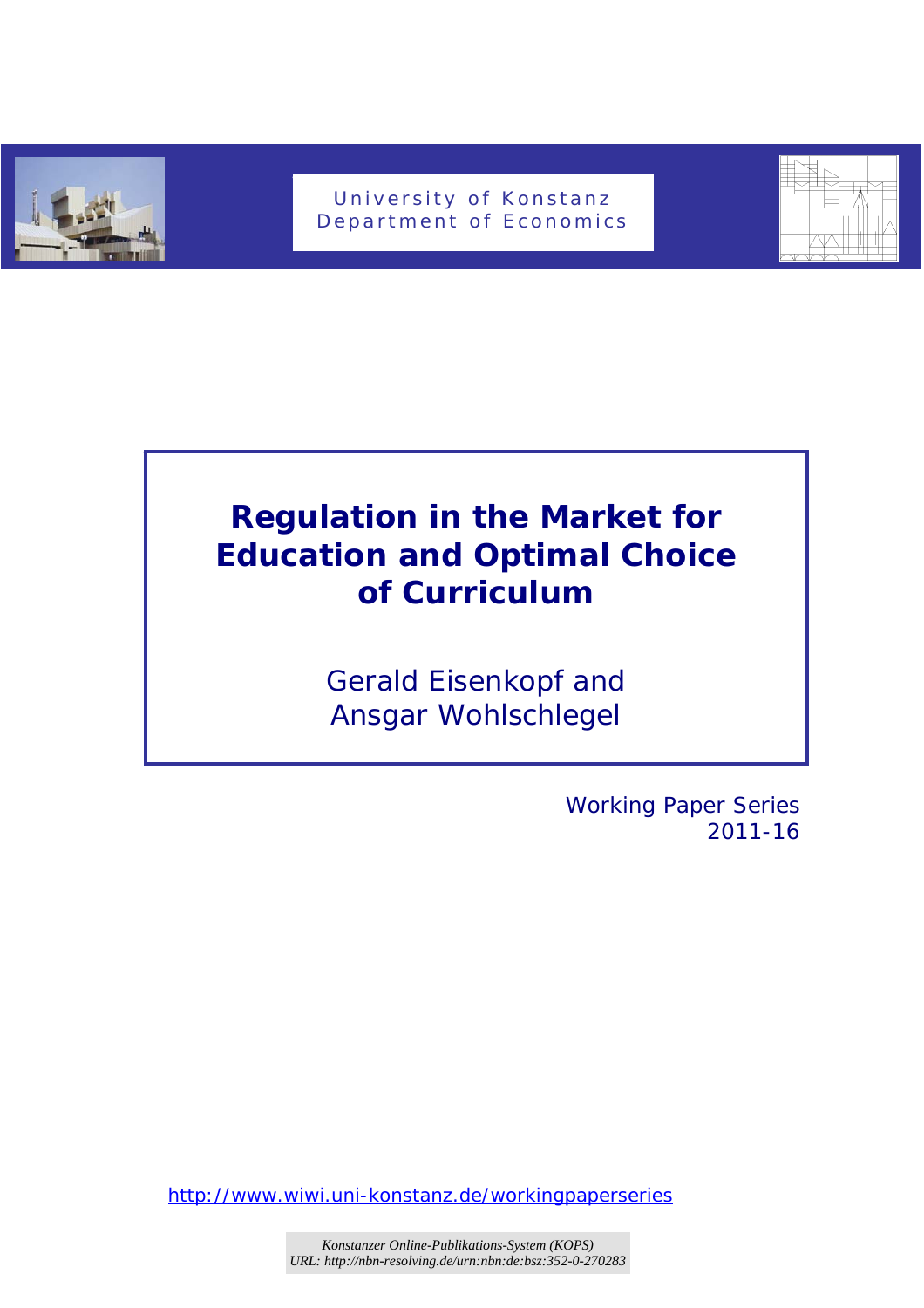University of Konstanz
Department of Economics

# Regulation in the Market for Education and Optimal Choice of Curriculum

Gerald Eisenkopf and Ansgar Wohlschlegel

Working Paper Series
2011-16

http://www.wiwi.uni-konstanz.de/workingpaperseries

*Konstanzer Online-Publikations-System (KOPS)*
*URL: http://nbn-resolving.de/urn:nbn:de:bsz:352-0-270283*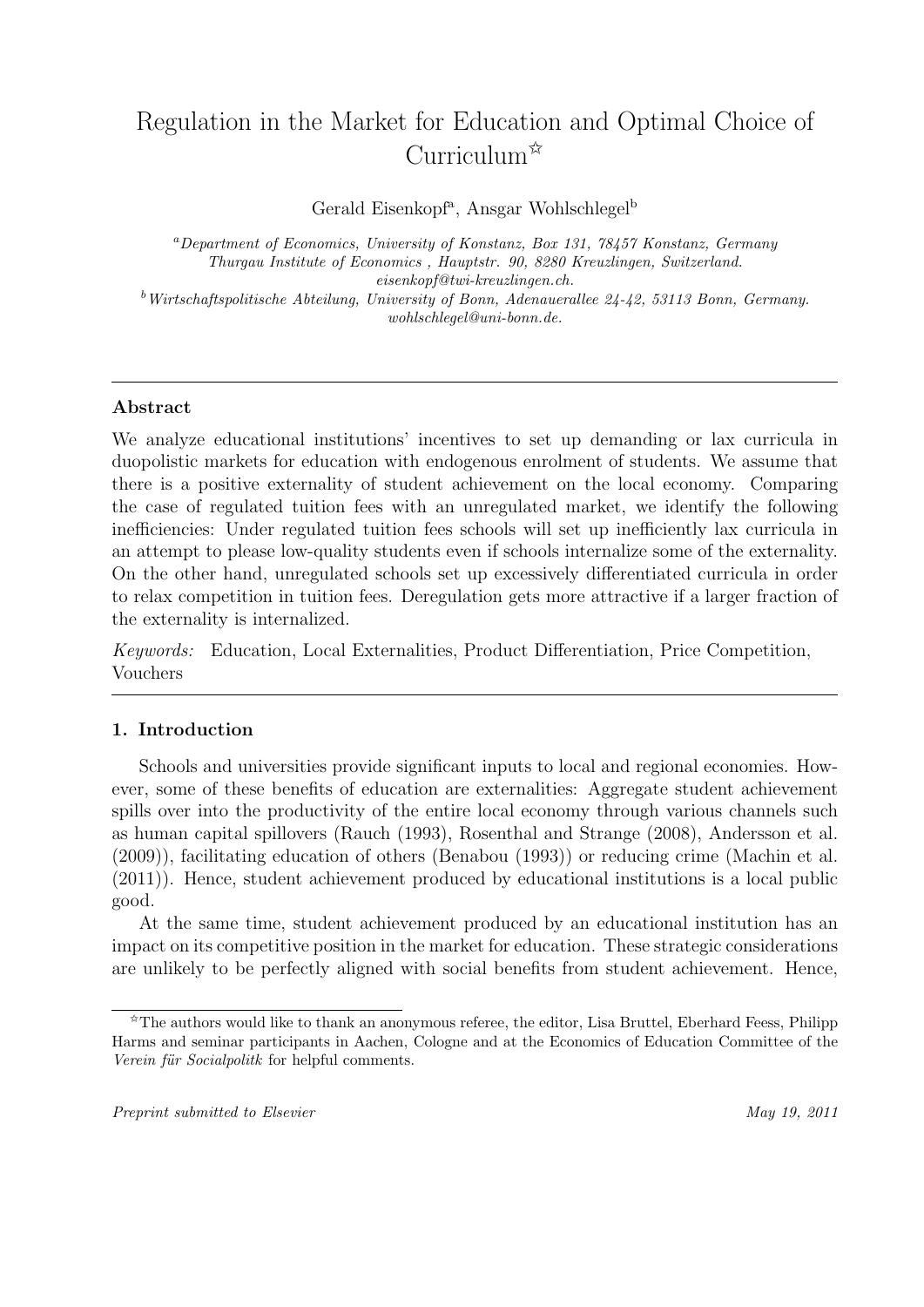# Regulation in the Market for Education and Optimal Choice of Curriculum[☆]

Gerald Eisenkopf[a], Ansgar Wohlschlegel[b]

[a] *Department of Economics, University of Konstanz, Box 131, 78457 Konstanz, Germany*
*Thurgau Institute of Economics , Hauptstr. 90, 8280 Kreuzlingen, Switzerland.*
*eisenkopf@twi-kreuzlingen.ch.*

[b] *Wirtschaftspolitische Abteilung, University of Bonn, Adenauerallee 24-42, 53113 Bonn, Germany.*
*wohlschlegel@uni-bonn.de.*

---

**Abstract**

We analyze educational institutions' incentives to set up demanding or lax curricula in duopolistic markets for education with endogenous enrolment of students. We assume that there is a positive externality of student achievement on the local economy. Comparing the case of regulated tuition fees with an unregulated market, we identify the following inefficiencies: Under regulated tuition fees schools will set up inefficiently lax curricula in an attempt to please low-quality students even if schools internalize some of the externality. On the other hand, unregulated schools set up excessively differentiated curricula in order to relax competition in tuition fees. Deregulation gets more attractive if a larger fraction of the externality is internalized.

*Keywords:* Education, Local Externalities, Product Differentiation, Price Competition, Vouchers

---

## 1. Introduction

Schools and universities provide significant inputs to local and regional economies. However, some of these benefits of education are externalities: Aggregate student achievement spills over into the productivity of the entire local economy through various channels such as human capital spillovers (Rauch (1993), Rosenthal and Strange (2008), Andersson et al. (2009)), facilitating education of others (Benabou (1993)) or reducing crime (Machin et al. (2011)). Hence, student achievement produced by educational institutions is a local public good.

At the same time, student achievement produced by an educational institution has an impact on its competitive position in the market for education. These strategic considerations are unlikely to be perfectly aligned with social benefits from student achievement. Hence,

---

[☆] The authors would like to thank an anonymous referee, the editor, Lisa Bruttel, Eberhard Feess, Philipp Harms and seminar participants in Aachen, Cologne and at the Economics of Education Committee of the *Verein für Socialpolitk* for helpful comments.

*Preprint submitted to Elsevier* *May 19, 2011*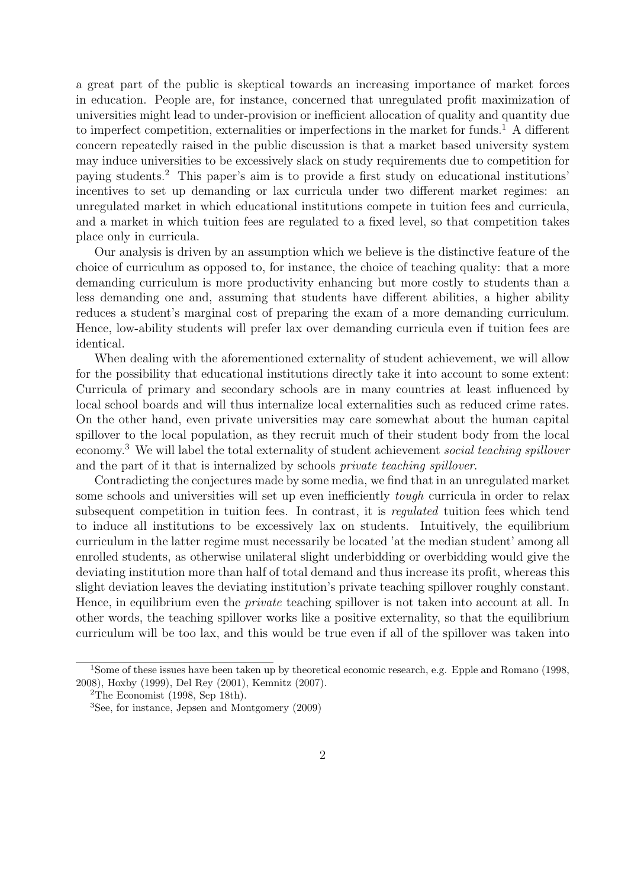a great part of the public is skeptical towards an increasing importance of market forces in education. People are, for instance, concerned that unregulated profit maximization of universities might lead to under-provision or inefficient allocation of quality and quantity due to imperfect competition, externalities or imperfections in the market for funds.[1] A different concern repeatedly raised in the public discussion is that a market based university system may induce universities to be excessively slack on study requirements due to competition for paying students.[2] This paper's aim is to provide a first study on educational institutions' incentives to set up demanding or lax curricula under two different market regimes: an unregulated market in which educational institutions compete in tuition fees and curricula, and a market in which tuition fees are regulated to a fixed level, so that competition takes place only in curricula.

Our analysis is driven by an assumption which we believe is the distinctive feature of the choice of curriculum as opposed to, for instance, the choice of teaching quality: that a more demanding curriculum is more productivity enhancing but more costly to students than a less demanding one and, assuming that students have different abilities, a higher ability reduces a student's marginal cost of preparing the exam of a more demanding curriculum. Hence, low-ability students will prefer lax over demanding curricula even if tuition fees are identical.

When dealing with the aforementioned externality of student achievement, we will allow for the possibility that educational institutions directly take it into account to some extent: Curricula of primary and secondary schools are in many countries at least influenced by local school boards and will thus internalize local externalities such as reduced crime rates. On the other hand, even private universities may care somewhat about the human capital spillover to the local population, as they recruit much of their student body from the local economy.[3] We will label the total externality of student achievement *social teaching spillover* and the part of it that is internalized by schools *private teaching spillover*.

Contradicting the conjectures made by some media, we find that in an unregulated market some schools and universities will set up even inefficiently *tough* curricula in order to relax subsequent competition in tuition fees. In contrast, it is *regulated* tuition fees which tend to induce all institutions to be excessively lax on students. Intuitively, the equilibrium curriculum in the latter regime must necessarily be located 'at the median student' among all enrolled students, as otherwise unilateral slight underbidding or overbidding would give the deviating institution more than half of total demand and thus increase its profit, whereas this slight deviation leaves the deviating institution's private teaching spillover roughly constant. Hence, in equilibrium even the *private* teaching spillover is not taken into account at all. In other words, the teaching spillover works like a positive externality, so that the equilibrium curriculum will be too lax, and this would be true even if all of the spillover was taken into

[1] Some of these issues have been taken up by theoretical economic research, e.g. Epple and Romano (1998, 2008), Hoxby (1999), Del Rey (2001), Kemnitz (2007).

[2] The Economist (1998, Sep 18th).

[3] See, for instance, Jepsen and Montgomery (2009)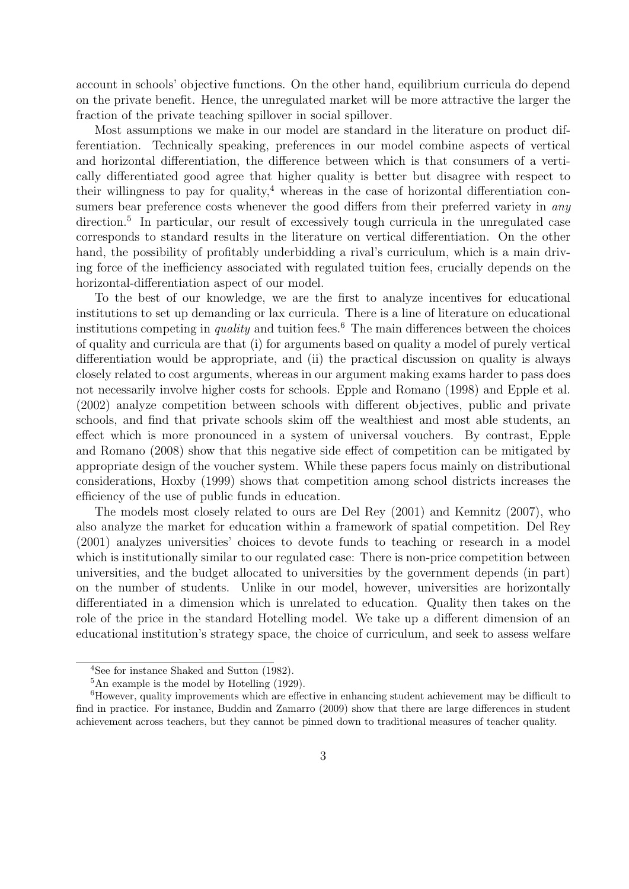account in schools' objective functions. On the other hand, equilibrium curricula do depend on the private benefit. Hence, the unregulated market will be more attractive the larger the fraction of the private teaching spillover in social spillover.

Most assumptions we make in our model are standard in the literature on product differentiation. Technically speaking, preferences in our model combine aspects of vertical and horizontal differentiation, the difference between which is that consumers of a vertically differentiated good agree that higher quality is better but disagree with respect to their willingness to pay for quality,[4] whereas in the case of horizontal differentiation consumers bear preference costs whenever the good differs from their preferred variety in *any* direction.[5] In particular, our result of excessively tough curricula in the unregulated case corresponds to standard results in the literature on vertical differentiation. On the other hand, the possibility of profitably underbidding a rival's curriculum, which is a main driving force of the inefficiency associated with regulated tuition fees, crucially depends on the horizontal-differentiation aspect of our model.

To the best of our knowledge, we are the first to analyze incentives for educational institutions to set up demanding or lax curricula. There is a line of literature on educational institutions competing in *quality* and tuition fees.[6] The main differences between the choices of quality and curricula are that (i) for arguments based on quality a model of purely vertical differentiation would be appropriate, and (ii) the practical discussion on quality is always closely related to cost arguments, whereas in our argument making exams harder to pass does not necessarily involve higher costs for schools. Epple and Romano (1998) and Epple et al. (2002) analyze competition between schools with different objectives, public and private schools, and find that private schools skim off the wealthiest and most able students, an effect which is more pronounced in a system of universal vouchers. By contrast, Epple and Romano (2008) show that this negative side effect of competition can be mitigated by appropriate design of the voucher system. While these papers focus mainly on distributional considerations, Hoxby (1999) shows that competition among school districts increases the efficiency of the use of public funds in education.

The models most closely related to ours are Del Rey (2001) and Kemnitz (2007), who also analyze the market for education within a framework of spatial competition. Del Rey (2001) analyzes universities' choices to devote funds to teaching or research in a model which is institutionally similar to our regulated case: There is non-price competition between universities, and the budget allocated to universities by the government depends (in part) on the number of students. Unlike in our model, however, universities are horizontally differentiated in a dimension which is unrelated to education. Quality then takes on the role of the price in the standard Hotelling model. We take up a different dimension of an educational institution's strategy space, the choice of curriculum, and seek to assess welfare

[4] See for instance Shaked and Sutton (1982).

[5] An example is the model by Hotelling (1929).

[6] However, quality improvements which are effective in enhancing student achievement may be difficult to find in practice. For instance, Buddin and Zamarro (2009) show that there are large differences in student achievement across teachers, but they cannot be pinned down to traditional measures of teacher quality.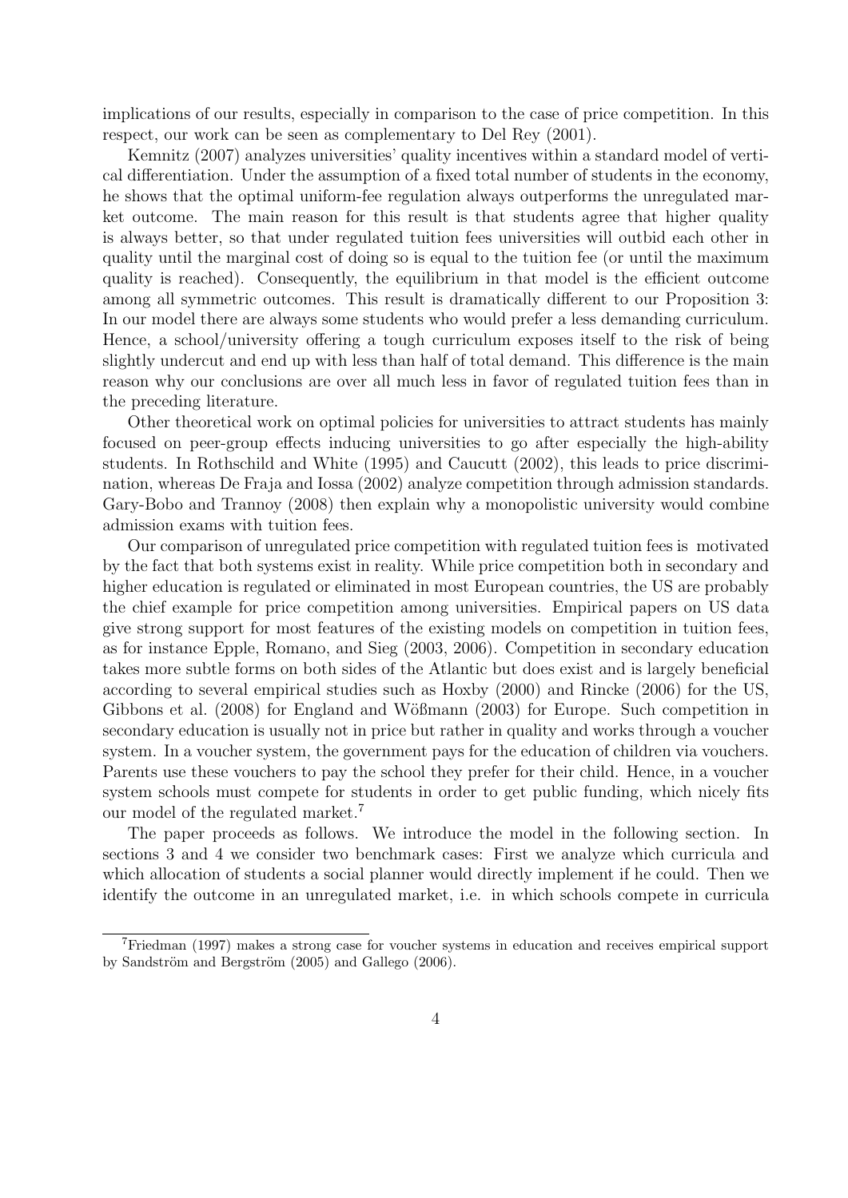implications of our results, especially in comparison to the case of price competition. In this respect, our work can be seen as complementary to Del Rey (2001).

Kemnitz (2007) analyzes universities' quality incentives within a standard model of vertical differentiation. Under the assumption of a fixed total number of students in the economy, he shows that the optimal uniform-fee regulation always outperforms the unregulated market outcome. The main reason for this result is that students agree that higher quality is always better, so that under regulated tuition fees universities will outbid each other in quality until the marginal cost of doing so is equal to the tuition fee (or until the maximum quality is reached). Consequently, the equilibrium in that model is the efficient outcome among all symmetric outcomes. This result is dramatically different to our Proposition 3: In our model there are always some students who would prefer a less demanding curriculum. Hence, a school/university offering a tough curriculum exposes itself to the risk of being slightly undercut and end up with less than half of total demand. This difference is the main reason why our conclusions are over all much less in favor of regulated tuition fees than in the preceding literature.

Other theoretical work on optimal policies for universities to attract students has mainly focused on peer-group effects inducing universities to go after especially the high-ability students. In Rothschild and White (1995) and Caucutt (2002), this leads to price discrimination, whereas De Fraja and Iossa (2002) analyze competition through admission standards. Gary-Bobo and Trannoy (2008) then explain why a monopolistic university would combine admission exams with tuition fees.

Our comparison of unregulated price competition with regulated tuition fees is motivated by the fact that both systems exist in reality. While price competition both in secondary and higher education is regulated or eliminated in most European countries, the US are probably the chief example for price competition among universities. Empirical papers on US data give strong support for most features of the existing models on competition in tuition fees, as for instance Epple, Romano, and Sieg (2003, 2006). Competition in secondary education takes more subtle forms on both sides of the Atlantic but does exist and is largely beneficial according to several empirical studies such as Hoxby (2000) and Rincke (2006) for the US, Gibbons et al. (2008) for England and Wößmann (2003) for Europe. Such competition in secondary education is usually not in price but rather in quality and works through a voucher system. In a voucher system, the government pays for the education of children via vouchers. Parents use these vouchers to pay the school they prefer for their child. Hence, in a voucher system schools must compete for students in order to get public funding, which nicely fits our model of the regulated market.[7]

The paper proceeds as follows. We introduce the model in the following section. In sections 3 and 4 we consider two benchmark cases: First we analyze which curricula and which allocation of students a social planner would directly implement if he could. Then we identify the outcome in an unregulated market, i.e. in which schools compete in curricula

[7] Friedman (1997) makes a strong case for voucher systems in education and receives empirical support by Sandström and Bergström (2005) and Gallego (2006).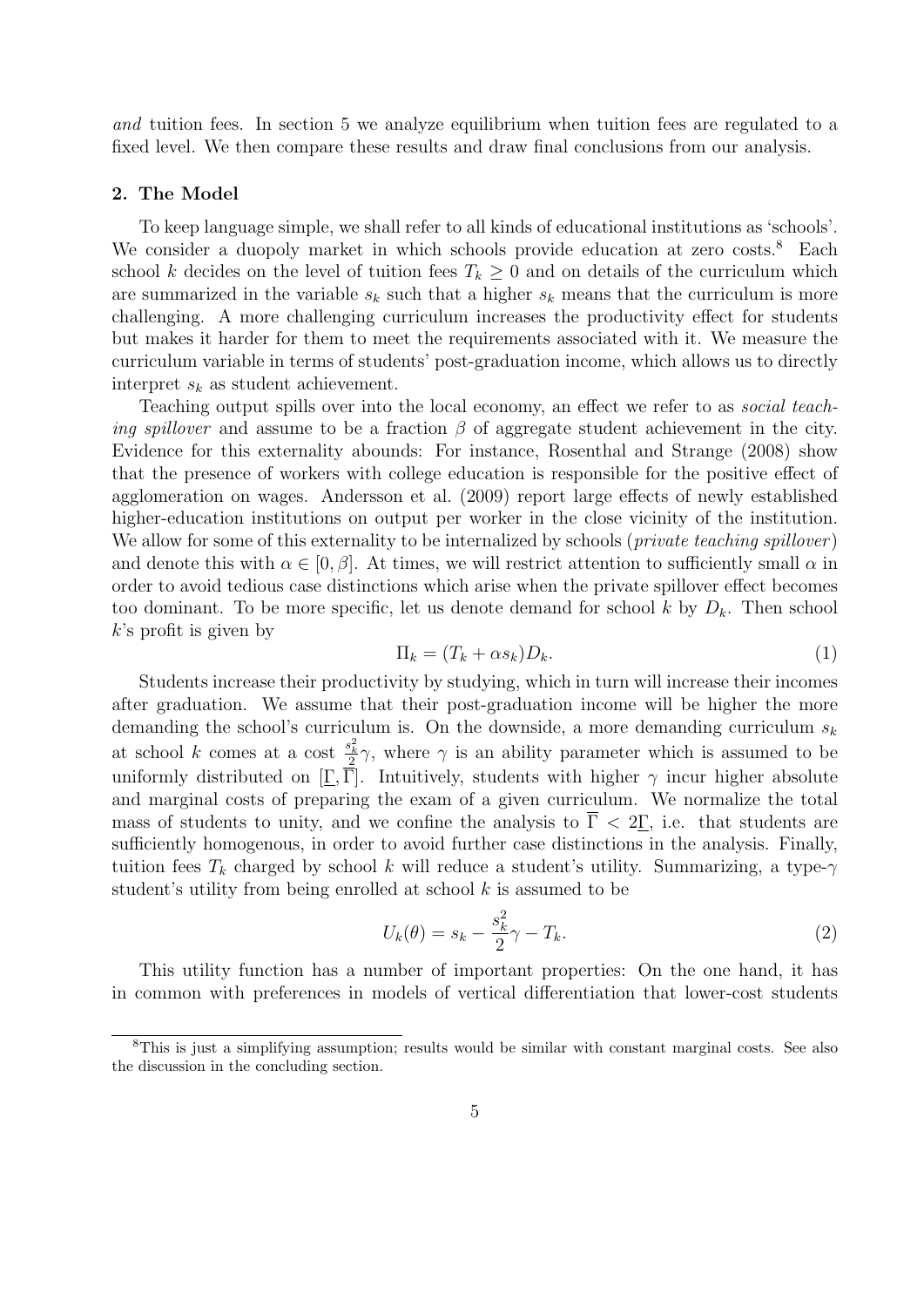*and* tuition fees. In section 5 we analyze equilibrium when tuition fees are regulated to a fixed level. We then compare these results and draw final conclusions from our analysis.

## 2. The Model

To keep language simple, we shall refer to all kinds of educational institutions as 'schools'. We consider a duopoly market in which schools provide education at zero costs.[8] Each school $k$ decides on the level of tuition fees $T_k \geq 0$ and on details of the curriculum which are summarized in the variable $s_k$ such that a higher $s_k$ means that the curriculum is more challenging. A more challenging curriculum increases the productivity effect for students but makes it harder for them to meet the requirements associated with it. We measure the curriculum variable in terms of students' post-graduation income, which allows us to directly interpret $s_k$ as student achievement.

Teaching output spills over into the local economy, an effect we refer to as *social teaching spillover* and assume to be a fraction $\beta$ of aggregate student achievement in the city. Evidence for this externality abounds: For instance, Rosenthal and Strange (2008) show that the presence of workers with college education is responsible for the positive effect of agglomeration on wages. Andersson et al. (2009) report large effects of newly established higher-education institutions on output per worker in the close vicinity of the institution. We allow for some of this externality to be internalized by schools (*private teaching spillover*) and denote this with $\alpha \in [0, \beta]$. At times, we will restrict attention to sufficiently small $\alpha$ in order to avoid tedious case distinctions which arise when the private spillover effect becomes too dominant. To be more specific, let us denote demand for school $k$ by $D_k$. Then school $k$'s profit is given by

$$\Pi_k = (T_k + \alpha s_k) D_k. \tag{1}$$

Students increase their productivity by studying, which in turn will increase their incomes after graduation. We assume that their post-graduation income will be higher the more demanding the school's curriculum is. On the downside, a more demanding curriculum $s_k$ at school $k$ comes at a cost $\frac{s_k^2}{2}\gamma$, where $\gamma$ is an ability parameter which is assumed to be uniformly distributed on $[\underline{\Gamma}, \overline{\Gamma}]$. Intuitively, students with higher $\gamma$ incur higher absolute and marginal costs of preparing the exam of a given curriculum. We normalize the total mass of students to unity, and we confine the analysis to $\overline{\Gamma} < 2\underline{\Gamma}$, i.e. that students are sufficiently homogenous, in order to avoid further case distinctions in the analysis. Finally, tuition fees $T_k$ charged by school $k$ will reduce a student's utility. Summarizing, a type-$\gamma$ student's utility from being enrolled at school $k$ is assumed to be

$$U_k(\theta) = s_k - \frac{s_k^2}{2}\gamma - T_k. \tag{2}$$

This utility function has a number of important properties: On the one hand, it has in common with preferences in models of vertical differentiation that lower-cost students

[8] This is just a simplifying assumption; results would be similar with constant marginal costs. See also the discussion in the concluding section.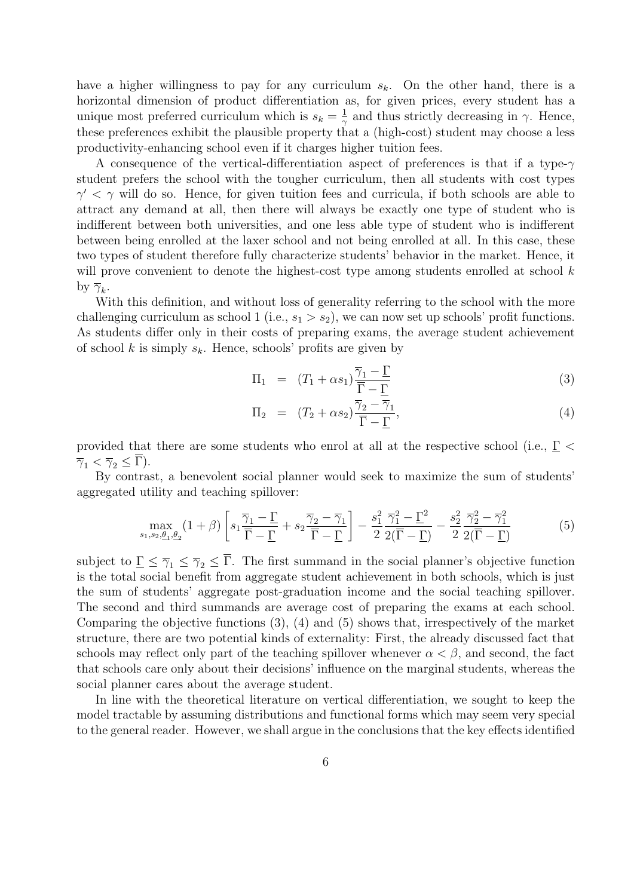have a higher willingness to pay for any curriculum $s_k$. On the other hand, there is a horizontal dimension of product differentiation as, for given prices, every student has a unique most preferred curriculum which is $s_k = \frac{1}{\gamma}$ and thus strictly decreasing in $\gamma$. Hence, these preferences exhibit the plausible property that a (high-cost) student may choose a less productivity-enhancing school even if it charges higher tuition fees.

A consequence of the vertical-differentiation aspect of preferences is that if a type-$\gamma$ student prefers the school with the tougher curriculum, then all students with cost types $\gamma' < \gamma$ will do so. Hence, for given tuition fees and curricula, if both schools are able to attract any demand at all, then there will always be exactly one type of student who is indifferent between both universities, and one less able type of student who is indifferent between being enrolled at the laxer school and not being enrolled at all. In this case, these two types of student therefore fully characterize students' behavior in the market. Hence, it will prove convenient to denote the highest-cost type among students enrolled at school $k$ by $\overline{\gamma}_k$.

With this definition, and without loss of generality referring to the school with the more challenging curriculum as school 1 (i.e., $s_1 > s_2$), we can now set up schools' profit functions. As students differ only in their costs of preparing exams, the average student achievement of school $k$ is simply $s_k$. Hence, schools' profits are given by

$$\Pi_1 = (T_1 + \alpha s_1)\frac{\overline{\gamma}_1 - \underline{\Gamma}}{\overline{\Gamma} - \underline{\Gamma}} \tag{3}$$

$$\Pi_2 = (T_2 + \alpha s_2)\frac{\overline{\gamma}_2 - \overline{\gamma}_1}{\overline{\Gamma} - \underline{\Gamma}}, \tag{4}$$

provided that there are some students who enrol at all at the respective school (i.e., $\underline{\Gamma} < \overline{\gamma}_1 < \overline{\gamma}_2 \leq \overline{\Gamma}$).

By contrast, a benevolent social planner would seek to maximize the sum of students' aggregated utility and teaching spillover:

$$\max_{s_1, s_2, \underline{\theta}_1, \underline{\theta}_2} (1+\beta)\left[s_1\frac{\overline{\gamma}_1 - \underline{\Gamma}}{\overline{\Gamma} - \underline{\Gamma}} + s_2\frac{\overline{\gamma}_2 - \overline{\gamma}_1}{\overline{\Gamma} - \underline{\Gamma}}\right] - \frac{s_1^2}{2}\frac{\overline{\gamma}_1^2 - \underline{\Gamma}^2}{2(\overline{\Gamma} - \underline{\Gamma})} - \frac{s_2^2}{2}\frac{\overline{\gamma}_2^2 - \overline{\gamma}_1^2}{2(\overline{\Gamma} - \underline{\Gamma})} \tag{5}$$

subject to $\underline{\Gamma} \leq \overline{\gamma}_1 \leq \overline{\gamma}_2 \leq \overline{\Gamma}$. The first summand in the social planner's objective function is the total social benefit from aggregate student achievement in both schools, which is just the sum of students' aggregate post-graduation income and the social teaching spillover. The second and third summands are average cost of preparing the exams at each school. Comparing the objective functions (3), (4) and (5) shows that, irrespectively of the market structure, there are two potential kinds of externality: First, the already discussed fact that schools may reflect only part of the teaching spillover whenever $\alpha < \beta$, and second, the fact that schools care only about their decisions' influence on the marginal students, whereas the social planner cares about the average student.

In line with the theoretical literature on vertical differentiation, we sought to keep the model tractable by assuming distributions and functional forms which may seem very special to the general reader. However, we shall argue in the conclusions that the key effects identified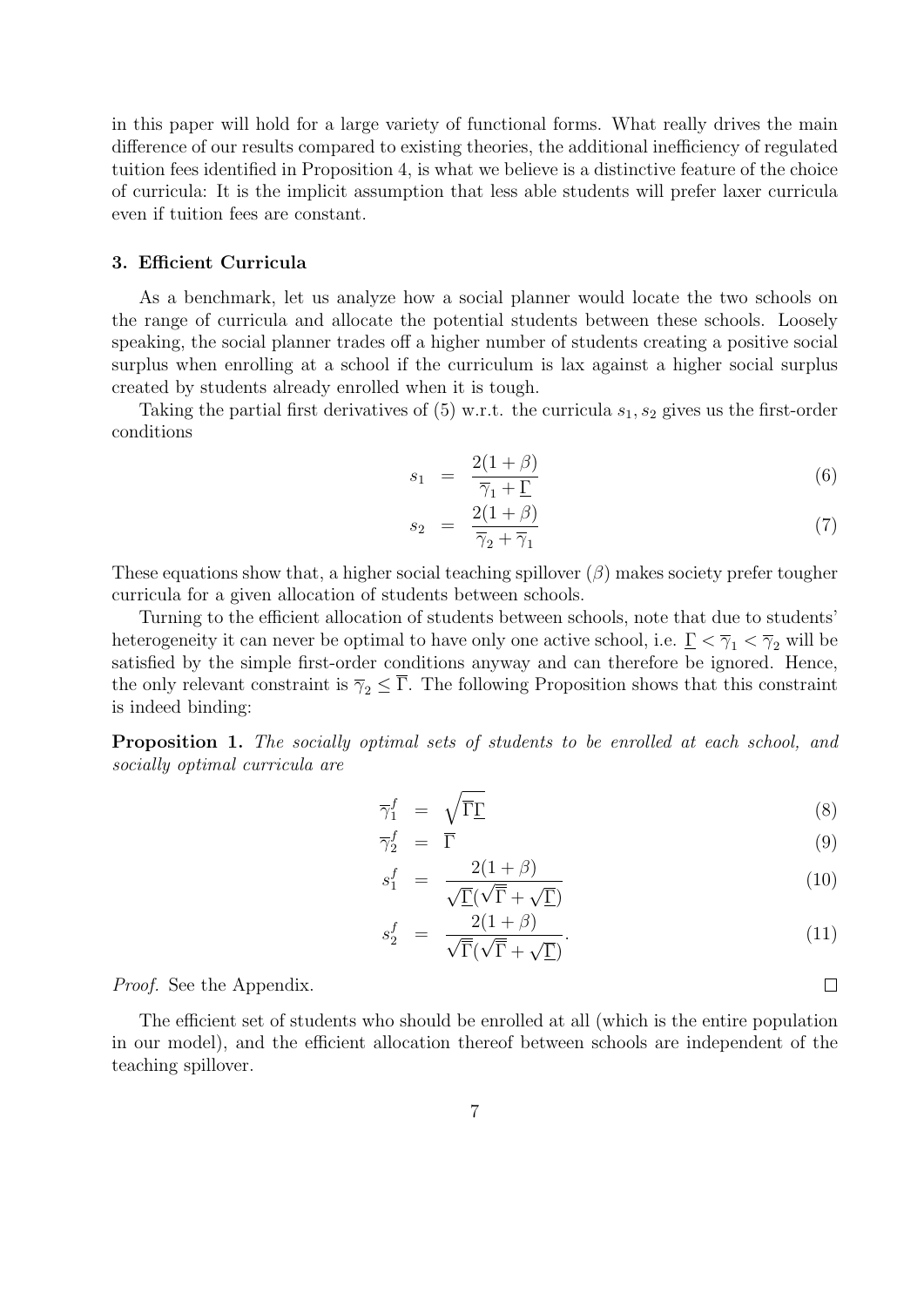in this paper will hold for a large variety of functional forms. What really drives the main difference of our results compared to existing theories, the additional inefficiency of regulated tuition fees identified in Proposition 4, is what we believe is a distinctive feature of the choice of curricula: It is the implicit assumption that less able students will prefer laxer curricula even if tuition fees are constant.

### 3. Efficient Curricula

As a benchmark, let us analyze how a social planner would locate the two schools on the range of curricula and allocate the potential students between these schools. Loosely speaking, the social planner trades off a higher number of students creating a positive social surplus when enrolling at a school if the curriculum is lax against a higher social surplus created by students already enrolled when it is tough.

Taking the partial first derivatives of (5) w.r.t. the curricula $s_1, s_2$ gives us the first-order conditions

$$s_1 = \frac{2(1+\beta)}{\overline{\gamma}_1 + \underline{\Gamma}} \tag{6}$$

$$s_2 = \frac{2(1+\beta)}{\overline{\gamma}_2 + \overline{\gamma}_1} \tag{7}$$

These equations show that, a higher social teaching spillover ($\beta$) makes society prefer tougher curricula for a given allocation of students between schools.

Turning to the efficient allocation of students between schools, note that due to students' heterogeneity it can never be optimal to have only one active school, i.e. $\underline{\Gamma} < \overline{\gamma}_1 < \overline{\gamma}_2$ will be satisfied by the simple first-order conditions anyway and can therefore be ignored. Hence, the only relevant constraint is $\overline{\gamma}_2 \leq \overline{\Gamma}$. The following Proposition shows that this constraint is indeed binding:

**Proposition 1.** *The socially optimal sets of students to be enrolled at each school, and socially optimal curricula are*

$$\overline{\gamma}_1^f = \sqrt{\overline{\Gamma}\underline{\Gamma}} \tag{8}$$

$$\overline{\gamma}_2^f = \overline{\Gamma} \tag{9}$$

$$s_1^f = \frac{2(1+\beta)}{\sqrt{\underline{\Gamma}}(\sqrt{\overline{\Gamma}} + \sqrt{\underline{\Gamma}})} \tag{10}$$

$$s_2^f = \frac{2(1+\beta)}{\sqrt{\overline{\Gamma}}(\sqrt{\overline{\Gamma}} + \sqrt{\underline{\Gamma}})}. \tag{11}$$

*Proof.* See the Appendix. □

The efficient set of students who should be enrolled at all (which is the entire population in our model), and the efficient allocation thereof between schools are independent of the teaching spillover.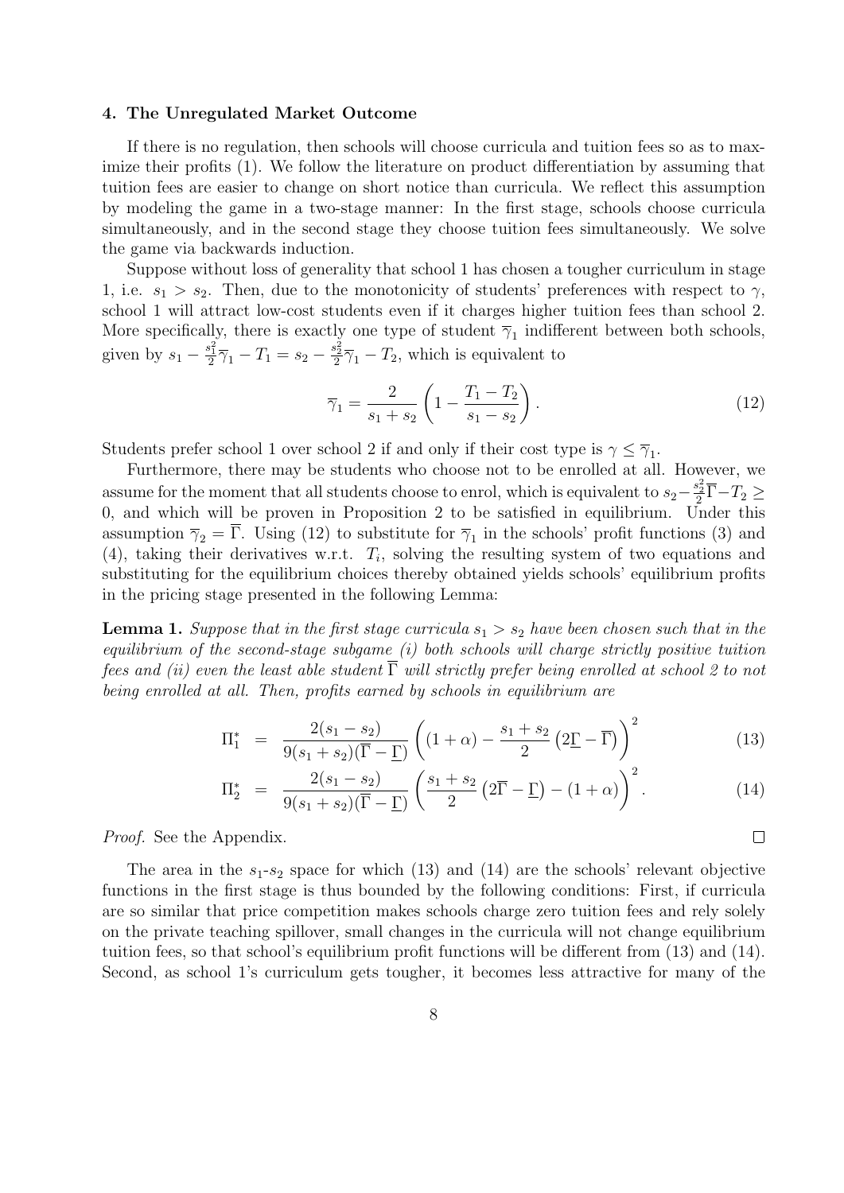### 4. The Unregulated Market Outcome

If there is no regulation, then schools will choose curricula and tuition fees so as to maximize their profits (1). We follow the literature on product differentiation by assuming that tuition fees are easier to change on short notice than curricula. We reflect this assumption by modeling the game in a two-stage manner: In the first stage, schools choose curricula simultaneously, and in the second stage they choose tuition fees simultaneously. We solve the game via backwards induction.

Suppose without loss of generality that school 1 has chosen a tougher curriculum in stage 1, i.e. $s_1 > s_2$. Then, due to the monotonicity of students' preferences with respect to $\gamma$, school 1 will attract low-cost students even if it charges higher tuition fees than school 2. More specifically, there is exactly one type of student $\overline{\gamma}_1$ indifferent between both schools, given by $s_1 - \frac{s_1^2}{2}\overline{\gamma}_1 - T_1 = s_2 - \frac{s_2^2}{2}\overline{\gamma}_1 - T_2$, which is equivalent to

$$\overline{\gamma}_1 = \frac{2}{s_1 + s_2}\left(1 - \frac{T_1 - T_2}{s_1 - s_2}\right). \tag{12}$$

Students prefer school 1 over school 2 if and only if their cost type is $\gamma \leq \overline{\gamma}_1$.

Furthermore, there may be students who choose not to be enrolled at all. However, we assume for the moment that all students choose to enrol, which is equivalent to $s_2 - \frac{s_2^2}{2}\overline{\Gamma} - T_2 \geq 0$, and which will be proven in Proposition 2 to be satisfied in equilibrium. Under this assumption $\overline{\gamma}_2 = \overline{\Gamma}$. Using (12) to substitute for $\overline{\gamma}_1$ in the schools' profit functions (3) and (4), taking their derivatives w.r.t. $T_i$, solving the resulting system of two equations and substituting for the equilibrium choices thereby obtained yields schools' equilibrium profits in the pricing stage presented in the following Lemma:

**Lemma 1.** *Suppose that in the first stage curricula $s_1 > s_2$ have been chosen such that in the equilibrium of the second-stage subgame (i) both schools will charge strictly positive tuition fees and (ii) even the least able student $\overline{\Gamma}$ will strictly prefer being enrolled at school 2 to not being enrolled at all. Then, profits earned by schools in equilibrium are*

$$\Pi_1^* = \frac{2(s_1 - s_2)}{9(s_1 + s_2)(\overline{\Gamma} - \underline{\Gamma})}\left((1 + \alpha) - \frac{s_1 + s_2}{2}\left(2\underline{\Gamma} - \overline{\Gamma}\right)\right)^2 \tag{13}$$

$$\Pi_2^* = \frac{2(s_1 - s_2)}{9(s_1 + s_2)(\overline{\Gamma} - \underline{\Gamma})}\left(\frac{s_1 + s_2}{2}\left(2\overline{\Gamma} - \underline{\Gamma}\right) - (1 + \alpha)\right)^2. \tag{14}$$

*Proof.* See the Appendix. □

The area in the $s_1$-$s_2$ space for which (13) and (14) are the schools' relevant objective functions in the first stage is thus bounded by the following conditions: First, if curricula are so similar that price competition makes schools charge zero tuition fees and rely solely on the private teaching spillover, small changes in the curricula will not change equilibrium tuition fees, so that school's equilibrium profit functions will be different from (13) and (14). Second, as school 1's curriculum gets tougher, it becomes less attractive for many of the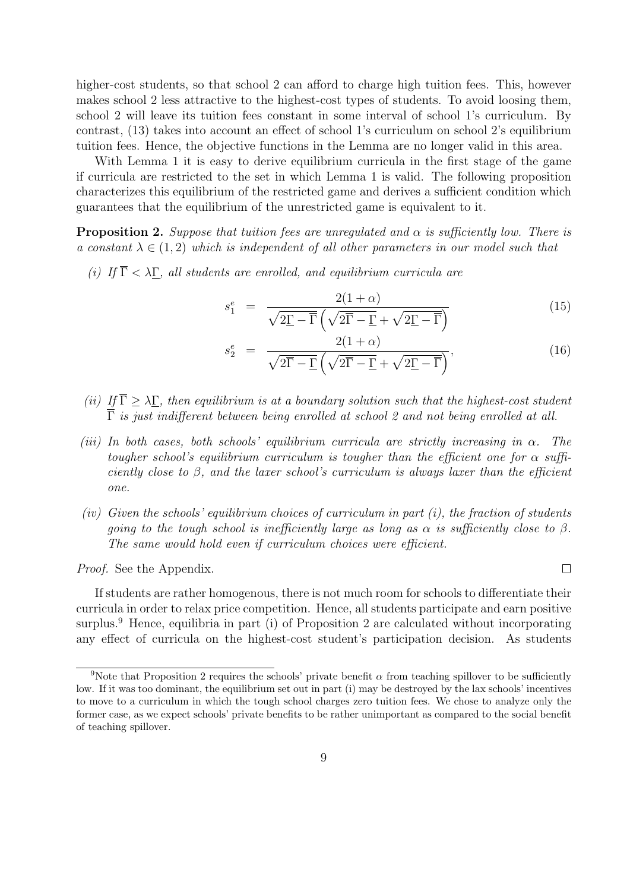higher-cost students, so that school 2 can afford to charge high tuition fees. This, however makes school 2 less attractive to the highest-cost types of students. To avoid loosing them, school 2 will leave its tuition fees constant in some interval of school 1's curriculum. By contrast, (13) takes into account an effect of school 1's curriculum on school 2's equilibrium tuition fees. Hence, the objective functions in the Lemma are no longer valid in this area.

With Lemma 1 it is easy to derive equilibrium curricula in the first stage of the game if curricula are restricted to the set in which Lemma 1 is valid. The following proposition characterizes this equilibrium of the restricted game and derives a sufficient condition which guarantees that the equilibrium of the unrestricted game is equivalent to it.

**Proposition 2.** *Suppose that tuition fees are unregulated and $\alpha$ is sufficiently low. There is a constant $\lambda \in (1, 2)$ which is independent of all other parameters in our model such that*

*(i) If $\overline{\Gamma} < \lambda \underline{\Gamma}$, all students are enrolled, and equilibrium curricula are*

$$s_1^e = \frac{2(1+\alpha)}{\sqrt{2\underline{\Gamma} - \overline{\Gamma}}\left(\sqrt{2\overline{\Gamma} - \underline{\Gamma}} + \sqrt{2\underline{\Gamma} - \overline{\Gamma}}\right)} \tag{15}$$

$$s_2^e = \frac{2(1+\alpha)}{\sqrt{2\overline{\Gamma} - \underline{\Gamma}}\left(\sqrt{2\overline{\Gamma} - \underline{\Gamma}} + \sqrt{2\underline{\Gamma} - \overline{\Gamma}}\right)}, \tag{16}$$

*(ii) If $\overline{\Gamma} \geq \lambda \underline{\Gamma}$, then equilibrium is at a boundary solution such that the highest-cost student $\overline{\Gamma}$ is just indifferent between being enrolled at school 2 and not being enrolled at all.*

*(iii) In both cases, both schools' equilibrium curricula are strictly increasing in $\alpha$. The tougher school's equilibrium curriculum is tougher than the efficient one for $\alpha$ sufficiently close to $\beta$, and the laxer school's curriculum is always laxer than the efficient one.*

*(iv) Given the schools' equilibrium choices of curriculum in part (i), the fraction of students going to the tough school is inefficiently large as long as $\alpha$ is sufficiently close to $\beta$. The same would hold even if curriculum choices were efficient.*

*Proof.* See the Appendix. □

If students are rather homogenous, there is not much room for schools to differentiate their curricula in order to relax price competition. Hence, all students participate and earn positive surplus.[9] Hence, equilibria in part (i) of Proposition 2 are calculated without incorporating any effect of curricula on the highest-cost student's participation decision. As students

[9]Note that Proposition 2 requires the schools' private benefit $\alpha$ from teaching spillover to be sufficiently low. If it was too dominant, the equilibrium set out in part (i) may be destroyed by the lax schools' incentives to move to a curriculum in which the tough school charges zero tuition fees. We chose to analyze only the former case, as we expect schools' private benefits to be rather unimportant as compared to the social benefit of teaching spillover.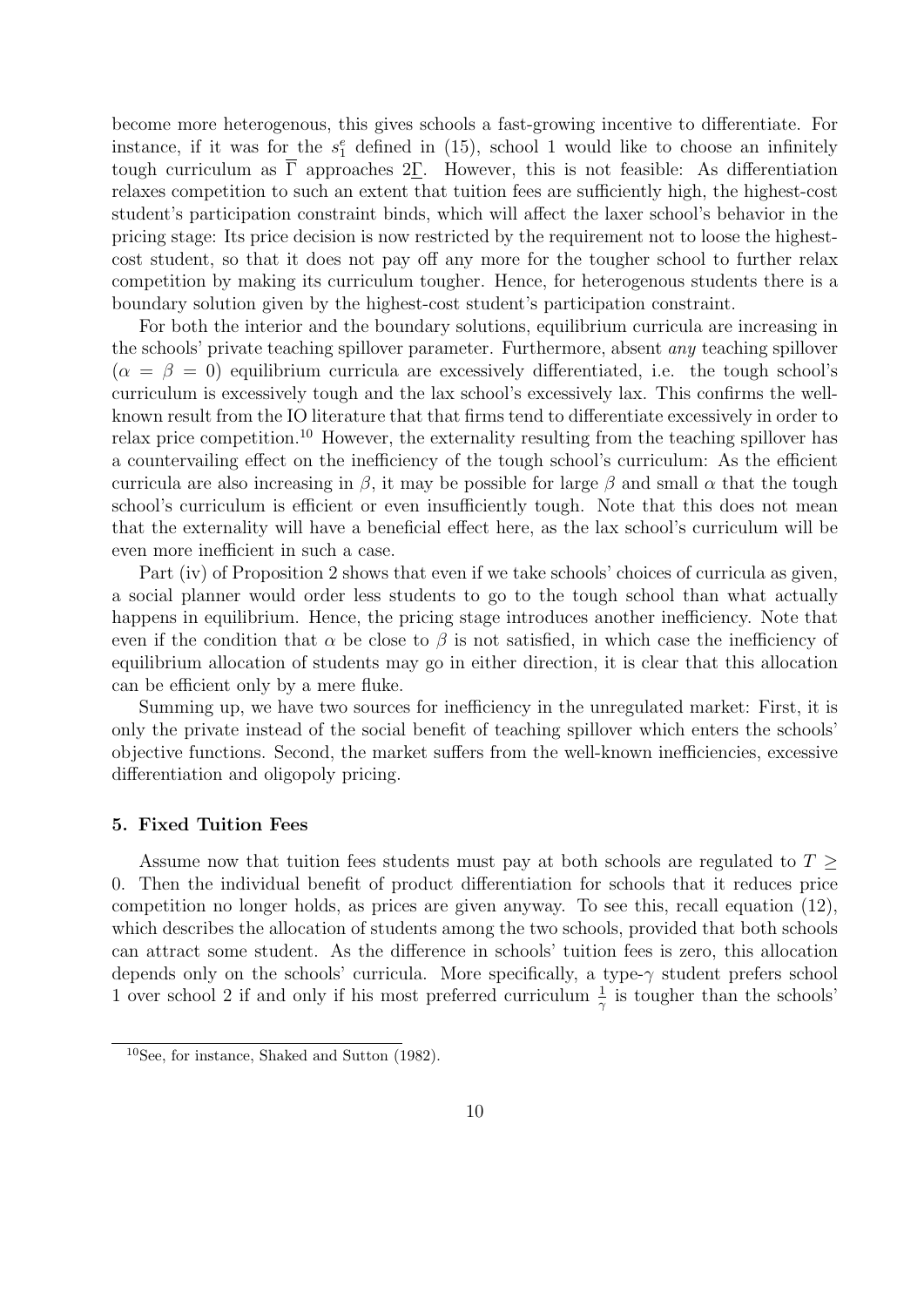become more heterogenous, this gives schools a fast-growing incentive to differentiate. For instance, if it was for the $s_1^e$ defined in (15), school 1 would like to choose an infinitely tough curriculum as $\overline{\Gamma}$ approaches $2\underline{\Gamma}$. However, this is not feasible: As differentiation relaxes competition to such an extent that tuition fees are sufficiently high, the highest-cost student's participation constraint binds, which will affect the laxer school's behavior in the pricing stage: Its price decision is now restricted by the requirement not to loose the highest-cost student, so that it does not pay off any more for the tougher school to further relax competition by making its curriculum tougher. Hence, for heterogenous students there is a boundary solution given by the highest-cost student's participation constraint.

For both the interior and the boundary solutions, equilibrium curricula are increasing in the schools' private teaching spillover parameter. Furthermore, absent *any* teaching spillover ($\alpha = \beta = 0$) equilibrium curricula are excessively differentiated, i.e. the tough school's curriculum is excessively tough and the lax school's excessively lax. This confirms the well-known result from the IO literature that that firms tend to differentiate excessively in order to relax price competition.[10] However, the externality resulting from the teaching spillover has a countervailing effect on the inefficiency of the tough school's curriculum: As the efficient curricula are also increasing in $\beta$, it may be possible for large $\beta$ and small $\alpha$ that the tough school's curriculum is efficient or even insufficiently tough. Note that this does not mean that the externality will have a beneficial effect here, as the lax school's curriculum will be even more inefficient in such a case.

Part (iv) of Proposition 2 shows that even if we take schools' choices of curricula as given, a social planner would order less students to go to the tough school than what actually happens in equilibrium. Hence, the pricing stage introduces another inefficiency. Note that even if the condition that $\alpha$ be close to $\beta$ is not satisfied, in which case the inefficiency of equilibrium allocation of students may go in either direction, it is clear that this allocation can be efficient only by a mere fluke.

Summing up, we have two sources for inefficiency in the unregulated market: First, it is only the private instead of the social benefit of teaching spillover which enters the schools' objective functions. Second, the market suffers from the well-known inefficiencies, excessive differentiation and oligopoly pricing.

### 5. Fixed Tuition Fees

Assume now that tuition fees students must pay at both schools are regulated to $T \geq 0$. Then the individual benefit of product differentiation for schools that it reduces price competition no longer holds, as prices are given anyway. To see this, recall equation (12), which describes the allocation of students among the two schools, provided that both schools can attract some student. As the difference in schools' tuition fees is zero, this allocation depends only on the schools' curricula. More specifically, a type-$\gamma$ student prefers school 1 over school 2 if and only if his most preferred curriculum $\frac{1}{\gamma}$ is tougher than the schools'

[10] See, for instance, Shaked and Sutton (1982).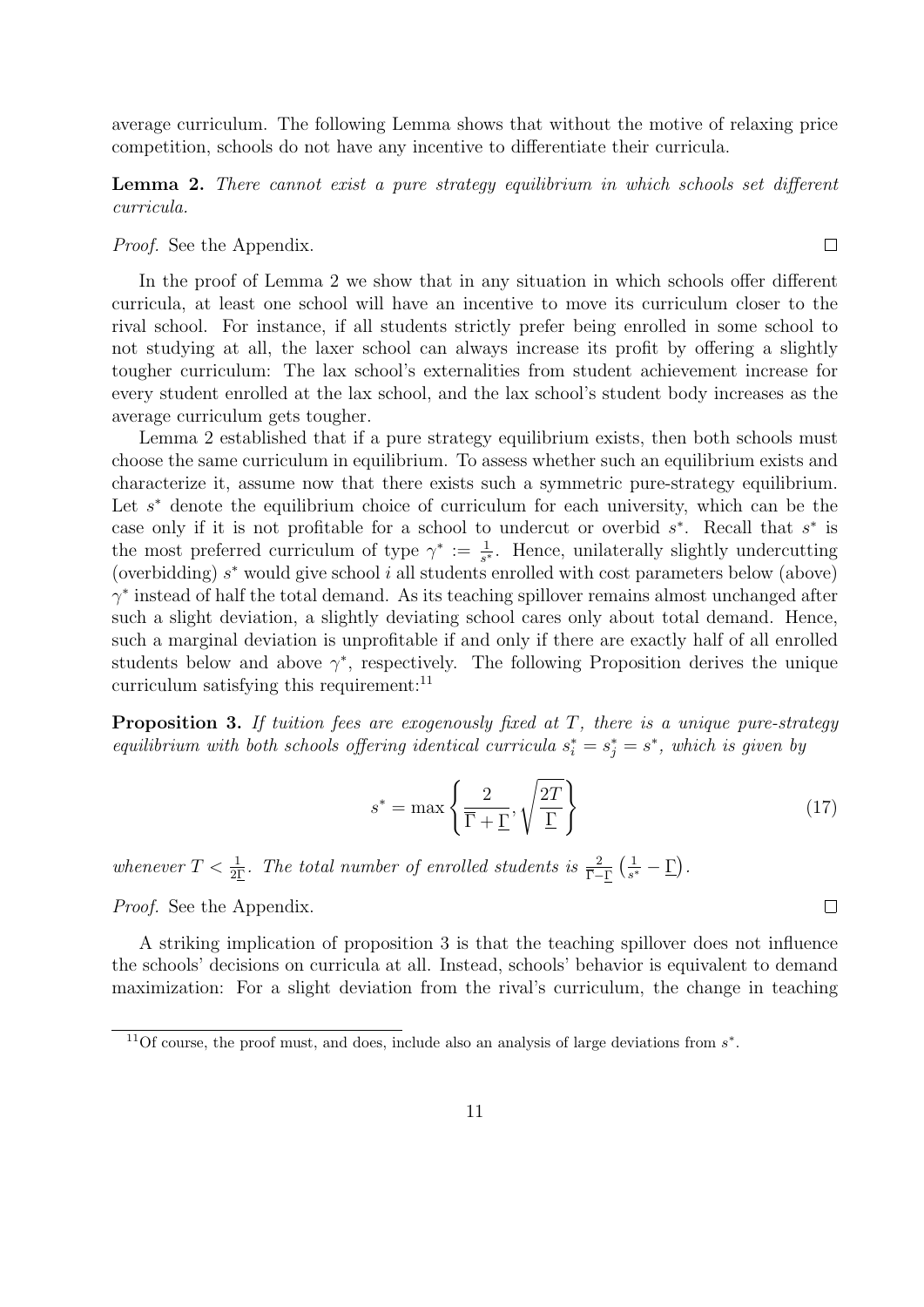average curriculum. The following Lemma shows that without the motive of relaxing price competition, schools do not have any incentive to differentiate their curricula.

**Lemma 2.** *There cannot exist a pure strategy equilibrium in which schools set different curricula.*

*Proof.* See the Appendix. $\square$

In the proof of Lemma 2 we show that in any situation in which schools offer different curricula, at least one school will have an incentive to move its curriculum closer to the rival school. For instance, if all students strictly prefer being enrolled in some school to not studying at all, the laxer school can always increase its profit by offering a slightly tougher curriculum: The lax school's externalities from student achievement increase for every student enrolled at the lax school, and the lax school's student body increases as the average curriculum gets tougher.

Lemma 2 established that if a pure strategy equilibrium exists, then both schools must choose the same curriculum in equilibrium. To assess whether such an equilibrium exists and characterize it, assume now that there exists such a symmetric pure-strategy equilibrium. Let $s^*$ denote the equilibrium choice of curriculum for each university, which can be the case only if it is not profitable for a school to undercut or overbid $s^*$. Recall that $s^*$ is the most preferred curriculum of type $\gamma^* := \frac{1}{s^*}$. Hence, unilaterally slightly undercutting (overbidding) $s^*$ would give school $i$ all students enrolled with cost parameters below (above) $\gamma^*$ instead of half the total demand. As its teaching spillover remains almost unchanged after such a slight deviation, a slightly deviating school cares only about total demand. Hence, such a marginal deviation is unprofitable if and only if there are exactly half of all enrolled students below and above $\gamma^*$, respectively. The following Proposition derives the unique curriculum satisfying this requirement:[11]

**Proposition 3.** *If tuition fees are exogenously fixed at $T$, there is a unique pure-strategy equilibrium with both schools offering identical curricula $s_i^* = s_j^* = s^*$, which is given by*

$$s^* = \max\left\{\frac{2}{\overline{\Gamma} + \underline{\Gamma}}, \sqrt{\frac{2T}{\underline{\Gamma}}}\right\} \tag{17}$$

*whenever $T < \frac{1}{2\underline{\Gamma}}$. The total number of enrolled students is $\frac{2}{\overline{\Gamma} - \underline{\Gamma}}\left(\frac{1}{s^*} - \underline{\Gamma}\right)$.*

*Proof.* See the Appendix. $\square$

A striking implication of proposition 3 is that the teaching spillover does not influence the schools' decisions on curricula at all. Instead, schools' behavior is equivalent to demand maximization: For a slight deviation from the rival's curriculum, the change in teaching

[11] Of course, the proof must, and does, include also an analysis of large deviations from $s^*$.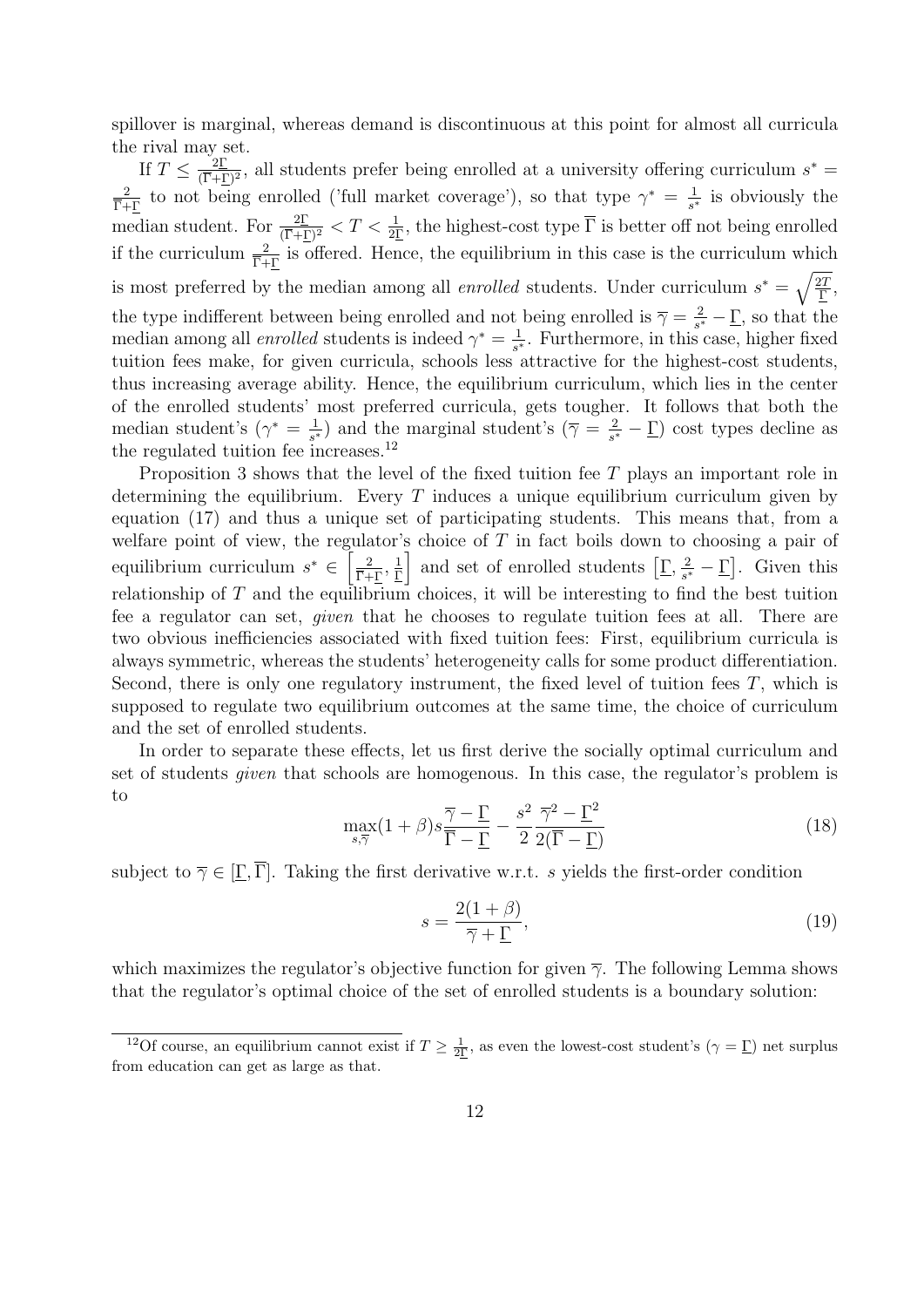spillover is marginal, whereas demand is discontinuous at this point for almost all curricula the rival may set.

If $T \leq \frac{2\underline{\Gamma}}{(\overline{\Gamma}+\underline{\Gamma})^2}$, all students prefer being enrolled at a university offering curriculum $s^* = \frac{2}{\overline{\Gamma}+\underline{\Gamma}}$ to not being enrolled ('full market coverage'), so that type $\gamma^* = \frac{1}{s^*}$ is obviously the median student. For $\frac{2\underline{\Gamma}}{(\overline{\Gamma}+\underline{\Gamma})^2} < T < \frac{1}{2\underline{\Gamma}}$, the highest-cost type $\overline{\Gamma}$ is better off not being enrolled if the curriculum $\frac{2}{\overline{\Gamma}+\underline{\Gamma}}$ is offered. Hence, the equilibrium in this case is the curriculum which is most preferred by the median among all *enrolled* students. Under curriculum $s^* = \sqrt{\frac{2T}{\underline{\Gamma}}}$, the type indifferent between being enrolled and not being enrolled is $\overline{\gamma} = \frac{2}{s^*} - \underline{\Gamma}$, so that the median among all *enrolled* students is indeed $\gamma^* = \frac{1}{s^*}$. Furthermore, in this case, higher fixed tuition fees make, for given curricula, schools less attractive for the highest-cost students, thus increasing average ability. Hence, the equilibrium curriculum, which lies in the center of the enrolled students' most preferred curricula, gets tougher. It follows that both the median student's ($\gamma^* = \frac{1}{s^*}$) and the marginal student's ($\overline{\gamma} = \frac{2}{s^*} - \underline{\Gamma}$) cost types decline as the regulated tuition fee increases.[12]

Proposition 3 shows that the level of the fixed tuition fee $T$ plays an important role in determining the equilibrium. Every $T$ induces a unique equilibrium curriculum given by equation (17) and thus a unique set of participating students. This means that, from a welfare point of view, the regulator's choice of $T$ in fact boils down to choosing a pair of equilibrium curriculum $s^* \in \left[\frac{2}{\overline{\Gamma}+\underline{\Gamma}}, \frac{1}{\underline{\Gamma}}\right]$ and set of enrolled students $\left[\underline{\Gamma}, \frac{2}{s^*} - \underline{\Gamma}\right]$. Given this relationship of $T$ and the equilibrium choices, it will be interesting to find the best tuition fee a regulator can set, *given* that he chooses to regulate tuition fees at all. There are two obvious inefficiencies associated with fixed tuition fees: First, equilibrium curricula is always symmetric, whereas the students' heterogeneity calls for some product differentiation. Second, there is only one regulatory instrument, the fixed level of tuition fees $T$, which is supposed to regulate two equilibrium outcomes at the same time, the choice of curriculum and the set of enrolled students.

In order to separate these effects, let us first derive the socially optimal curriculum and set of students *given* that schools are homogenous. In this case, the regulator's problem is to

$$\max_{s,\overline{\gamma}} (1+\beta)s\frac{\overline{\gamma}-\underline{\Gamma}}{\overline{\Gamma}-\underline{\Gamma}} - \frac{s^2}{2}\frac{\overline{\gamma}^2-\underline{\Gamma}^2}{2(\overline{\Gamma}-\underline{\Gamma})} \tag{18}$$

subject to $\overline{\gamma} \in [\underline{\Gamma}, \overline{\Gamma}]$. Taking the first derivative w.r.t. $s$ yields the first-order condition

$$s = \frac{2(1+\beta)}{\overline{\gamma}+\underline{\Gamma}}, \tag{19}$$

which maximizes the regulator's objective function for given $\overline{\gamma}$. The following Lemma shows that the regulator's optimal choice of the set of enrolled students is a boundary solution:

[12] Of course, an equilibrium cannot exist if $T \geq \frac{1}{2\underline{\Gamma}}$, as even the lowest-cost student's ($\gamma = \underline{\Gamma}$) net surplus from education can get as large as that.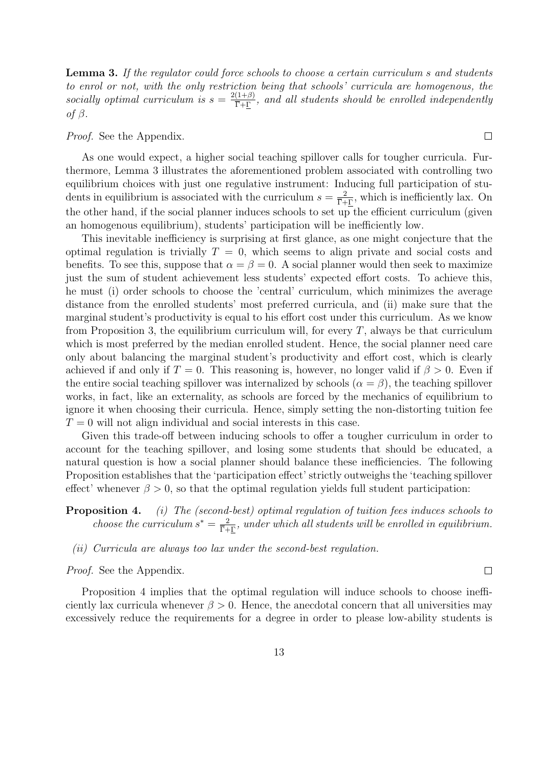**Lemma 3.** *If the regulator could force schools to choose a certain curriculum $s$ and students to enrol or not, with the only restriction being that schools' curricula are homogenous, the socially optimal curriculum is $s = \frac{2(1+\beta)}{\overline{\Gamma}+\underline{\Gamma}}$, and all students should be enrolled independently of $\beta$.*

*Proof.* See the Appendix. □

As one would expect, a higher social teaching spillover calls for tougher curricula. Furthermore, Lemma 3 illustrates the aforementioned problem associated with controlling two equilibrium choices with just one regulative instrument: Inducing full participation of students in equilibrium is associated with the curriculum $s = \frac{2}{\overline{\Gamma}+\underline{\Gamma}}$, which is inefficiently lax. On the other hand, if the social planner induces schools to set up the efficient curriculum (given an homogenous equilibrium), students' participation will be inefficiently low.

This inevitable inefficiency is surprising at first glance, as one might conjecture that the optimal regulation is trivially $T = 0$, which seems to align private and social costs and benefits. To see this, suppose that $\alpha = \beta = 0$. A social planner would then seek to maximize just the sum of student achievement less students' expected effort costs. To achieve this, he must (i) order schools to choose the 'central' curriculum, which minimizes the average distance from the enrolled students' most preferred curricula, and (ii) make sure that the marginal student's productivity is equal to his effort cost under this curriculum. As we know from Proposition 3, the equilibrium curriculum will, for every $T$, always be that curriculum which is most preferred by the median enrolled student. Hence, the social planner need care only about balancing the marginal student's productivity and effort cost, which is clearly achieved if and only if $T = 0$. This reasoning is, however, no longer valid if $\beta > 0$. Even if the entire social teaching spillover was internalized by schools ($\alpha = \beta$), the teaching spillover works, in fact, like an externality, as schools are forced by the mechanics of equilibrium to ignore it when choosing their curricula. Hence, simply setting the non-distorting tuition fee $T = 0$ will not align individual and social interests in this case.

Given this trade-off between inducing schools to offer a tougher curriculum in order to account for the teaching spillover, and losing some students that should be educated, a natural question is how a social planner should balance these inefficiencies. The following Proposition establishes that the 'participation effect' strictly outweighs the 'teaching spillover effect' whenever $\beta > 0$, so that the optimal regulation yields full student participation:

**Proposition 4.** *(i) The (second-best) optimal regulation of tuition fees induces schools to choose the curriculum $s^* = \frac{2}{\overline{\Gamma}+\underline{\Gamma}}$, under which all students will be enrolled in equilibrium.*

*(ii) Curricula are always too lax under the second-best regulation.*

*Proof.* See the Appendix. □

Proposition 4 implies that the optimal regulation will induce schools to choose inefficiently lax curricula whenever $\beta > 0$. Hence, the anecdotal concern that all universities may excessively reduce the requirements for a degree in order to please low-ability students is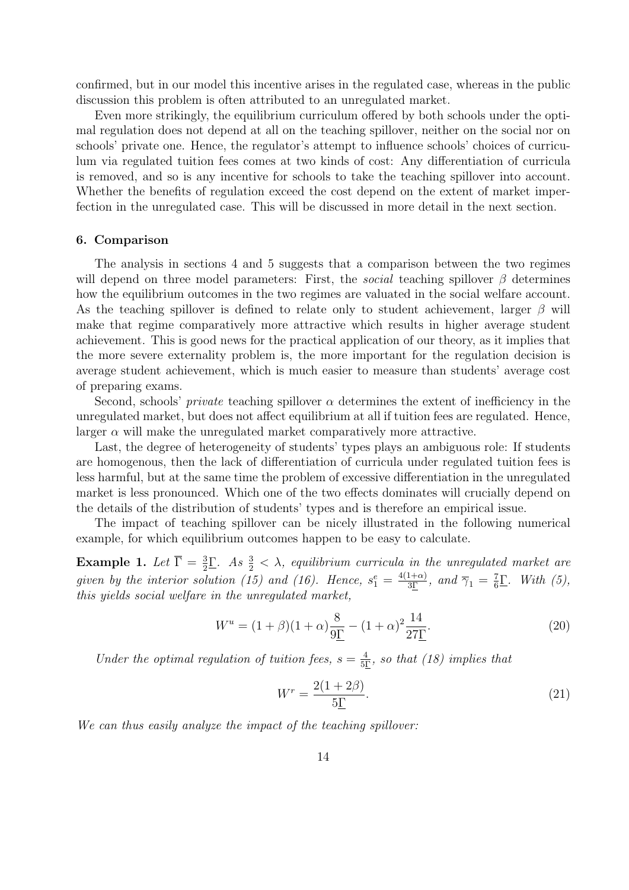confirmed, but in our model this incentive arises in the regulated case, whereas in the public discussion this problem is often attributed to an unregulated market.

Even more strikingly, the equilibrium curriculum offered by both schools under the optimal regulation does not depend at all on the teaching spillover, neither on the social nor on schools' private one. Hence, the regulator's attempt to influence schools' choices of curriculum via regulated tuition fees comes at two kinds of cost: Any differentiation of curricula is removed, and so is any incentive for schools to take the teaching spillover into account. Whether the benefits of regulation exceed the cost depend on the extent of market imperfection in the unregulated case. This will be discussed in more detail in the next section.

## 6. Comparison

The analysis in sections 4 and 5 suggests that a comparison between the two regimes will depend on three model parameters: First, the *social* teaching spillover $\beta$ determines how the equilibrium outcomes in the two regimes are valuated in the social welfare account. As the teaching spillover is defined to relate only to student achievement, larger $\beta$ will make that regime comparatively more attractive which results in higher average student achievement. This is good news for the practical application of our theory, as it implies that the more severe externality problem is, the more important for the regulation decision is average student achievement, which is much easier to measure than students' average cost of preparing exams.

Second, schools' *private* teaching spillover $\alpha$ determines the extent of inefficiency in the unregulated market, but does not affect equilibrium at all if tuition fees are regulated. Hence, larger $\alpha$ will make the unregulated market comparatively more attractive.

Last, the degree of heterogeneity of students' types plays an ambiguous role: If students are homogenous, then the lack of differentiation of curricula under regulated tuition fees is less harmful, but at the same time the problem of excessive differentiation in the unregulated market is less pronounced. Which one of the two effects dominates will crucially depend on the details of the distribution of students' types and is therefore an empirical issue.

The impact of teaching spillover can be nicely illustrated in the following numerical example, for which equilibrium outcomes happen to be easy to calculate.

**Example 1.** *Let $\overline{\Gamma} = \frac{3}{2}\underline{\Gamma}$. As $\frac{3}{2} < \lambda$, equilibrium curricula in the unregulated market are given by the interior solution (15) and (16). Hence, $s_1^e = \frac{4(1+\alpha)}{3\underline{\Gamma}}$, and $\overline{\gamma}_1 = \frac{7}{6}\underline{\Gamma}$. With (5), this yields social welfare in the unregulated market,*

$$W^u = (1+\beta)(1+\alpha)\frac{8}{9\underline{\Gamma}} - (1+\alpha)^2\frac{14}{27\underline{\Gamma}}. \tag{20}$$

*Under the optimal regulation of tuition fees, $s = \frac{4}{5\underline{\Gamma}}$, so that (18) implies that*

$$W^r = \frac{2(1+2\beta)}{5\underline{\Gamma}}. \tag{21}$$

*We can thus easily analyze the impact of the teaching spillover:*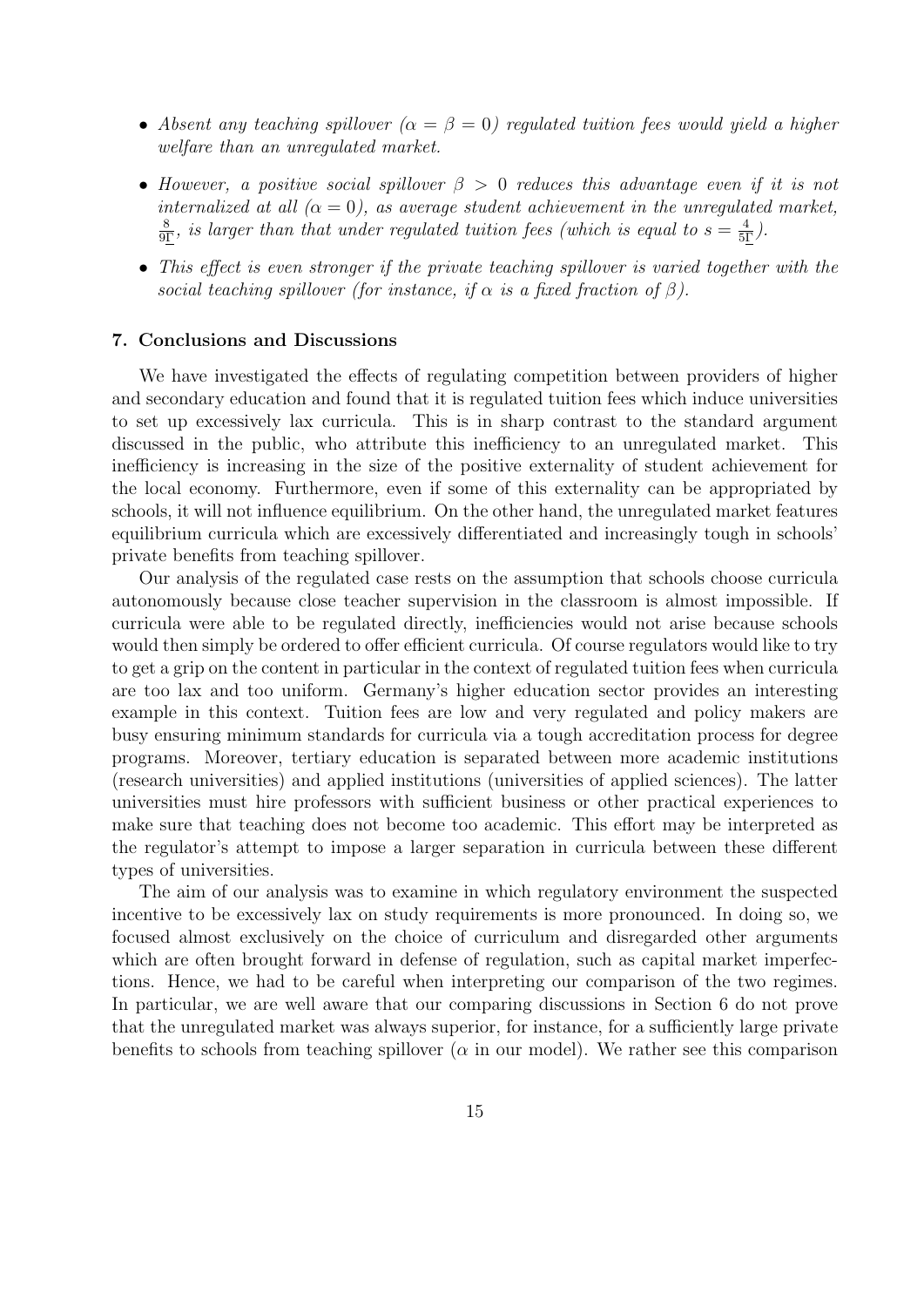- *Absent any teaching spillover ($\alpha = \beta = 0$) regulated tuition fees would yield a higher welfare than an unregulated market.*
- *However, a positive social spillover $\beta > 0$ reduces this advantage even if it is not internalized at all ($\alpha = 0$), as average student achievement in the unregulated market, $\frac{8}{9\underline{\Gamma}}$, is larger than that under regulated tuition fees (which is equal to $s = \frac{4}{5\underline{\Gamma}}$).*
- *This effect is even stronger if the private teaching spillover is varied together with the social teaching spillover (for instance, if $\alpha$ is a fixed fraction of $\beta$).*

## 7. Conclusions and Discussions

We have investigated the effects of regulating competition between providers of higher and secondary education and found that it is regulated tuition fees which induce universities to set up excessively lax curricula. This is in sharp contrast to the standard argument discussed in the public, who attribute this inefficiency to an unregulated market. This inefficiency is increasing in the size of the positive externality of student achievement for the local economy. Furthermore, even if some of this externality can be appropriated by schools, it will not influence equilibrium. On the other hand, the unregulated market features equilibrium curricula which are excessively differentiated and increasingly tough in schools' private benefits from teaching spillover.

Our analysis of the regulated case rests on the assumption that schools choose curricula autonomously because close teacher supervision in the classroom is almost impossible. If curricula were able to be regulated directly, inefficiencies would not arise because schools would then simply be ordered to offer efficient curricula. Of course regulators would like to try to get a grip on the content in particular in the context of regulated tuition fees when curricula are too lax and too uniform. Germany's higher education sector provides an interesting example in this context. Tuition fees are low and very regulated and policy makers are busy ensuring minimum standards for curricula via a tough accreditation process for degree programs. Moreover, tertiary education is separated between more academic institutions (research universities) and applied institutions (universities of applied sciences). The latter universities must hire professors with sufficient business or other practical experiences to make sure that teaching does not become too academic. This effort may be interpreted as the regulator's attempt to impose a larger separation in curricula between these different types of universities.

The aim of our analysis was to examine in which regulatory environment the suspected incentive to be excessively lax on study requirements is more pronounced. In doing so, we focused almost exclusively on the choice of curriculum and disregarded other arguments which are often brought forward in defense of regulation, such as capital market imperfections. Hence, we had to be careful when interpreting our comparison of the two regimes. In particular, we are well aware that our comparing discussions in Section 6 do not prove that the unregulated market was always superior, for instance, for a sufficiently large private benefits to schools from teaching spillover ($\alpha$ in our model). We rather see this comparison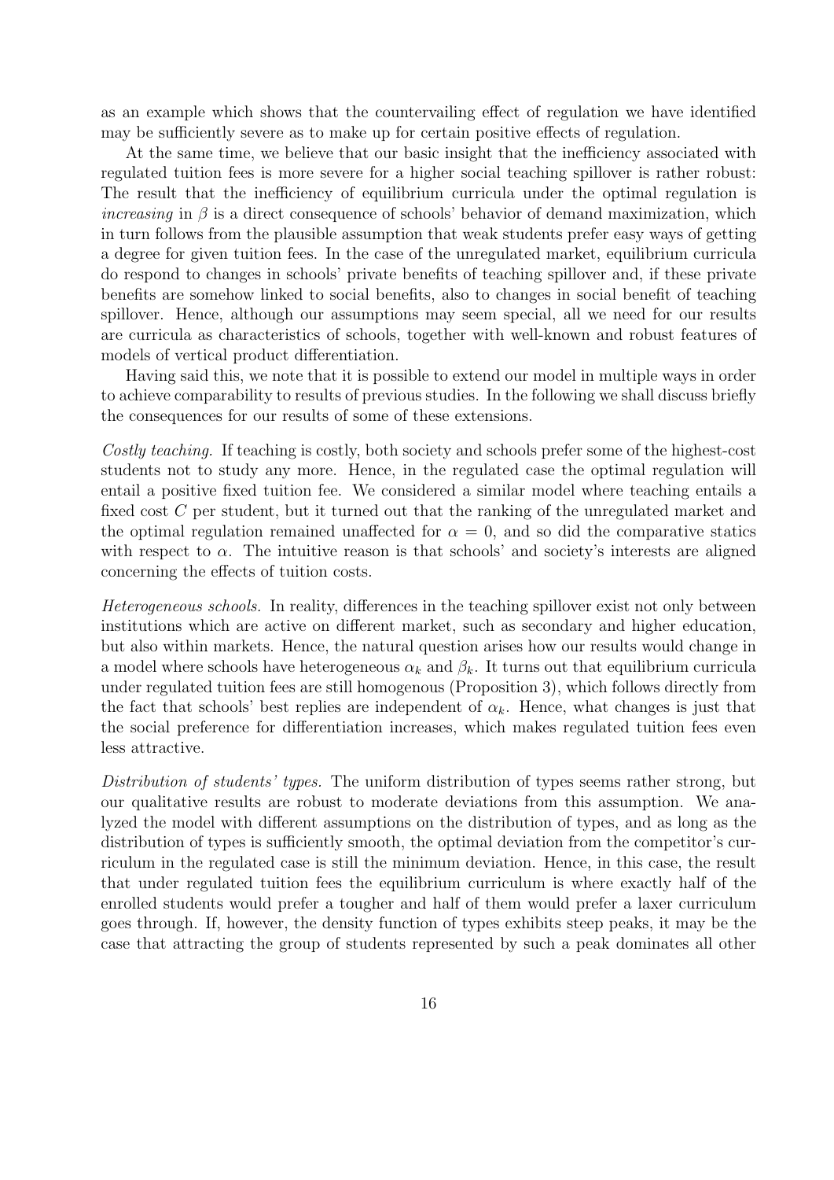as an example which shows that the countervailing effect of regulation we have identified may be sufficiently severe as to make up for certain positive effects of regulation.

At the same time, we believe that our basic insight that the inefficiency associated with regulated tuition fees is more severe for a higher social teaching spillover is rather robust: The result that the inefficiency of equilibrium curricula under the optimal regulation is *increasing* in $\beta$ is a direct consequence of schools' behavior of demand maximization, which in turn follows from the plausible assumption that weak students prefer easy ways of getting a degree for given tuition fees. In the case of the unregulated market, equilibrium curricula do respond to changes in schools' private benefits of teaching spillover and, if these private benefits are somehow linked to social benefits, also to changes in social benefit of teaching spillover. Hence, although our assumptions may seem special, all we need for our results are curricula as characteristics of schools, together with well-known and robust features of models of vertical product differentiation.

Having said this, we note that it is possible to extend our model in multiple ways in order to achieve comparability to results of previous studies. In the following we shall discuss briefly the consequences for our results of some of these extensions.

*Costly teaching.* If teaching is costly, both society and schools prefer some of the highest-cost students not to study any more. Hence, in the regulated case the optimal regulation will entail a positive fixed tuition fee. We considered a similar model where teaching entails a fixed cost $C$ per student, but it turned out that the ranking of the unregulated market and the optimal regulation remained unaffected for $\alpha = 0$, and so did the comparative statics with respect to $\alpha$. The intuitive reason is that schools' and society's interests are aligned concerning the effects of tuition costs.

*Heterogeneous schools.* In reality, differences in the teaching spillover exist not only between institutions which are active on different market, such as secondary and higher education, but also within markets. Hence, the natural question arises how our results would change in a model where schools have heterogeneous $\alpha_k$ and $\beta_k$. It turns out that equilibrium curricula under regulated tuition fees are still homogenous (Proposition 3), which follows directly from the fact that schools' best replies are independent of $\alpha_k$. Hence, what changes is just that the social preference for differentiation increases, which makes regulated tuition fees even less attractive.

*Distribution of students' types.* The uniform distribution of types seems rather strong, but our qualitative results are robust to moderate deviations from this assumption. We analyzed the model with different assumptions on the distribution of types, and as long as the distribution of types is sufficiently smooth, the optimal deviation from the competitor's curriculum in the regulated case is still the minimum deviation. Hence, in this case, the result that under regulated tuition fees the equilibrium curriculum is where exactly half of the enrolled students would prefer a tougher and half of them would prefer a laxer curriculum goes through. If, however, the density function of types exhibits steep peaks, it may be the case that attracting the group of students represented by such a peak dominates all other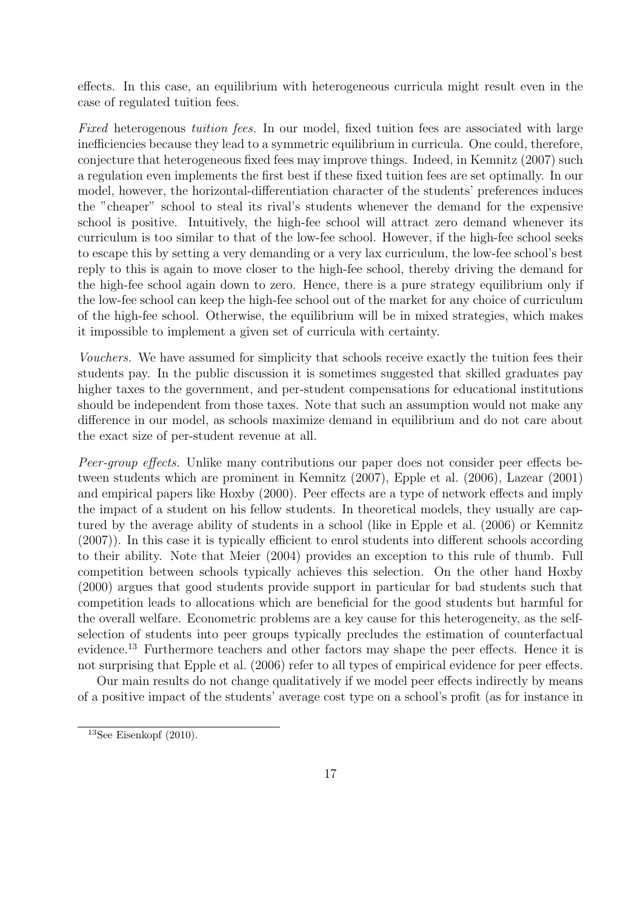effects. In this case, an equilibrium with heterogeneous curricula might result even in the case of regulated tuition fees.

*Fixed* heterogenous *tuition fees.* In our model, fixed tuition fees are associated with large inefficiencies because they lead to a symmetric equilibrium in curricula. One could, therefore, conjecture that heterogeneous fixed fees may improve things. Indeed, in Kemnitz (2007) such a regulation even implements the first best if these fixed tuition fees are set optimally. In our model, however, the horizontal-differentiation character of the students' preferences induces the "cheaper" school to steal its rival's students whenever the demand for the expensive school is positive. Intuitively, the high-fee school will attract zero demand whenever its curriculum is too similar to that of the low-fee school. However, if the high-fee school seeks to escape this by setting a very demanding or a very lax curriculum, the low-fee school's best reply to this is again to move closer to the high-fee school, thereby driving the demand for the high-fee school again down to zero. Hence, there is a pure strategy equilibrium only if the low-fee school can keep the high-fee school out of the market for any choice of curriculum of the high-fee school. Otherwise, the equilibrium will be in mixed strategies, which makes it impossible to implement a given set of curricula with certainty.

*Vouchers.* We have assumed for simplicity that schools receive exactly the tuition fees their students pay. In the public discussion it is sometimes suggested that skilled graduates pay higher taxes to the government, and per-student compensations for educational institutions should be independent from those taxes. Note that such an assumption would not make any difference in our model, as schools maximize demand in equilibrium and do not care about the exact size of per-student revenue at all.

*Peer-group effects.* Unlike many contributions our paper does not consider peer effects between students which are prominent in Kemnitz (2007), Epple et al. (2006), Lazear (2001) and empirical papers like Hoxby (2000). Peer effects are a type of network effects and imply the impact of a student on his fellow students. In theoretical models, they usually are captured by the average ability of students in a school (like in Epple et al. (2006) or Kemnitz (2007)). In this case it is typically efficient to enrol students into different schools according to their ability. Note that Meier (2004) provides an exception to this rule of thumb. Full competition between schools typically achieves this selection. On the other hand Hoxby (2000) argues that good students provide support in particular for bad students such that competition leads to allocations which are beneficial for the good students but harmful for the overall welfare. Econometric problems are a key cause for this heterogeneity, as the self-selection of students into peer groups typically precludes the estimation of counterfactual evidence.[13] Furthermore teachers and other factors may shape the peer effects. Hence it is not surprising that Epple et al. (2006) refer to all types of empirical evidence for peer effects.

Our main results do not change qualitatively if we model peer effects indirectly by means of a positive impact of the students' average cost type on a school's profit (as for instance in

[13]See Eisenkopf (2010).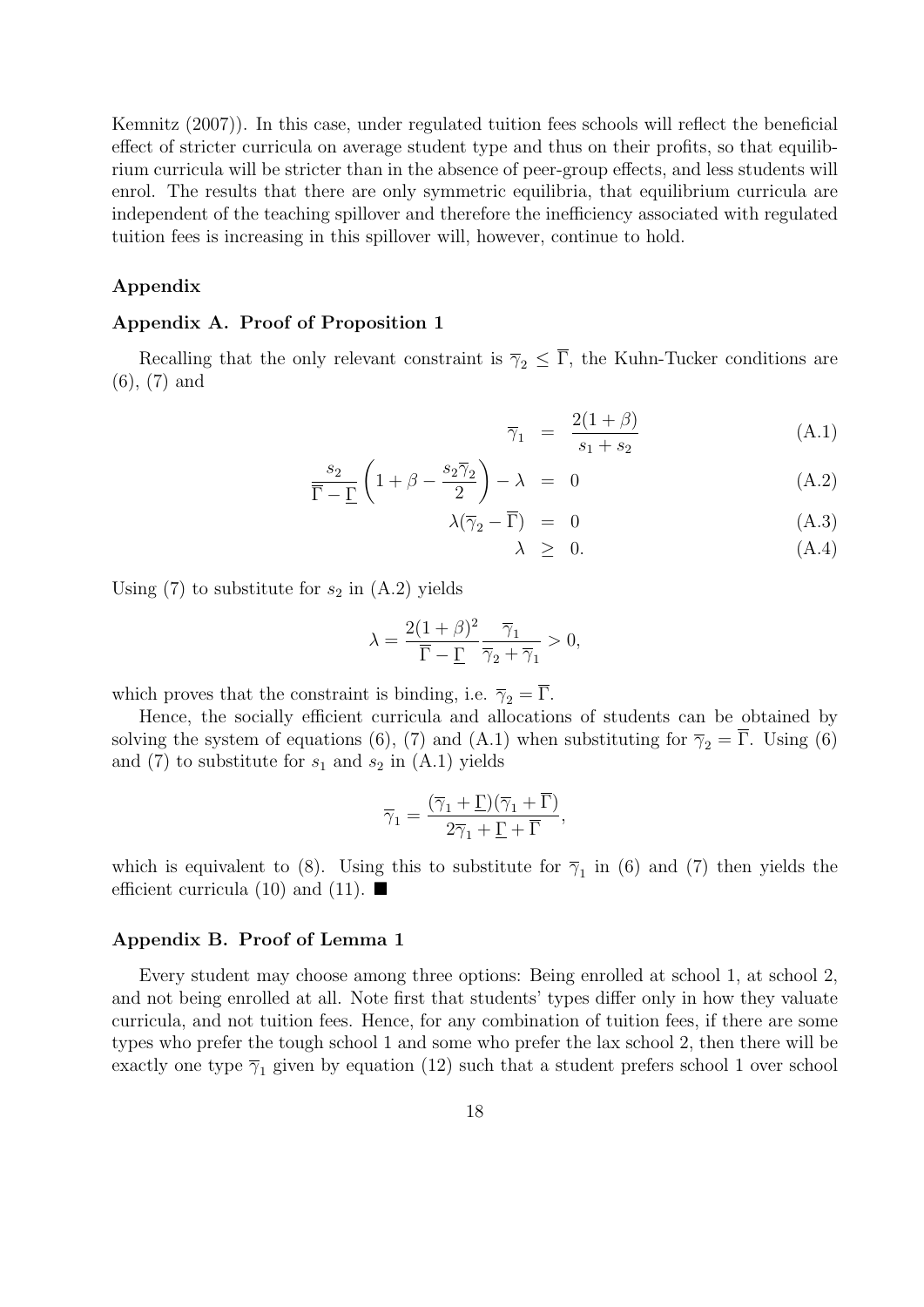Kemnitz (2007)). In this case, under regulated tuition fees schools will reflect the beneficial effect of stricter curricula on average student type and thus on their profits, so that equilibrium curricula will be stricter than in the absence of peer-group effects, and less students will enrol. The results that there are only symmetric equilibria, that equilibrium curricula are independent of the teaching spillover and therefore the inefficiency associated with regulated tuition fees is increasing in this spillover will, however, continue to hold.

## Appendix

### Appendix A. Proof of Proposition 1

Recalling that the only relevant constraint is $\overline{\gamma}_2 \leq \overline{\Gamma}$, the Kuhn-Tucker conditions are (6), (7) and

$$\overline{\gamma}_1 = \frac{2(1+\beta)}{s_1 + s_2} \tag{A.1}$$

$$\frac{s_2}{\overline{\Gamma} - \underline{\Gamma}} \left(1 + \beta - \frac{s_2 \overline{\gamma}_2}{2}\right) - \lambda = 0 \tag{A.2}$$

$$\lambda(\overline{\gamma}_2 - \overline{\Gamma}) = 0 \tag{A.3}$$

$$\lambda \geq 0. \tag{A.4}$$

Using (7) to substitute for $s_2$ in (A.2) yields

$$\lambda = \frac{2(1+\beta)^2}{\overline{\Gamma} - \underline{\Gamma}} \frac{\overline{\gamma}_1}{\overline{\gamma}_2 + \overline{\gamma}_1} > 0,$$

which proves that the constraint is binding, i.e. $\overline{\gamma}_2 = \overline{\Gamma}$.

Hence, the socially efficient curricula and allocations of students can be obtained by solving the system of equations (6), (7) and (A.1) when substituting for $\overline{\gamma}_2 = \overline{\Gamma}$. Using (6) and (7) to substitute for $s_1$ and $s_2$ in (A.1) yields

$$\overline{\gamma}_1 = \frac{(\overline{\gamma}_1 + \underline{\Gamma})(\overline{\gamma}_1 + \overline{\Gamma})}{2\overline{\gamma}_1 + \underline{\Gamma} + \overline{\Gamma}},$$

which is equivalent to (8). Using this to substitute for $\overline{\gamma}_1$ in (6) and (7) then yields the efficient curricula (10) and (11). ■

### Appendix B. Proof of Lemma 1

Every student may choose among three options: Being enrolled at school 1, at school 2, and not being enrolled at all. Note first that students' types differ only in how they valuate curricula, and not tuition fees. Hence, for any combination of tuition fees, if there are some types who prefer the tough school 1 and some who prefer the lax school 2, then there will be exactly one type $\overline{\gamma}_1$ given by equation (12) such that a student prefers school 1 over school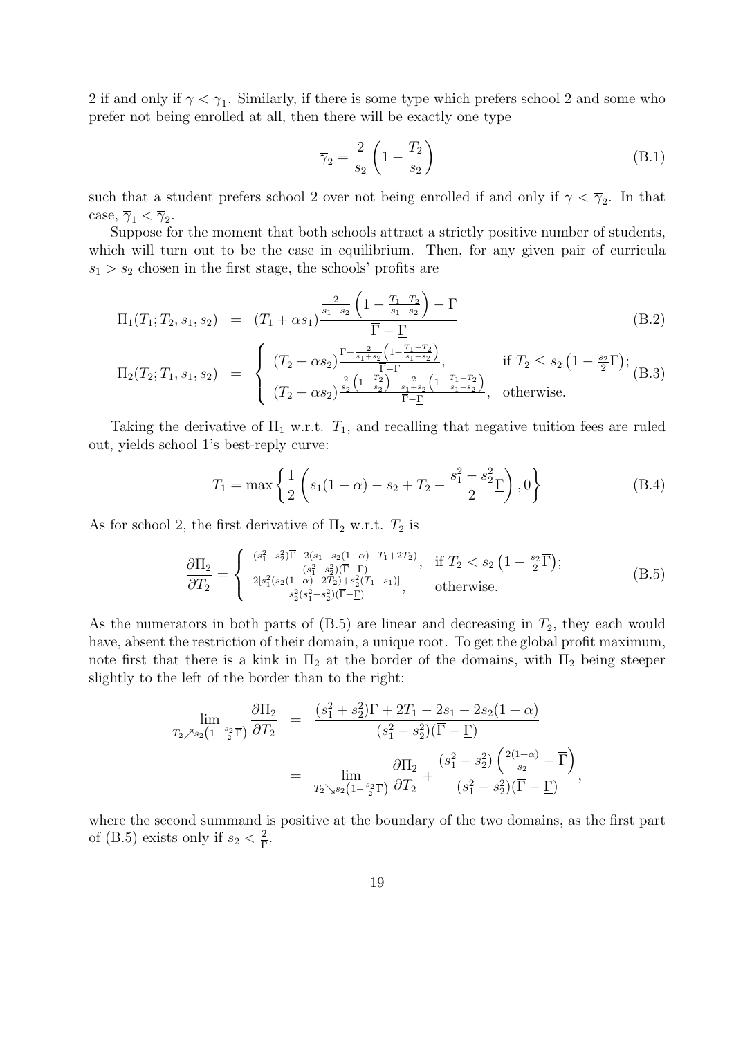2 if and only if $\gamma < \overline{\gamma}_1$. Similarly, if there is some type which prefers school 2 and some who prefer not being enrolled at all, then there will be exactly one type

$$\overline{\gamma}_2 = \frac{2}{s_2}\left(1 - \frac{T_2}{s_2}\right) \tag{B.1}$$

such that a student prefers school 2 over not being enrolled if and only if $\gamma < \overline{\gamma}_2$. In that case, $\overline{\gamma}_1 < \overline{\gamma}_2$.

Suppose for the moment that both schools attract a strictly positive number of students, which will turn out to be the case in equilibrium. Then, for any given pair of curricula $s_1 > s_2$ chosen in the first stage, the schools' profits are

$$\Pi_1(T_1; T_2, s_1, s_2) = (T_1 + \alpha s_1)\frac{\frac{2}{s_1+s_2}\left(1 - \frac{T_1 - T_2}{s_1 - s_2}\right) - \underline{\Gamma}}{\overline{\Gamma} - \underline{\Gamma}} \tag{B.2}$$

$$\Pi_2(T_2; T_1, s_1, s_2) = \begin{cases} (T_2 + \alpha s_2)\frac{\overline{\Gamma} - \frac{2}{s_1+s_2}\left(1 - \frac{T_1 - T_2}{s_1 - s_2}\right)}{\overline{\Gamma} - \underline{\Gamma}}, & \text{if } T_2 \le s_2\left(1 - \frac{s_2}{2}\overline{\Gamma}\right); \\ (T_2 + \alpha s_2)\frac{\frac{2}{s_2}\left(1 - \frac{T_2}{s_2}\right) - \frac{2}{s_1+s_2}\left(1 - \frac{T_1 - T_2}{s_1 - s_2}\right)}{\overline{\Gamma} - \underline{\Gamma}}, & \text{otherwise.} \end{cases} \tag{B.3}$$

Taking the derivative of $\Pi_1$ w.r.t. $T_1$, and recalling that negative tuition fees are ruled out, yields school 1's best-reply curve:

$$T_1 = \max\left\{\frac{1}{2}\left(s_1(1-\alpha) - s_2 + T_2 - \frac{s_1^2 - s_2^2}{2}\underline{\Gamma}\right), 0\right\} \tag{B.4}$$

As for school 2, the first derivative of $\Pi_2$ w.r.t. $T_2$ is

$$\frac{\partial \Pi_2}{\partial T_2} = \begin{cases} \frac{(s_1^2 - s_2^2)\overline{\Gamma} - 2(s_1 - s_2(1-\alpha) - T_1 + 2T_2)}{(s_1^2 - s_2^2)(\overline{\Gamma} - \underline{\Gamma})}, & \text{if } T_2 < s_2\left(1 - \frac{s_2}{2}\overline{\Gamma}\right); \\ \frac{2[s_1^2(s_2(1-\alpha) - 2T_2) + s_2^2(T_1 - s_1)]}{s_2^2(s_1^2 - s_2^2)(\overline{\Gamma} - \underline{\Gamma})}, & \text{otherwise.} \end{cases} \tag{B.5}$$

As the numerators in both parts of (B.5) are linear and decreasing in $T_2$, they each would have, absent the restriction of their domain, a unique root. To get the global profit maximum, note first that there is a kink in $\Pi_2$ at the border of the domains, with $\Pi_2$ being steeper slightly to the left of the border than to the right:

$$\begin{aligned} \lim_{T_2 \nearrow s_2\left(1 - \frac{s_2}{2}\overline{\Gamma}\right)} \frac{\partial \Pi_2}{\partial T_2} &= \frac{(s_1^2 + s_2^2)\overline{\Gamma} + 2T_1 - 2s_1 - 2s_2(1+\alpha)}{(s_1^2 - s_2^2)(\overline{\Gamma} - \underline{\Gamma})} \\ &= \lim_{T_2 \searrow s_2\left(1 - \frac{s_2}{2}\overline{\Gamma}\right)} \frac{\partial \Pi_2}{\partial T_2} + \frac{(s_1^2 - s_2^2)\left(\frac{2(1+\alpha)}{s_2} - \overline{\Gamma}\right)}{(s_1^2 - s_2^2)(\overline{\Gamma} - \underline{\Gamma})}, \end{aligned}$$

where the second summand is positive at the boundary of the two domains, as the first part of (B.5) exists only if $s_2 < \frac{2}{\overline{\Gamma}}$.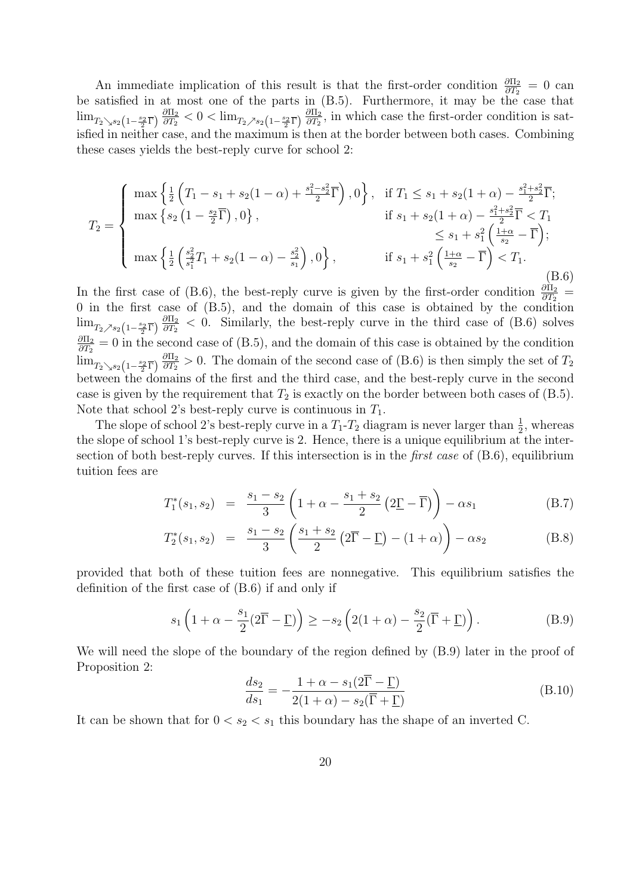An immediate implication of this result is that the first-order condition $\frac{\partial \Pi_2}{\partial T_2} = 0$ can be satisfied in at most one of the parts in (B.5). Furthermore, it may be the case that $\lim_{T_2 \searrow s_2\left(1-\frac{s_2}{2}\overline{\Gamma}\right)} \frac{\partial \Pi_2}{\partial T_2} < 0 < \lim_{T_2 \nearrow s_2\left(1-\frac{s_2}{2}\overline{\Gamma}\right)} \frac{\partial \Pi_2}{\partial T_2}$, in which case the first-order condition is satisfied in neither case, and the maximum is then at the border between both cases. Combining these cases yields the best-reply curve for school 2:

$$T_2 = \begin{cases} \max\left\{\frac{1}{2}\left(T_1 - s_1 + s_2(1-\alpha) + \frac{s_1^2 - s_2^2}{2}\overline{\Gamma}\right), 0\right\}, & \text{if } T_1 \leq s_1 + s_2(1+\alpha) - \frac{s_1^2+s_2^2}{2}\overline{\Gamma}; \\ \max\left\{s_2\left(1 - \frac{s_2}{2}\overline{\Gamma}\right), 0\right\}, & \text{if } s_1 + s_2(1+\alpha) - \frac{s_1^2+s_2^2}{2}\overline{\Gamma} < T_1 \\ & \quad \leq s_1 + s_1^2\left(\frac{1+\alpha}{s_2} - \overline{\Gamma}\right); \\ \max\left\{\frac{1}{2}\left(\frac{s_2^2}{s_1^2}T_1 + s_2(1-\alpha) - \frac{s_2^2}{s_1}\right), 0\right\}, & \text{if } s_1 + s_1^2\left(\frac{1+\alpha}{s_2} - \overline{\Gamma}\right) < T_1. \end{cases} \tag{B.6}$$

In the first case of (B.6), the best-reply curve is given by the first-order condition $\frac{\partial \Pi_2}{\partial T_2} = 0$ in the first case of (B.5), and the domain of this case is obtained by the condition $\lim_{T_2 \nearrow s_2\left(1-\frac{s_2}{2}\overline{\Gamma}\right)} \frac{\partial \Pi_2}{\partial T_2} < 0$. Similarly, the best-reply curve in the third case of (B.6) solves $\frac{\partial \Pi_2}{\partial T_2} = 0$ in the second case of (B.5), and the domain of this case is obtained by the condition $\lim_{T_2 \searrow s_2\left(1-\frac{s_2}{2}\overline{\Gamma}\right)} \frac{\partial \Pi_2}{\partial T_2} > 0$. The domain of the second case of (B.6) is then simply the set of $T_2$ between the domains of the first and the third case, and the best-reply curve in the second case is given by the requirement that $T_2$ is exactly on the border between both cases of (B.5). Note that school 2's best-reply curve is continuous in $T_1$.

The slope of school 2's best-reply curve in a $T_1$-$T_2$ diagram is never larger than $\frac{1}{2}$, whereas the slope of school 1's best-reply curve is 2. Hence, there is a unique equilibrium at the intersection of both best-reply curves. If this intersection is in the *first case* of (B.6), equilibrium tuition fees are

$$T_1^*(s_1, s_2) = \frac{s_1 - s_2}{3}\left(1 + \alpha - \frac{s_1 + s_2}{2}\left(2\underline{\Gamma} - \overline{\Gamma}\right)\right) - \alpha s_1 \tag{B.7}$$

$$T_2^*(s_1, s_2) = \frac{s_1 - s_2}{3}\left(\frac{s_1 + s_2}{2}\left(2\overline{\Gamma} - \underline{\Gamma}\right) - (1 + \alpha)\right) - \alpha s_2 \tag{B.8}$$

provided that both of these tuition fees are nonnegative. This equilibrium satisfies the definition of the first case of (B.6) if and only if

$$s_1\left(1 + \alpha - \frac{s_1}{2}(2\overline{\Gamma} - \underline{\Gamma})\right) \geq -s_2\left(2(1+\alpha) - \frac{s_2}{2}(\overline{\Gamma} + \underline{\Gamma})\right). \tag{B.9}$$

We will need the slope of the boundary of the region defined by (B.9) later in the proof of Proposition 2:

$$\frac{ds_2}{ds_1} = -\frac{1 + \alpha - s_1(2\overline{\Gamma} - \underline{\Gamma})}{2(1+\alpha) - s_2(\overline{\Gamma} + \underline{\Gamma})} \tag{B.10}$$

It can be shown that for $0 < s_2 < s_1$ this boundary has the shape of an inverted C.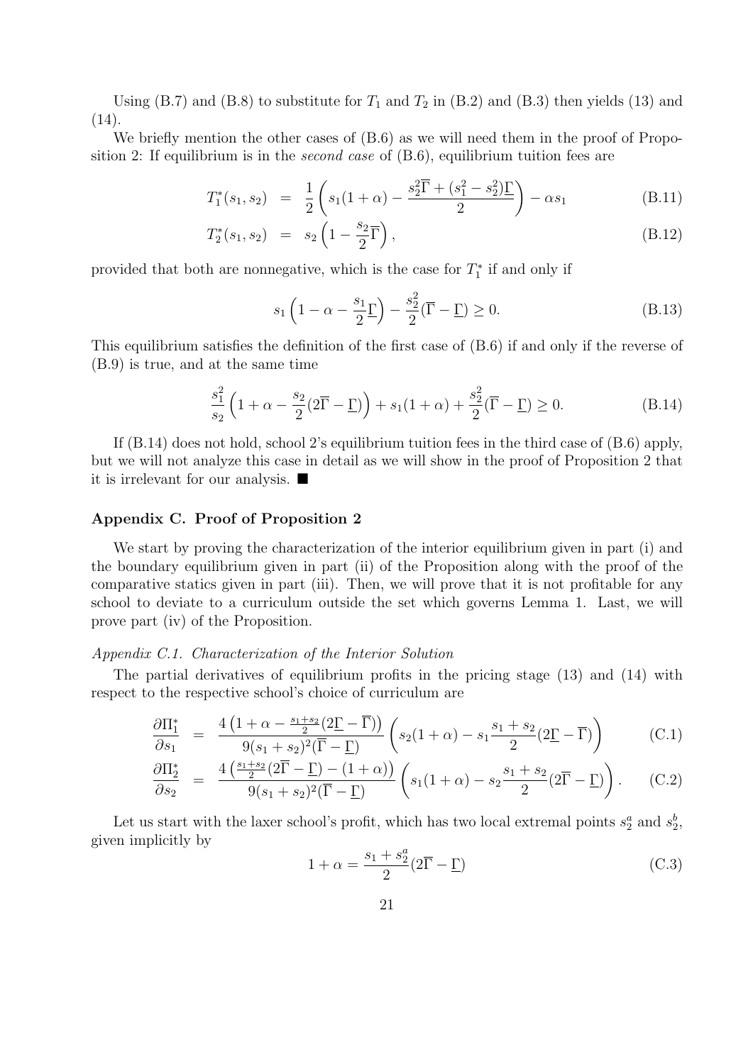Using (B.7) and (B.8) to substitute for $T_1$ and $T_2$ in (B.2) and (B.3) then yields (13) and (14).

We briefly mention the other cases of (B.6) as we will need them in the proof of Proposition 2: If equilibrium is in the *second case* of (B.6), equilibrium tuition fees are

$$T_1^*(s_1, s_2) = \frac{1}{2}\left(s_1(1+\alpha) - \frac{s_2^2\overline{\Gamma} + (s_1^2 - s_2^2)\underline{\Gamma}}{2}\right) - \alpha s_1 \tag{B.11}$$

$$T_2^*(s_1, s_2) = s_2\left(1 - \frac{s_2}{2}\overline{\Gamma}\right), \tag{B.12}$$

provided that both are nonnegative, which is the case for $T_1^*$ if and only if

$$s_1\left(1 - \alpha - \frac{s_1}{2}\underline{\Gamma}\right) - \frac{s_2^2}{2}(\overline{\Gamma} - \underline{\Gamma}) \geq 0. \tag{B.13}$$

This equilibrium satisfies the definition of the first case of (B.6) if and only if the reverse of (B.9) is true, and at the same time

$$\frac{s_1^2}{s_2}\left(1 + \alpha - \frac{s_2}{2}(2\overline{\Gamma} - \underline{\Gamma})\right) + s_1(1+\alpha) + \frac{s_2^2}{2}(\overline{\Gamma} - \underline{\Gamma}) \geq 0. \tag{B.14}$$

If (B.14) does not hold, school 2's equilibrium tuition fees in the third case of (B.6) apply, but we will not analyze this case in detail as we will show in the proof of Proposition 2 that it is irrelevant for our analysis. ■

## Appendix C. Proof of Proposition 2

We start by proving the characterization of the interior equilibrium given in part (i) and the boundary equilibrium given in part (ii) of the Proposition along with the proof of the comparative statics given in part (iii). Then, we will prove that it is not profitable for any school to deviate to a curriculum outside the set which governs Lemma 1. Last, we will prove part (iv) of the Proposition.

### *Appendix C.1. Characterization of the Interior Solution*

The partial derivatives of equilibrium profits in the pricing stage (13) and (14) with respect to the respective school's choice of curriculum are

$$\frac{\partial \Pi_1^*}{\partial s_1} = \frac{4\left(1 + \alpha - \frac{s_1+s_2}{2}(2\underline{\Gamma} - \overline{\Gamma})\right)}{9(s_1+s_2)^2(\overline{\Gamma} - \underline{\Gamma})}\left(s_2(1+\alpha) - s_1\frac{s_1+s_2}{2}(2\underline{\Gamma} - \overline{\Gamma})\right) \tag{C.1}$$

$$\frac{\partial \Pi_2^*}{\partial s_2} = \frac{4\left(\frac{s_1+s_2}{2}(2\overline{\Gamma} - \underline{\Gamma}) - (1+\alpha)\right)}{9(s_1+s_2)^2(\overline{\Gamma} - \underline{\Gamma})}\left(s_1(1+\alpha) - s_2\frac{s_1+s_2}{2}(2\overline{\Gamma} - \underline{\Gamma})\right). \tag{C.2}$$

Let us start with the laxer school's profit, which has two local extremal points $s_2^a$ and $s_2^b$, given implicitly by

$$1 + \alpha = \frac{s_1 + s_2^a}{2}(2\overline{\Gamma} - \underline{\Gamma}) \tag{C.3}$$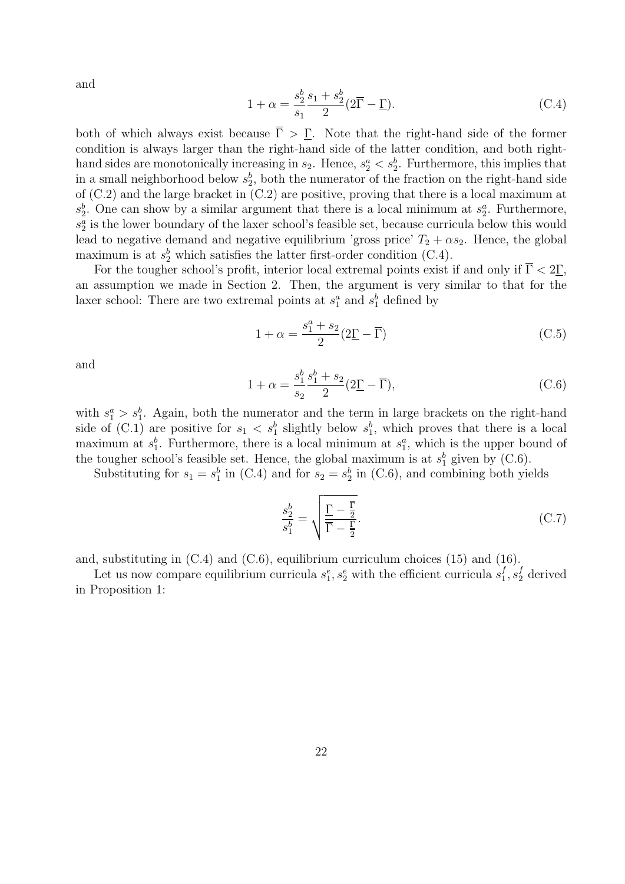and

$$1 + \alpha = \frac{s_2^b}{s_1} \frac{s_1 + s_2^b}{2} (2\overline{\Gamma} - \underline{\Gamma}). \tag{C.4}$$

both of which always exist because $\overline{\Gamma} > \underline{\Gamma}$. Note that the right-hand side of the former condition is always larger than the right-hand side of the latter condition, and both right-hand sides are monotonically increasing in $s_2$. Hence, $s_2^a < s_2^b$. Furthermore, this implies that in a small neighborhood below $s_2^b$, both the numerator of the fraction on the right-hand side of (C.2) and the large bracket in (C.2) are positive, proving that there is a local maximum at $s_2^b$. One can show by a similar argument that there is a local minimum at $s_2^a$. Furthermore, $s_2^a$ is the lower boundary of the laxer school's feasible set, because curricula below this would lead to negative demand and negative equilibrium 'gross price' $T_2 + \alpha s_2$. Hence, the global maximum is at $s_2^b$ which satisfies the latter first-order condition (C.4).

For the tougher school's profit, interior local extremal points exist if and only if $\overline{\Gamma} < 2\underline{\Gamma}$, an assumption we made in Section 2. Then, the argument is very similar to that for the laxer school: There are two extremal points at $s_1^a$ and $s_1^b$ defined by

$$1 + \alpha = \frac{s_1^a + s_2}{2} (2\underline{\Gamma} - \overline{\Gamma}) \tag{C.5}$$

and

$$1 + \alpha = \frac{s_1^b}{s_2} \frac{s_1^b + s_2}{2} (2\underline{\Gamma} - \overline{\Gamma}), \tag{C.6}$$

with $s_1^a > s_1^b$. Again, both the numerator and the term in large brackets on the right-hand side of (C.1) are positive for $s_1 < s_1^b$ slightly below $s_1^b$, which proves that there is a local maximum at $s_1^b$. Furthermore, there is a local minimum at $s_1^a$, which is the upper bound of the tougher school's feasible set. Hence, the global maximum is at $s_1^b$ given by (C.6).

Substituting for $s_1 = s_1^b$ in (C.4) and for $s_2 = s_2^b$ in (C.6), and combining both yields

$$\frac{s_2^b}{s_1^b} = \sqrt{\frac{\underline{\Gamma} - \frac{\overline{\Gamma}}{2}}{\overline{\Gamma} - \frac{\underline{\Gamma}}{2}}}. \tag{C.7}$$

and, substituting in (C.4) and (C.6), equilibrium curriculum choices (15) and (16).

Let us now compare equilibrium curricula $s_1^e, s_2^e$ with the efficient curricula $s_1^f, s_2^f$ derived in Proposition 1: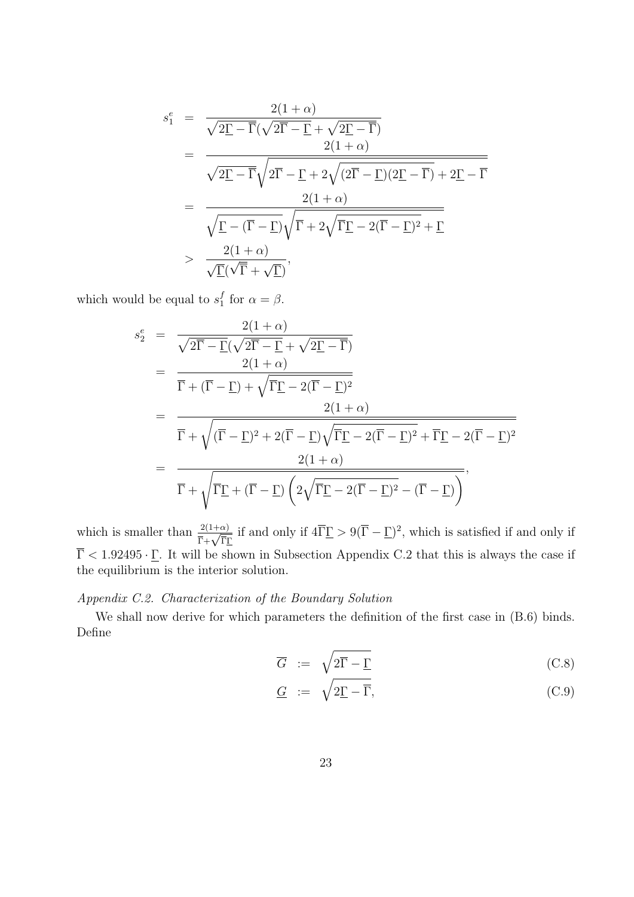$$
\begin{aligned}
s_1^e &= \frac{2(1+\alpha)}{\sqrt{2\underline{\Gamma}-\overline{\Gamma}}(\sqrt{2\overline{\Gamma}-\underline{\Gamma}}+\sqrt{2\underline{\Gamma}-\overline{\Gamma}})} \\
&= \frac{2(1+\alpha)}{\sqrt{2\underline{\Gamma}-\overline{\Gamma}}\sqrt{2\overline{\Gamma}-\underline{\Gamma}+2\sqrt{(2\overline{\Gamma}-\underline{\Gamma})(2\underline{\Gamma}-\overline{\Gamma})}+2\underline{\Gamma}-\overline{\Gamma}}} \\
&= \frac{2(1+\alpha)}{\sqrt{\underline{\Gamma}-(\overline{\Gamma}-\underline{\Gamma})}\sqrt{\overline{\Gamma}+2\sqrt{\overline{\Gamma}\underline{\Gamma}-2(\overline{\Gamma}-\underline{\Gamma})^2}+\underline{\Gamma}}} \\
&> \frac{2(1+\alpha)}{\sqrt{\underline{\Gamma}}(\sqrt{\overline{\Gamma}}+\sqrt{\underline{\Gamma}})},
\end{aligned}
$$

which would be equal to $s_1^f$ for $\alpha = \beta$.

$$
\begin{aligned}
s_2^e &= \frac{2(1+\alpha)}{\sqrt{2\overline{\Gamma}-\underline{\Gamma}}(\sqrt{2\overline{\Gamma}-\underline{\Gamma}}+\sqrt{2\underline{\Gamma}-\overline{\Gamma}})} \\
&= \frac{2(1+\alpha)}{\overline{\Gamma}+(\overline{\Gamma}-\underline{\Gamma})+\sqrt{\overline{\Gamma}\underline{\Gamma}-2(\overline{\Gamma}-\underline{\Gamma})^2}} \\
&= \frac{2(1+\alpha)}{\overline{\Gamma}+\sqrt{(\overline{\Gamma}-\underline{\Gamma})^2+2(\overline{\Gamma}-\underline{\Gamma})\sqrt{\overline{\Gamma}\underline{\Gamma}-2(\overline{\Gamma}-\underline{\Gamma})^2}+\overline{\Gamma}\underline{\Gamma}-2(\overline{\Gamma}-\underline{\Gamma})^2}} \\
&= \frac{2(1+\alpha)}{\overline{\Gamma}+\sqrt{\overline{\Gamma}\underline{\Gamma}+(\overline{\Gamma}-\underline{\Gamma})\left(2\sqrt{\overline{\Gamma}\underline{\Gamma}-2(\overline{\Gamma}-\underline{\Gamma})^2}-(\overline{\Gamma}-\underline{\Gamma})\right)}},
\end{aligned}
$$

which is smaller than $\frac{2(1+\alpha)}{\overline{\Gamma}+\sqrt{\overline{\Gamma}\underline{\Gamma}}}$ if and only if $4\overline{\Gamma}\underline{\Gamma} > 9(\overline{\Gamma}-\underline{\Gamma})^2$, which is satisfied if and only if $\overline{\Gamma} < 1.92495 \cdot \underline{\Gamma}$. It will be shown in Subsection Appendix C.2 that this is always the case if the equilibrium is the interior solution.

### *Appendix C.2. Characterization of the Boundary Solution*

We shall now derive for which parameters the definition of the first case in (B.6) binds. Define

$$
\overline{G} := \sqrt{2\overline{\Gamma}-\underline{\Gamma}} \tag{C.8}
$$

$$
\underline{G} := \sqrt{2\underline{\Gamma}-\overline{\Gamma}}, \tag{C.9}
$$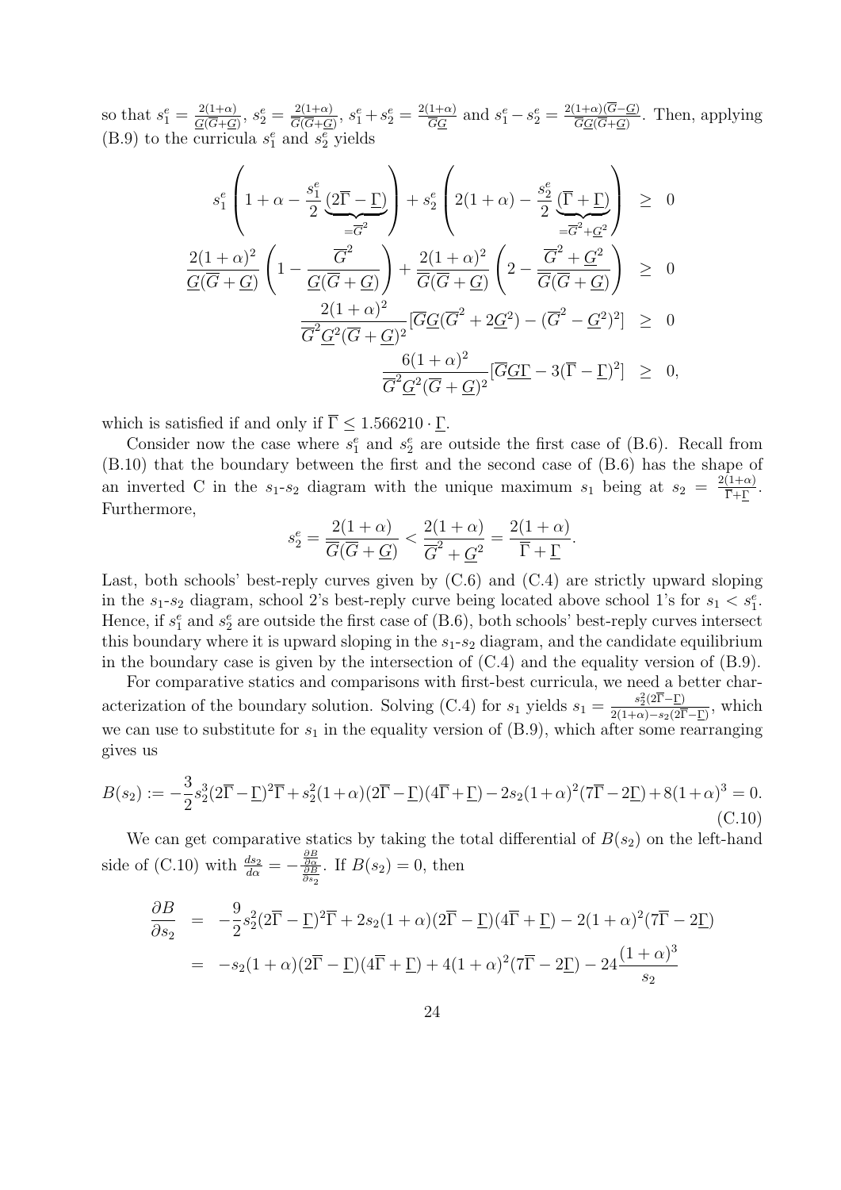so that $s_1^e = \frac{2(1+\alpha)}{\underline{G}(\overline{G}+\underline{G})}$, $s_2^e = \frac{2(1+\alpha)}{\overline{G}(\overline{G}+\underline{G})}$, $s_1^e + s_2^e = \frac{2(1+\alpha)}{\overline{G}\underline{G}}$ and $s_1^e - s_2^e = \frac{2(1+\alpha)(\overline{G}-\underline{G})}{\overline{G}\underline{G}(\overline{G}+\underline{G})}$. Then, applying (B.9) to the curricula $s_1^e$ and $s_2^e$ yields

$$
\begin{aligned}
s_1^e\left(1+\alpha - \frac{s_1^e}{2}\underbrace{(2\overline{\Gamma}-\underline{\Gamma})}_{=\overline{G}^2}\right) + s_2^e\left(2(1+\alpha) - \frac{s_2^e}{2}\underbrace{(\overline{\Gamma}+\underline{\Gamma})}_{=\overline{G}^2+\underline{G}^2}\right) &\geq 0 \\
\frac{2(1+\alpha)^2}{\underline{G}(\overline{G}+\underline{G})}\left(1 - \frac{\overline{G}^2}{\underline{G}(\overline{G}+\underline{G})}\right) + \frac{2(1+\alpha)^2}{\overline{G}(\overline{G}+\underline{G})}\left(2 - \frac{\overline{G}^2+\underline{G}^2}{\overline{G}(\overline{G}+\underline{G})}\right) &\geq 0 \\
\frac{2(1+\alpha)^2}{\overline{G}^2\underline{G}^2(\overline{G}+\underline{G})^2}[\overline{G}\underline{G}(\overline{G}^2+2\underline{G}^2) - (\overline{G}^2-\underline{G}^2)^2] &\geq 0 \\
\frac{6(1+\alpha)^2}{\overline{G}^2\underline{G}^2(\overline{G}+\underline{G})^2}[\overline{G}\underline{G}\underline{\Gamma} - 3(\overline{\Gamma}-\underline{\Gamma})^2] &\geq 0,
\end{aligned}
$$

which is satisfied if and only if $\overline{\Gamma} \leq 1.566210 \cdot \underline{\Gamma}$.

Consider now the case where $s_1^e$ and $s_2^e$ are outside the first case of (B.6). Recall from (B.10) that the boundary between the first and the second case of (B.6) has the shape of an inverted C in the $s_1$-$s_2$ diagram with the unique maximum $s_1$ being at $s_2 = \frac{2(1+\alpha)}{\overline{\Gamma}+\underline{\Gamma}}$. Furthermore,

$$
s_2^e = \frac{2(1+\alpha)}{\overline{G}(\overline{G}+\underline{G})} < \frac{2(1+\alpha)}{\overline{G}^2+\underline{G}^2} = \frac{2(1+\alpha)}{\overline{\Gamma}+\underline{\Gamma}}.
$$

Last, both schools' best-reply curves given by (C.6) and (C.4) are strictly upward sloping in the $s_1$-$s_2$ diagram, school 2's best-reply curve being located above school 1's for $s_1 < s_1^e$. Hence, if $s_1^e$ and $s_2^e$ are outside the first case of (B.6), both schools' best-reply curves intersect this boundary where it is upward sloping in the $s_1$-$s_2$ diagram, and the candidate equilibrium in the boundary case is given by the intersection of (C.4) and the equality version of (B.9).

For comparative statics and comparisons with first-best curricula, we need a better characterization of the boundary solution. Solving (C.4) for $s_1$ yields $s_1 = \frac{s_2^2(2\overline{\Gamma}-\underline{\Gamma})}{2(1+\alpha)-s_2(2\overline{\Gamma}-\underline{\Gamma})}$, which we can use to substitute for $s_1$ in the equality version of (B.9), which after some rearranging gives us

$$
B(s_2) := -\frac{3}{2}s_2^3(2\overline{\Gamma}-\underline{\Gamma})^2\overline{\Gamma} + s_2^2(1+\alpha)(2\overline{\Gamma}-\underline{\Gamma})(4\overline{\Gamma}+\underline{\Gamma}) - 2s_2(1+\alpha)^2(7\overline{\Gamma}-2\underline{\Gamma}) + 8(1+\alpha)^3 = 0. \tag{C.10}
$$

We can get comparative statics by taking the total differential of $B(s_2)$ on the left-hand side of (C.10) with $\frac{ds_2}{d\alpha} = -\frac{\frac{\partial B}{\partial \alpha}}{\frac{\partial B}{\partial s_2}}$. If $B(s_2) = 0$, then

$$
\begin{aligned}
\frac{\partial B}{\partial s_2} &= -\frac{9}{2}s_2^2(2\overline{\Gamma}-\underline{\Gamma})^2\overline{\Gamma} + 2s_2(1+\alpha)(2\overline{\Gamma}-\underline{\Gamma})(4\overline{\Gamma}+\underline{\Gamma}) - 2(1+\alpha)^2(7\overline{\Gamma}-2\underline{\Gamma}) \\
&= -s_2(1+\alpha)(2\overline{\Gamma}-\underline{\Gamma})(4\overline{\Gamma}+\underline{\Gamma}) + 4(1+\alpha)^2(7\overline{\Gamma}-2\underline{\Gamma}) - 24\frac{(1+\alpha)^3}{s_2}
\end{aligned}
$$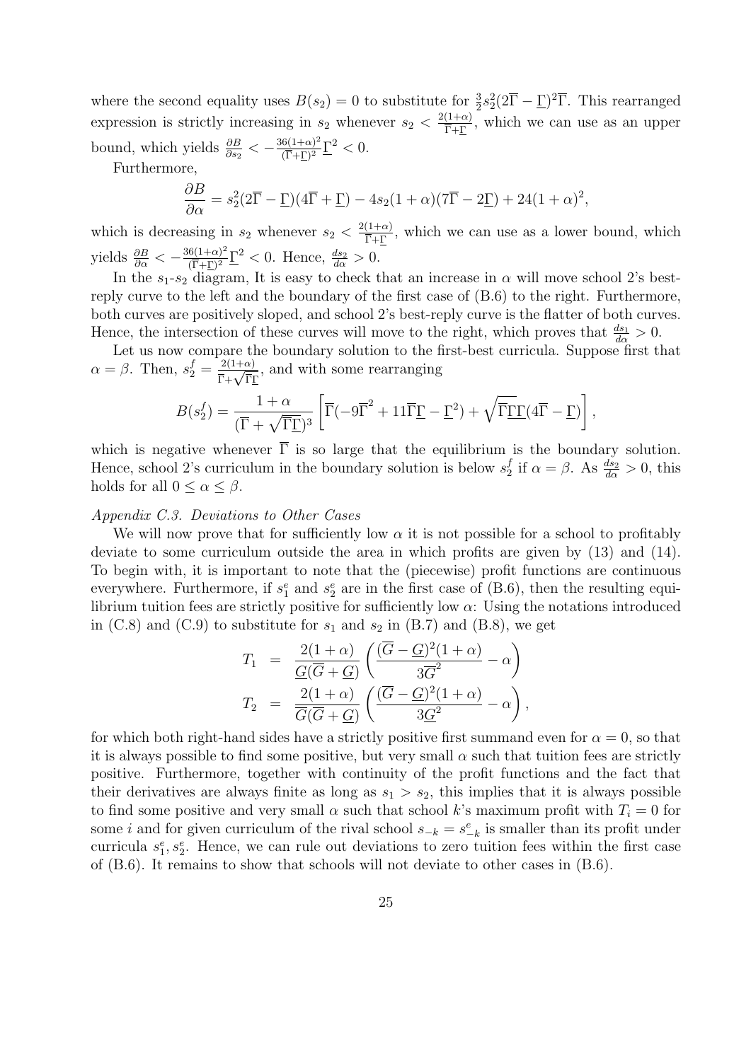where the second equality uses $B(s_2) = 0$ to substitute for $\frac{3}{2}s_2^2(2\overline{\Gamma} - \underline{\Gamma})^2\overline{\Gamma}$. This rearranged expression is strictly increasing in $s_2$ whenever $s_2 < \frac{2(1+\alpha)}{\overline{\Gamma}+\underline{\Gamma}}$, which we can use as an upper bound, which yields $\frac{\partial B}{\partial s_2} < -\frac{36(1+\alpha)^2}{(\overline{\Gamma}+\underline{\Gamma})^2}\underline{\Gamma}^2 < 0$.

Furthermore,

$$\frac{\partial B}{\partial \alpha} = s_2^2(2\overline{\Gamma} - \underline{\Gamma})(4\overline{\Gamma} + \underline{\Gamma}) - 4s_2(1+\alpha)(7\overline{\Gamma} - 2\underline{\Gamma}) + 24(1+\alpha)^2,$$

which is decreasing in $s_2$ whenever $s_2 < \frac{2(1+\alpha)}{\overline{\Gamma}+\underline{\Gamma}}$, which we can use as a lower bound, which yields $\frac{\partial B}{\partial \alpha} < -\frac{36(1+\alpha)^2}{(\overline{\Gamma}+\underline{\Gamma})^2}\underline{\Gamma}^2 < 0$. Hence, $\frac{ds_2}{d\alpha} > 0$.

In the $s_1$-$s_2$ diagram, It is easy to check that an increase in $\alpha$ will move school 2's best-reply curve to the left and the boundary of the first case of (B.6) to the right. Furthermore, both curves are positively sloped, and school 2's best-reply curve is the flatter of both curves. Hence, the intersection of these curves will move to the right, which proves that $\frac{ds_1}{d\alpha} > 0$.

Let us now compare the boundary solution to the first-best curricula. Suppose first that $\alpha = \beta$. Then, $s_2^f = \frac{2(1+\alpha)}{\overline{\Gamma}+\sqrt{\overline{\Gamma}\underline{\Gamma}}}$, and with some rearranging

$$B(s_2^f) = \frac{1+\alpha}{(\overline{\Gamma}+\sqrt{\overline{\Gamma}\underline{\Gamma}})^3}\left[\overline{\Gamma}(-9\overline{\Gamma}^2 + 11\overline{\Gamma}\underline{\Gamma} - \underline{\Gamma}^2) + \sqrt{\overline{\Gamma}\underline{\Gamma}}\underline{\Gamma}(4\overline{\Gamma} - \underline{\Gamma})\right],$$

which is negative whenever $\overline{\Gamma}$ is so large that the equilibrium is the boundary solution. Hence, school 2's curriculum in the boundary solution is below $s_2^f$ if $\alpha = \beta$. As $\frac{ds_2}{d\alpha} > 0$, this holds for all $0 \leq \alpha \leq \beta$.

*Appendix C.3. Deviations to Other Cases*

We will now prove that for sufficiently low $\alpha$ it is not possible for a school to profitably deviate to some curriculum outside the area in which profits are given by (13) and (14). To begin with, it is important to note that the (piecewise) profit functions are continuous everywhere. Furthermore, if $s_1^e$ and $s_2^e$ are in the first case of (B.6), then the resulting equilibrium tuition fees are strictly positive for sufficiently low $\alpha$: Using the notations introduced in (C.8) and (C.9) to substitute for $s_1$ and $s_2$ in (B.7) and (B.8), we get

$$\begin{aligned}
T_1 &= \frac{2(1+\alpha)}{\underline{G}(\overline{G}+\underline{G})}\left(\frac{(\overline{G}-\underline{G})^2(1+\alpha)}{3\overline{G}^2} - \alpha\right) \\
T_2 &= \frac{2(1+\alpha)}{\overline{G}(\overline{G}+\underline{G})}\left(\frac{(\overline{G}-\underline{G})^2(1+\alpha)}{3\underline{G}^2} - \alpha\right),
\end{aligned}$$

for which both right-hand sides have a strictly positive first summand even for $\alpha = 0$, so that it is always possible to find some positive, but very small $\alpha$ such that tuition fees are strictly positive. Furthermore, together with continuity of the profit functions and the fact that their derivatives are always finite as long as $s_1 > s_2$, this implies that it is always possible to find some positive and very small $\alpha$ such that school $k$'s maximum profit with $T_i = 0$ for some $i$ and for given curriculum of the rival school $s_{-k} = s_{-k}^e$ is smaller than its profit under curricula $s_1^e, s_2^e$. Hence, we can rule out deviations to zero tuition fees within the first case of (B.6). It remains to show that schools will not deviate to other cases in (B.6).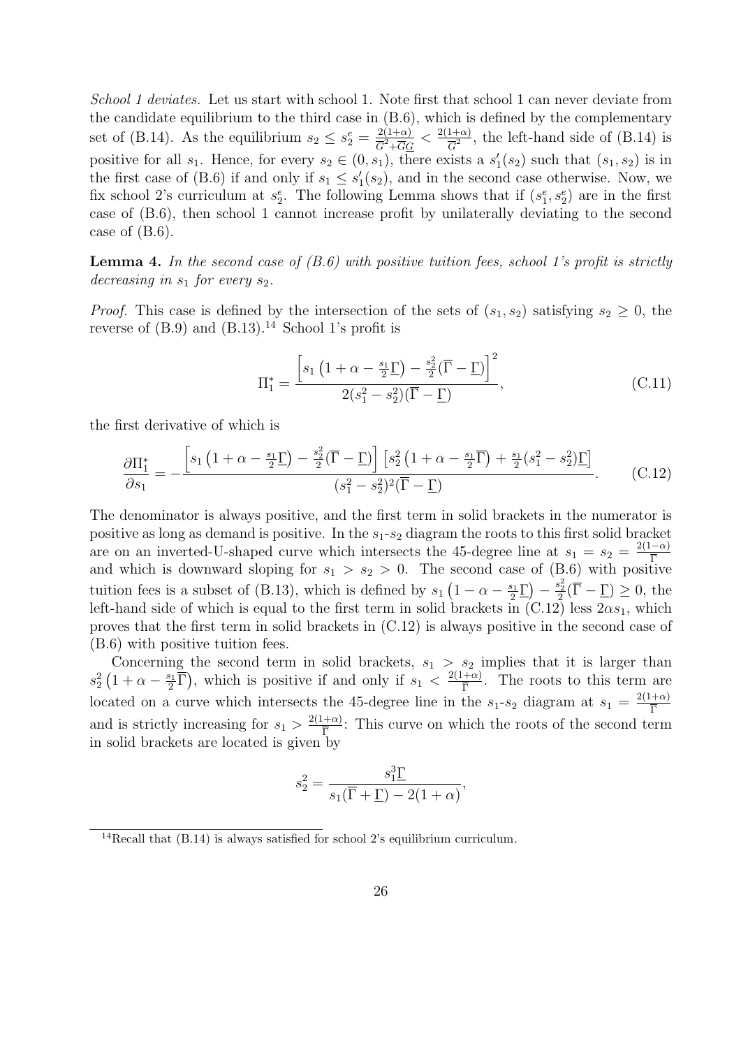*School 1 deviates.* Let us start with school 1. Note first that school 1 can never deviate from the candidate equilibrium to the third case in (B.6), which is defined by the complementary set of (B.14). As the equilibrium $s_2 \leq s_2^e = \frac{2(1+\alpha)}{\overline{G}^2+\overline{G}\underline{G}} < \frac{2(1+\alpha)}{\overline{G}^2}$, the left-hand side of (B.14) is positive for all $s_1$. Hence, for every $s_2 \in (0, s_1)$, there exists a $s_1'(s_2)$ such that $(s_1, s_2)$ is in the first case of (B.6) if and only if $s_1 \leq s_1'(s_2)$, and in the second case otherwise. Now, we fix school 2's curriculum at $s_2^e$. The following Lemma shows that if $(s_1^e, s_2^e)$ are in the first case of (B.6), then school 1 cannot increase profit by unilaterally deviating to the second case of (B.6).

**Lemma 4.** *In the second case of (B.6) with positive tuition fees, school 1's profit is strictly decreasing in $s_1$ for every $s_2$.*

*Proof.* This case is defined by the intersection of the sets of $(s_1, s_2)$ satisfying $s_2 \geq 0$, the reverse of (B.9) and (B.13).[14] School 1's profit is

$$\Pi_1^* = \frac{\left[s_1\left(1+\alpha-\frac{s_1}{2}\underline{\Gamma}\right)-\frac{s_2^2}{2}(\overline{\Gamma}-\underline{\Gamma})\right]^2}{2(s_1^2-s_2^2)(\overline{\Gamma}-\underline{\Gamma})}, \tag{C.11}$$

the first derivative of which is

$$\frac{\partial \Pi_1^*}{\partial s_1} = -\frac{\left[s_1\left(1+\alpha-\frac{s_1}{2}\underline{\Gamma}\right)-\frac{s_2^2}{2}(\overline{\Gamma}-\underline{\Gamma})\right]\left[s_2^2\left(1+\alpha-\frac{s_1}{2}\overline{\Gamma}\right)+\frac{s_1}{2}(s_1^2-s_2^2)\underline{\Gamma}\right]}{(s_1^2-s_2^2)^2(\overline{\Gamma}-\underline{\Gamma})}. \tag{C.12}$$

The denominator is always positive, and the first term in solid brackets in the numerator is positive as long as demand is positive. In the $s_1$-$s_2$ diagram the roots to this first solid bracket are on an inverted-U-shaped curve which intersects the 45-degree line at $s_1 = s_2 = \frac{2(1-\alpha)}{\overline{\Gamma}}$ and which is downward sloping for $s_1 > s_2 > 0$. The second case of (B.6) with positive tuition fees is a subset of (B.13), which is defined by $s_1\left(1-\alpha-\frac{s_1}{2}\underline{\Gamma}\right)-\frac{s_2^2}{2}(\overline{\Gamma}-\underline{\Gamma}) \geq 0$, the left-hand side of which is equal to the first term in solid brackets in (C.12) less $2\alpha s_1$, which proves that the first term in solid brackets in (C.12) is always positive in the second case of (B.6) with positive tuition fees.

Concerning the second term in solid brackets, $s_1 > s_2$ implies that it is larger than $s_2^2\left(1+\alpha-\frac{s_1}{2}\overline{\Gamma}\right)$, which is positive if and only if $s_1 < \frac{2(1+\alpha)}{\overline{\Gamma}}$. The roots to this term are located on a curve which intersects the 45-degree line in the $s_1$-$s_2$ diagram at $s_1 = \frac{2(1+\alpha)}{\overline{\Gamma}}$ and is strictly increasing for $s_1 > \frac{2(1+\alpha)}{\overline{\Gamma}}$: This curve on which the roots of the second term in solid brackets are located is given by

$$s_2^2 = \frac{s_1^3\underline{\Gamma}}{s_1(\overline{\Gamma}+\underline{\Gamma})-2(1+\alpha)},$$

[14] Recall that (B.14) is always satisfied for school 2's equilibrium curriculum.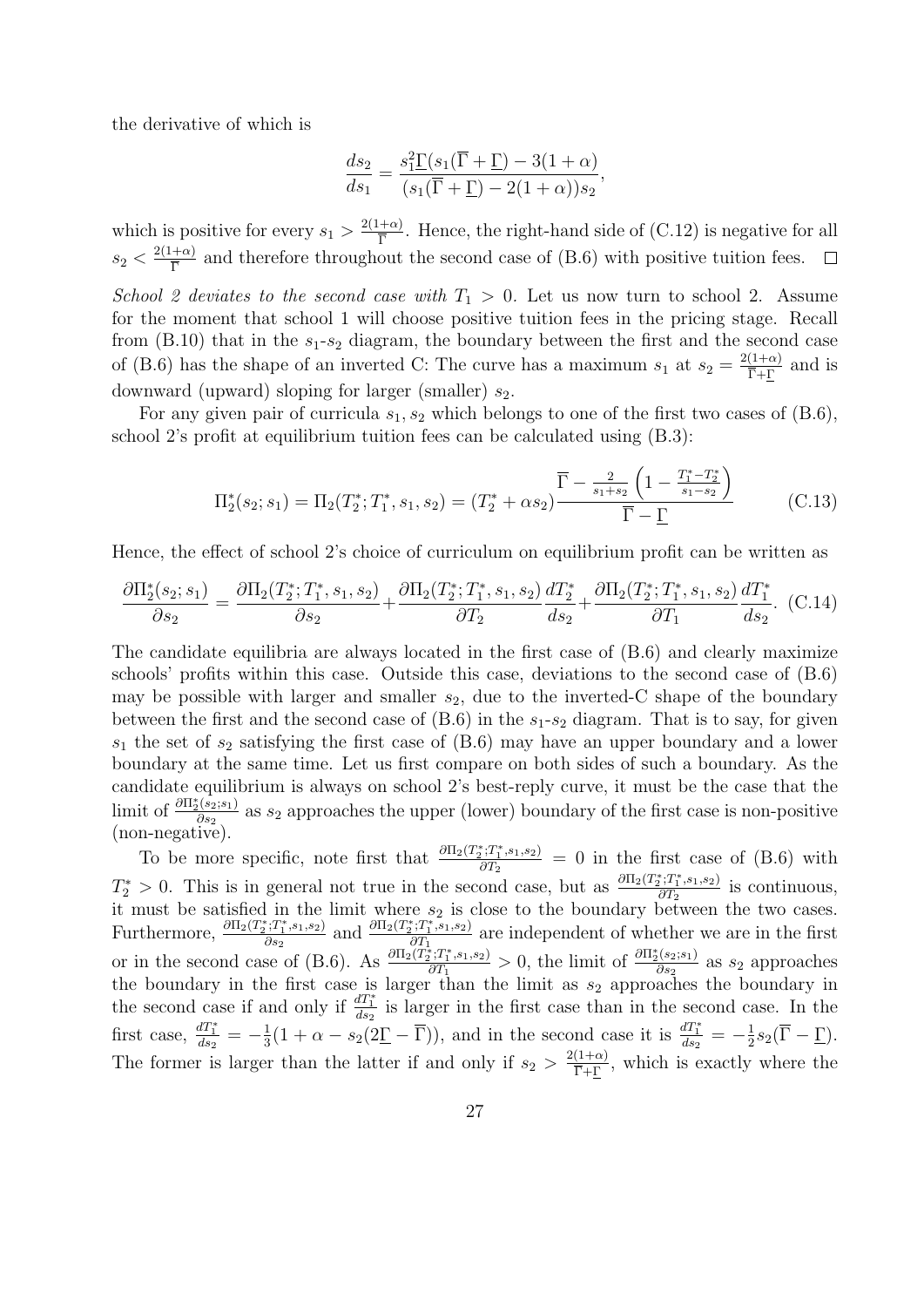the derivative of which is

$$\frac{ds_2}{ds_1} = \frac{s_1^2 \underline{\Gamma}(s_1(\overline{\Gamma} + \underline{\Gamma}) - 3(1+\alpha)}{(s_1(\overline{\Gamma} + \underline{\Gamma}) - 2(1+\alpha))s_2},$$

which is positive for every $s_1 > \frac{2(1+\alpha)}{\overline{\Gamma}}$. Hence, the right-hand side of (C.12) is negative for all $s_2 < \frac{2(1+\alpha)}{\overline{\Gamma}}$ and therefore throughout the second case of (B.6) with positive tuition fees. $\square$

*School 2 deviates to the second case with $T_1 > 0$.* Let us now turn to school 2. Assume for the moment that school 1 will choose positive tuition fees in the pricing stage. Recall from (B.10) that in the $s_1$-$s_2$ diagram, the boundary between the first and the second case of (B.6) has the shape of an inverted C: The curve has a maximum $s_1$ at $s_2 = \frac{2(1+\alpha)}{\overline{\Gamma}+\underline{\Gamma}}$ and is downward (upward) sloping for larger (smaller) $s_2$.

For any given pair of curricula $s_1, s_2$ which belongs to one of the first two cases of (B.6), school 2's profit at equilibrium tuition fees can be calculated using (B.3):

$$\Pi_2^*(s_2; s_1) = \Pi_2(T_2^*; T_1^*, s_1, s_2) = (T_2^* + \alpha s_2) \frac{\overline{\Gamma} - \frac{2}{s_1+s_2}\left(1 - \frac{T_1^* - T_2^*}{s_1 - s_2}\right)}{\overline{\Gamma} - \underline{\Gamma}} \tag{C.13}$$

Hence, the effect of school 2's choice of curriculum on equilibrium profit can be written as

$$\frac{\partial \Pi_2^*(s_2; s_1)}{\partial s_2} = \frac{\partial \Pi_2(T_2^*; T_1^*, s_1, s_2)}{\partial s_2} + \frac{\partial \Pi_2(T_2^*; T_1^*, s_1, s_2)}{\partial T_2}\frac{dT_2^*}{ds_2} + \frac{\partial \Pi_2(T_2^*; T_1^*, s_1, s_2)}{\partial T_1}\frac{dT_1^*}{ds_2}. \tag{C.14}$$

The candidate equilibria are always located in the first case of (B.6) and clearly maximize schools' profits within this case. Outside this case, deviations to the second case of (B.6) may be possible with larger and smaller $s_2$, due to the inverted-C shape of the boundary between the first and the second case of (B.6) in the $s_1$-$s_2$ diagram. That is to say, for given $s_1$ the set of $s_2$ satisfying the first case of (B.6) may have an upper boundary and a lower boundary at the same time. Let us first compare on both sides of such a boundary. As the candidate equilibrium is always on school 2's best-reply curve, it must be the case that the limit of $\frac{\partial \Pi_2^*(s_2;s_1)}{\partial s_2}$ as $s_2$ approaches the upper (lower) boundary of the first case is non-positive (non-negative).

To be more specific, note first that $\frac{\partial \Pi_2(T_2^*;T_1^*,s_1,s_2)}{\partial T_2} = 0$ in the first case of (B.6) with $T_2^* > 0$. This is in general not true in the second case, but as $\frac{\partial \Pi_2(T_2^*;T_1^*,s_1,s_2)}{\partial T_2}$ is continuous, it must be satisfied in the limit where $s_2$ is close to the boundary between the two cases. Furthermore, $\frac{\partial \Pi_2(T_2^*;T_1^*,s_1,s_2)}{\partial s_2}$ and $\frac{\partial \Pi_2(T_2^*;T_1^*,s_1,s_2)}{\partial T_1}$ are independent of whether we are in the first or in the second case of (B.6). As $\frac{\partial \Pi_2(T_2^*;T_1^*,s_1,s_2)}{\partial T_1} > 0$, the limit of $\frac{\partial \Pi_2^*(s_2;s_1)}{\partial s_2}$ as $s_2$ approaches the boundary in the first case is larger than the limit as $s_2$ approaches the boundary in the second case if and only if $\frac{dT_1^*}{ds_2}$ is larger in the first case than in the second case. In the first case, $\frac{dT_1^*}{ds_2} = -\frac{1}{3}(1 + \alpha - s_2(2\underline{\Gamma} - \overline{\Gamma}))$, and in the second case it is $\frac{dT_1^*}{ds_2} = -\frac{1}{2}s_2(\overline{\Gamma} - \underline{\Gamma})$. The former is larger than the latter if and only if $s_2 > \frac{2(1+\alpha)}{\overline{\Gamma}+\underline{\Gamma}}$, which is exactly where the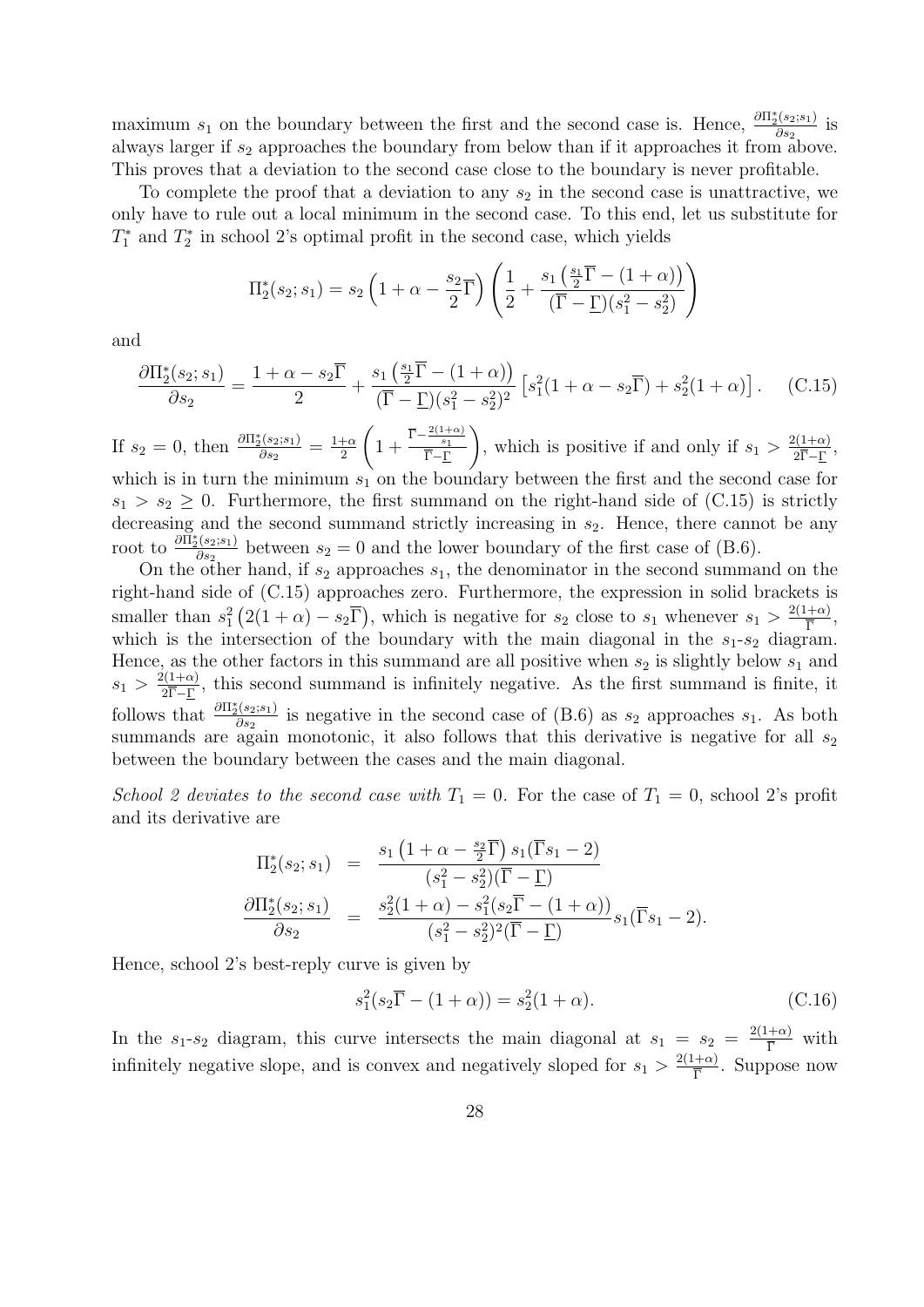maximum $s_1$ on the boundary between the first and the second case is. Hence, $\frac{\partial \Pi_2^*(s_2;s_1)}{\partial s_2}$ is always larger if $s_2$ approaches the boundary from below than if it approaches it from above. This proves that a deviation to the second case close to the boundary is never profitable.

To complete the proof that a deviation to any $s_2$ in the second case is unattractive, we only have to rule out a local minimum in the second case. To this end, let us substitute for $T_1^*$ and $T_2^*$ in school 2's optimal profit in the second case, which yields

$$\Pi_2^*(s_2;s_1) = s_2\left(1+\alpha-\frac{s_2}{2}\overline{\Gamma}\right)\left(\frac{1}{2}+\frac{s_1\left(\frac{s_1}{2}\overline{\Gamma}-(1+\alpha)\right)}{(\overline{\Gamma}-\underline{\Gamma})(s_1^2-s_2^2)}\right)$$

and

$$\frac{\partial \Pi_2^*(s_2;s_1)}{\partial s_2} = \frac{1+\alpha-s_2\overline{\Gamma}}{2}+\frac{s_1\left(\frac{s_1}{2}\overline{\Gamma}-(1+\alpha)\right)}{(\overline{\Gamma}-\underline{\Gamma})(s_1^2-s_2^2)^2}\left[s_1^2(1+\alpha-s_2\overline{\Gamma})+s_2^2(1+\alpha)\right]. \quad \text{(C.15)}$$

If $s_2 = 0$, then $\frac{\partial \Pi_2^*(s_2;s_1)}{\partial s_2} = \frac{1+\alpha}{2}\left(1+\frac{\overline{\Gamma}-\frac{2(1+\alpha)}{s_1}}{\overline{\Gamma}-\underline{\Gamma}}\right)$, which is positive if and only if $s_1 > \frac{2(1+\alpha)}{2\overline{\Gamma}-\underline{\Gamma}}$, which is in turn the minimum $s_1$ on the boundary between the first and the second case for $s_1 > s_2 \geq 0$. Furthermore, the first summand on the right-hand side of (C.15) is strictly decreasing and the second summand strictly increasing in $s_2$. Hence, there cannot be any root to $\frac{\partial \Pi_2^*(s_2;s_1)}{\partial s_2}$ between $s_2 = 0$ and the lower boundary of the first case of (B.6).

On the other hand, if $s_2$ approaches $s_1$, the denominator in the second summand on the right-hand side of (C.15) approaches zero. Furthermore, the expression in solid brackets is smaller than $s_1^2\left(2(1+\alpha)-s_2\overline{\Gamma}\right)$, which is negative for $s_2$ close to $s_1$ whenever $s_1 > \frac{2(1+\alpha)}{\overline{\Gamma}}$, which is the intersection of the boundary with the main diagonal in the $s_1$-$s_2$ diagram. Hence, as the other factors in this summand are all positive when $s_2$ is slightly below $s_1$ and $s_1 > \frac{2(1+\alpha)}{2\overline{\Gamma}-\underline{\Gamma}}$, this second summand is infinitely negative. As the first summand is finite, it follows that $\frac{\partial \Pi_2^*(s_2;s_1)}{\partial s_2}$ is negative in the second case of (B.6) as $s_2$ approaches $s_1$. As both summands are again monotonic, it also follows that this derivative is negative for all $s_2$ between the boundary between the cases and the main diagonal.

*School 2 deviates to the second case with $T_1 = 0$.* For the case of $T_1 = 0$, school 2's profit and its derivative are

$$\begin{aligned}
\Pi_2^*(s_2;s_1) &= \frac{s_1\left(1+\alpha-\frac{s_2}{2}\overline{\Gamma}\right)s_1(\overline{\Gamma}s_1-2)}{(s_1^2-s_2^2)(\overline{\Gamma}-\underline{\Gamma})} \\
\frac{\partial \Pi_2^*(s_2;s_1)}{\partial s_2} &= \frac{s_2^2(1+\alpha)-s_1^2(s_2\overline{\Gamma}-(1+\alpha))}{(s_1^2-s_2^2)^2(\overline{\Gamma}-\underline{\Gamma})}s_1(\overline{\Gamma}s_1-2).
\end{aligned}$$

Hence, school 2's best-reply curve is given by

$$s_1^2(s_2\overline{\Gamma}-(1+\alpha)) = s_2^2(1+\alpha). \quad \text{(C.16)}$$

In the $s_1$-$s_2$ diagram, this curve intersects the main diagonal at $s_1 = s_2 = \frac{2(1+\alpha)}{\overline{\Gamma}}$ with infinitely negative slope, and is convex and negatively sloped for $s_1 > \frac{2(1+\alpha)}{\overline{\Gamma}}$. Suppose now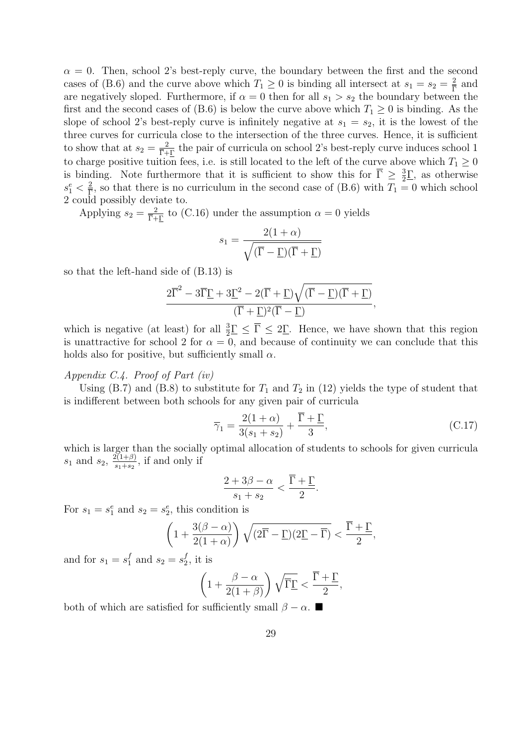$\alpha = 0$. Then, school 2's best-reply curve, the boundary between the first and the second cases of (B.6) and the curve above which $T_1 \geq 0$ is binding all intersect at $s_1 = s_2 = \frac{2}{\overline{\Gamma}}$ and are negatively sloped. Furthermore, if $\alpha = 0$ then for all $s_1 > s_2$ the boundary between the first and the second cases of (B.6) is below the curve above which $T_1 \geq 0$ is binding. As the slope of school 2's best-reply curve is infinitely negative at $s_1 = s_2$, it is the lowest of the three curves for curricula close to the intersection of the three curves. Hence, it is sufficient to show that at $s_2 = \frac{2}{\overline{\Gamma}+\underline{\Gamma}}$ the pair of curricula on school 2's best-reply curve induces school 1 to charge positive tuition fees, i.e. is still located to the left of the curve above which $T_1 \geq 0$ is binding. Note furthermore that it is sufficient to show this for $\overline{\Gamma} \geq \frac{3}{2}\underline{\Gamma}$, as otherwise $s_1^e < \frac{2}{\overline{\Gamma}}$, so that there is no curriculum in the second case of (B.6) with $T_1 = 0$ which school 2 could possibly deviate to.

Applying $s_2 = \frac{2}{\overline{\Gamma}+\underline{\Gamma}}$ to (C.16) under the assumption $\alpha = 0$ yields

$$s_1 = \frac{2(1+\alpha)}{\sqrt{(\overline{\Gamma}-\underline{\Gamma})(\overline{\Gamma}+\underline{\Gamma})}}$$

so that the left-hand side of (B.13) is

$$\frac{2\overline{\Gamma}^2 - 3\overline{\Gamma}\underline{\Gamma} + 3\underline{\Gamma}^2 - 2(\overline{\Gamma}+\underline{\Gamma})\sqrt{(\overline{\Gamma}-\underline{\Gamma})(\overline{\Gamma}+\underline{\Gamma})}}{(\overline{\Gamma}+\underline{\Gamma})^2(\overline{\Gamma}-\underline{\Gamma})},$$

which is negative (at least) for all $\frac{3}{2}\underline{\Gamma} \leq \overline{\Gamma} \leq 2\underline{\Gamma}$. Hence, we have shown that this region is unattractive for school 2 for $\alpha = 0$, and because of continuity we can conclude that this holds also for positive, but sufficiently small $\alpha$.

*Appendix C.4. Proof of Part (iv)*

Using (B.7) and (B.8) to substitute for $T_1$ and $T_2$ in (12) yields the type of student that is indifferent between both schools for any given pair of curricula

$$\overline{\gamma}_1 = \frac{2(1+\alpha)}{3(s_1+s_2)} + \frac{\overline{\Gamma}+\underline{\Gamma}}{3}, \tag{C.17}$$

which is larger than the socially optimal allocation of students to schools for given curricula $s_1$ and $s_2$, $\frac{2(1+\beta)}{s_1+s_2}$, if and only if

$$\frac{2+3\beta-\alpha}{s_1+s_2} < \frac{\overline{\Gamma}+\underline{\Gamma}}{2}.$$

For $s_1 = s_1^e$ and $s_2 = s_2^e$, this condition is

$$\left(1 + \frac{3(\beta-\alpha)}{2(1+\alpha)}\right)\sqrt{(2\overline{\Gamma}-\underline{\Gamma})(2\underline{\Gamma}-\overline{\Gamma})} < \frac{\overline{\Gamma}+\underline{\Gamma}}{2},$$

and for $s_1 = s_1^f$ and $s_2 = s_2^f$, it is

$$\left(1 + \frac{\beta-\alpha}{2(1+\beta)}\right)\sqrt{\overline{\Gamma}\underline{\Gamma}} < \frac{\overline{\Gamma}+\underline{\Gamma}}{2},$$

both of which are satisfied for sufficiently small $\beta - \alpha$. ■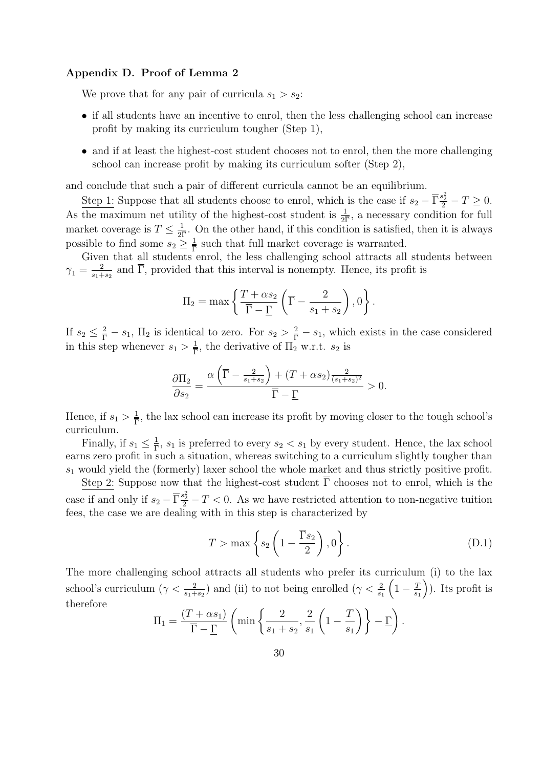### Appendix D. Proof of Lemma 2

We prove that for any pair of curricula $s_1 > s_2$:

- if all students have an incentive to enrol, then the less challenging school can increase profit by making its curriculum tougher (Step 1),
- and if at least the highest-cost student chooses not to enrol, then the more challenging school can increase profit by making its curriculum softer (Step 2),

and conclude that such a pair of different curricula cannot be an equilibrium.

Step 1: Suppose that all students choose to enrol, which is the case if $s_2 - \overline{\Gamma}\frac{s_2^2}{2} - T \geq 0$. As the maximum net utility of the highest-cost student is $\frac{1}{2\overline{\Gamma}}$, a necessary condition for full market coverage is $T \leq \frac{1}{2\overline{\Gamma}}$. On the other hand, if this condition is satisfied, then it is always possible to find some $s_2 \geq \frac{1}{\overline{\Gamma}}$ such that full market coverage is warranted.

Given that all students enrol, the less challenging school attracts all students between $\overline{\gamma}_1 = \frac{2}{s_1+s_2}$ and $\overline{\Gamma}$, provided that this interval is nonempty. Hence, its profit is

$$\Pi_2 = \max\left\{\frac{T+\alpha s_2}{\overline{\Gamma}-\underline{\Gamma}}\left(\overline{\Gamma} - \frac{2}{s_1+s_2}\right), 0\right\}.$$

If $s_2 \leq \frac{2}{\overline{\Gamma}} - s_1$, $\Pi_2$ is identical to zero. For $s_2 > \frac{2}{\overline{\Gamma}} - s_1$, which exists in the case considered in this step whenever $s_1 > \frac{1}{\overline{\Gamma}}$, the derivative of $\Pi_2$ w.r.t. $s_2$ is

$$\frac{\partial \Pi_2}{\partial s_2} = \frac{\alpha\left(\overline{\Gamma} - \frac{2}{s_1+s_2}\right) + (T+\alpha s_2)\frac{2}{(s_1+s_2)^2}}{\overline{\Gamma}-\underline{\Gamma}} > 0.$$

Hence, if $s_1 > \frac{1}{\overline{\Gamma}}$, the lax school can increase its profit by moving closer to the tough school's curriculum.

Finally, if $s_1 \leq \frac{1}{\overline{\Gamma}}$, $s_1$ is preferred to every $s_2 < s_1$ by every student. Hence, the lax school earns zero profit in such a situation, whereas switching to a curriculum slightly tougher than $s_1$ would yield the (formerly) laxer school the whole market and thus strictly positive profit.

Step 2: Suppose now that the highest-cost student $\overline{\Gamma}$ chooses not to enrol, which is the case if and only if $s_2 - \overline{\Gamma}\frac{s_2^2}{2} - T < 0$. As we have restricted attention to non-negative tuition fees, the case we are dealing with in this step is characterized by

$$T > \max\left\{s_2\left(1 - \frac{\overline{\Gamma}s_2}{2}\right), 0\right\}. \tag{D.1}$$

The more challenging school attracts all students who prefer its curriculum (i) to the lax school's curriculum ($\gamma < \frac{2}{s_1+s_2}$) and (ii) to not being enrolled ($\gamma < \frac{2}{s_1}\left(1 - \frac{T}{s_1}\right)$). Its profit is therefore

$$\Pi_1 = \frac{(T+\alpha s_1)}{\overline{\Gamma}-\underline{\Gamma}}\left(\min\left\{\frac{2}{s_1+s_2}, \frac{2}{s_1}\left(1-\frac{T}{s_1}\right)\right\} - \underline{\Gamma}\right).$$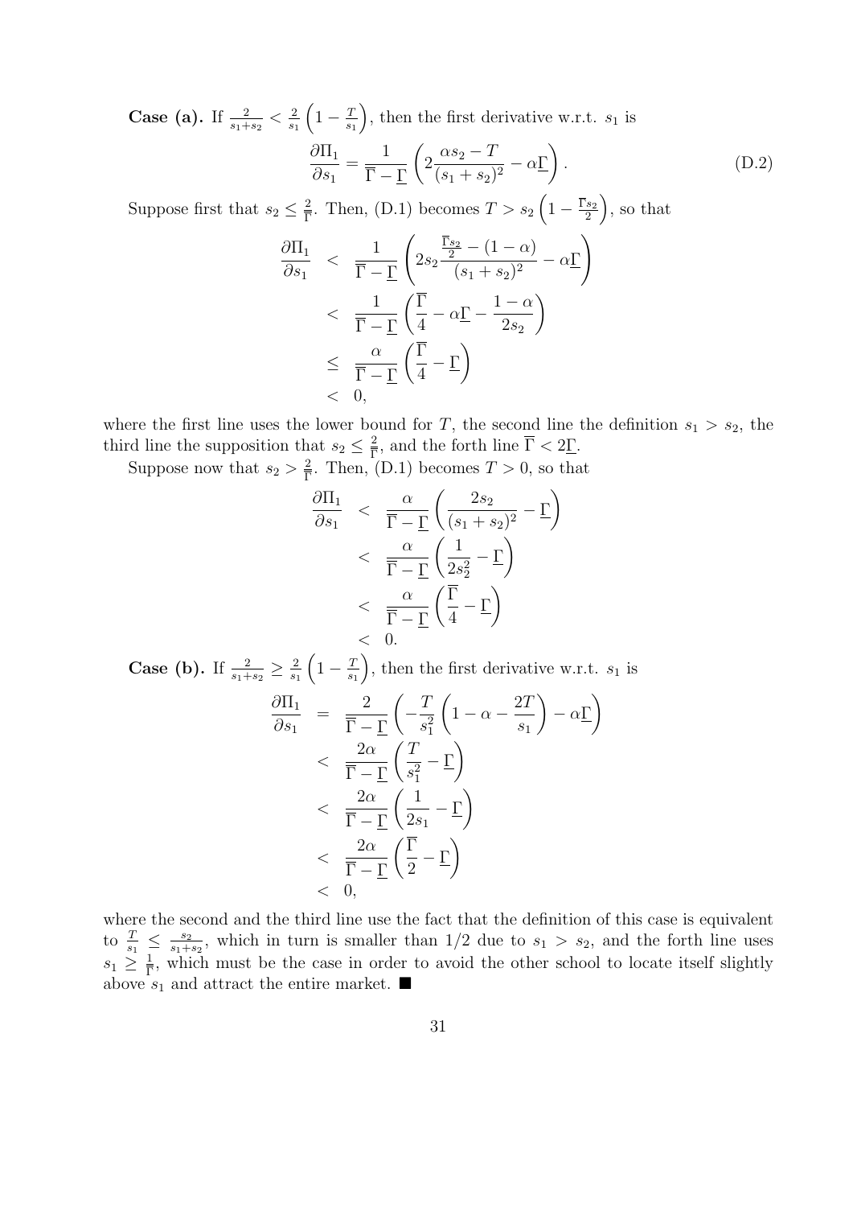**Case (a).** If $\frac{2}{s_1+s_2} < \frac{2}{s_1}\left(1 - \frac{T}{s_1}\right)$, then the first derivative w.r.t. $s_1$ is

$$\frac{\partial \Pi_1}{\partial s_1} = \frac{1}{\overline{\Gamma} - \underline{\Gamma}}\left(2\frac{\alpha s_2 - T}{(s_1+s_2)^2} - \alpha\underline{\Gamma}\right). \tag{D.2}$$

Suppose first that $s_2 \leq \frac{2}{\overline{\Gamma}}$. Then, (D.1) becomes $T > s_2\left(1 - \frac{\overline{\Gamma} s_2}{2}\right)$, so that

$$\begin{aligned}
\frac{\partial \Pi_1}{\partial s_1} &< \frac{1}{\overline{\Gamma} - \underline{\Gamma}}\left(2s_2\frac{\frac{\overline{\Gamma} s_2}{2} - (1-\alpha)}{(s_1+s_2)^2} - \alpha\underline{\Gamma}\right) \\
&< \frac{1}{\overline{\Gamma} - \underline{\Gamma}}\left(\frac{\overline{\Gamma}}{4} - \alpha\underline{\Gamma} - \frac{1-\alpha}{2s_2}\right) \\
&\leq \frac{\alpha}{\overline{\Gamma} - \underline{\Gamma}}\left(\frac{\overline{\Gamma}}{4} - \underline{\Gamma}\right) \\
&< 0,
\end{aligned}$$

where the first line uses the lower bound for $T$, the second line the definition $s_1 > s_2$, the third line the supposition that $s_2 \leq \frac{2}{\overline{\Gamma}}$, and the forth line $\overline{\Gamma} < 2\underline{\Gamma}$.

Suppose now that $s_2 > \frac{2}{\overline{\Gamma}}$. Then, (D.1) becomes $T > 0$, so that

$$\begin{aligned}
\frac{\partial \Pi_1}{\partial s_1} &< \frac{\alpha}{\overline{\Gamma} - \underline{\Gamma}}\left(\frac{2s_2}{(s_1+s_2)^2} - \underline{\Gamma}\right) \\
&< \frac{\alpha}{\overline{\Gamma} - \underline{\Gamma}}\left(\frac{1}{2s_2^2} - \underline{\Gamma}\right) \\
&< \frac{\alpha}{\overline{\Gamma} - \underline{\Gamma}}\left(\frac{\overline{\Gamma}}{4} - \underline{\Gamma}\right) \\
&< 0.
\end{aligned}$$

**Case (b).** If $\frac{2}{s_1+s_2} \geq \frac{2}{s_1}\left(1 - \frac{T}{s_1}\right)$, then the first derivative w.r.t. $s_1$ is

$$\begin{aligned}
\frac{\partial \Pi_1}{\partial s_1} &= \frac{2}{\overline{\Gamma} - \underline{\Gamma}}\left(-\frac{T}{s_1^2}\left(1 - \alpha - \frac{2T}{s_1}\right) - \alpha\underline{\Gamma}\right) \\
&< \frac{2\alpha}{\overline{\Gamma} - \underline{\Gamma}}\left(\frac{T}{s_1^2} - \underline{\Gamma}\right) \\
&< \frac{2\alpha}{\overline{\Gamma} - \underline{\Gamma}}\left(\frac{1}{2s_1} - \underline{\Gamma}\right) \\
&< \frac{2\alpha}{\overline{\Gamma} - \underline{\Gamma}}\left(\frac{\overline{\Gamma}}{2} - \underline{\Gamma}\right) \\
&< 0,
\end{aligned}$$

where the second and the third line use the fact that the definition of this case is equivalent to $\frac{T}{s_1} \leq \frac{s_2}{s_1+s_2}$, which in turn is smaller than $1/2$ due to $s_1 > s_2$, and the forth line uses $s_1 \geq \frac{1}{\overline{\Gamma}}$, which must be the case in order to avoid the other school to locate itself slightly above $s_1$ and attract the entire market. ■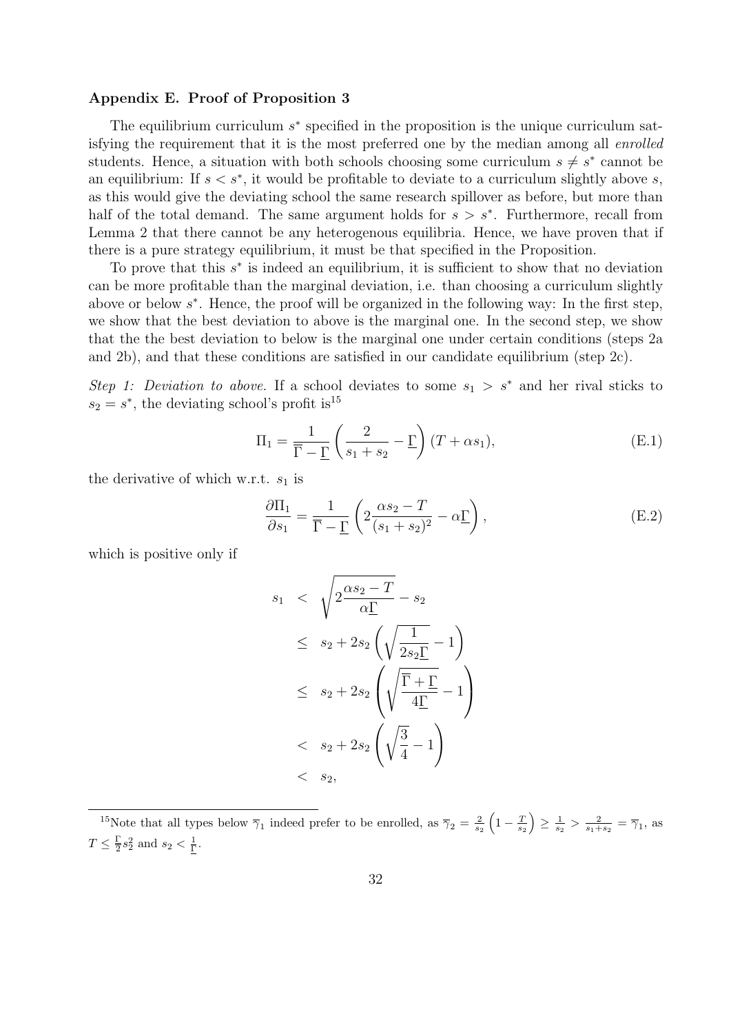### Appendix E. Proof of Proposition 3

The equilibrium curriculum $s^*$ specified in the proposition is the unique curriculum satisfying the requirement that it is the most preferred one by the median among all *enrolled* students. Hence, a situation with both schools choosing some curriculum $s \neq s^*$ cannot be an equilibrium: If $s < s^*$, it would be profitable to deviate to a curriculum slightly above $s$, as this would give the deviating school the same research spillover as before, but more than half of the total demand. The same argument holds for $s > s^*$. Furthermore, recall from Lemma 2 that there cannot be any heterogenous equilibria. Hence, we have proven that if there is a pure strategy equilibrium, it must be that specified in the Proposition.

To prove that this $s^*$ is indeed an equilibrium, it is sufficient to show that no deviation can be more profitable than the marginal deviation, i.e. than choosing a curriculum slightly above or below $s^*$. Hence, the proof will be organized in the following way: In the first step, we show that the best deviation to above is the marginal one. In the second step, we show that the the best deviation to below is the marginal one under certain conditions (steps 2a and 2b), and that these conditions are satisfied in our candidate equilibrium (step 2c).

*Step 1: Deviation to above.* If a school deviates to some $s_1 > s^*$ and her rival sticks to $s_2 = s^*$, the deviating school's profit is[15]

$$\Pi_1 = \frac{1}{\overline{\Gamma} - \underline{\Gamma}} \left( \frac{2}{s_1 + s_2} - \underline{\Gamma} \right) (T + \alpha s_1), \tag{E.1}$$

the derivative of which w.r.t. $s_1$ is

$$\frac{\partial \Pi_1}{\partial s_1} = \frac{1}{\overline{\Gamma} - \underline{\Gamma}} \left( 2\frac{\alpha s_2 - T}{(s_1 + s_2)^2} - \alpha \underline{\Gamma} \right), \tag{E.2}$$

which is positive only if

$$\begin{aligned}
s_1 &< \sqrt{2\frac{\alpha s_2 - T}{\alpha \underline{\Gamma}}} - s_2 \\
&\leq s_2 + 2s_2 \left( \sqrt{\frac{1}{2s_2\underline{\Gamma}}} - 1 \right) \\
&\leq s_2 + 2s_2 \left( \sqrt{\frac{\overline{\Gamma} + \underline{\Gamma}}{4\underline{\Gamma}}} - 1 \right) \\
&< s_2 + 2s_2 \left( \sqrt{\frac{3}{4}} - 1 \right) \\
&< s_2,
\end{aligned}$$

[15] Note that all types below $\overline{\gamma}_1$ indeed prefer to be enrolled, as $\overline{\gamma}_2 = \frac{2}{s_2}\left(1 - \frac{T}{s_2}\right) \geq \frac{1}{s_2} > \frac{2}{s_1+s_2} = \overline{\gamma}_1$, as $T \leq \frac{\Gamma}{2} s_2^2$ and $s_2 < \frac{1}{\underline{\Gamma}}$.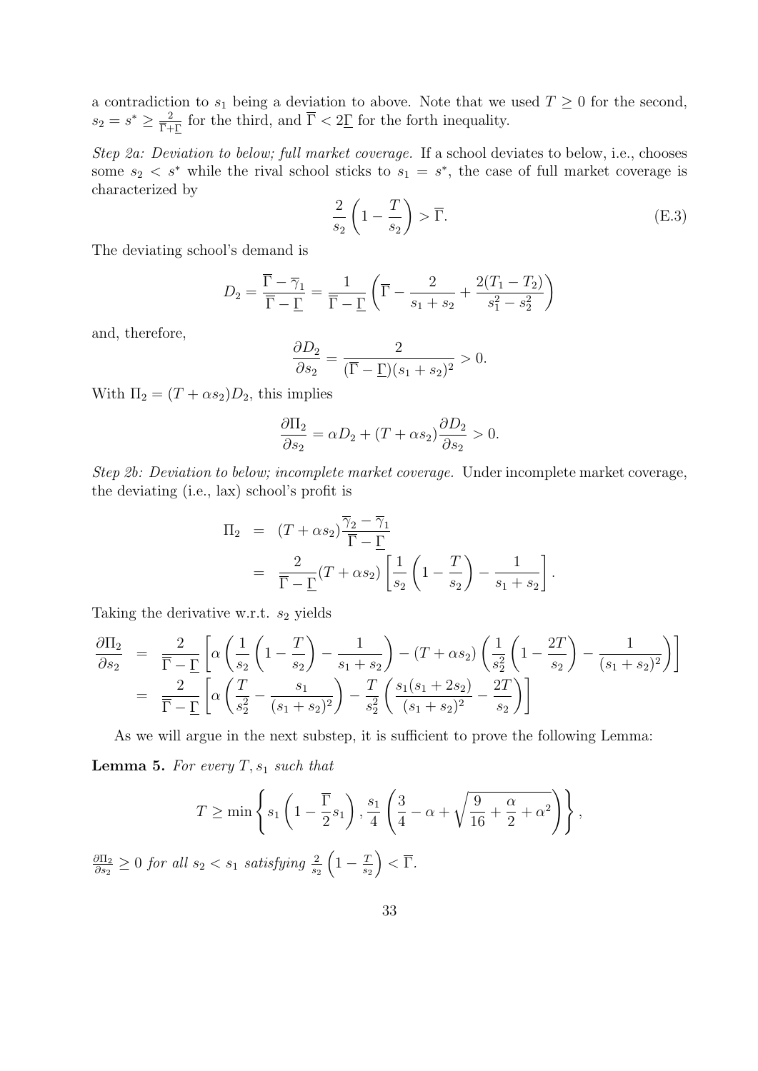a contradiction to $s_1$ being a deviation to above. Note that we used $T \geq 0$ for the second, $s_2 = s^* \geq \frac{2}{\overline{\Gamma}+\underline{\Gamma}}$ for the third, and $\overline{\Gamma} < 2\underline{\Gamma}$ for the forth inequality.

*Step 2a: Deviation to below; full market coverage.* If a school deviates to below, i.e., chooses some $s_2 < s^*$ while the rival school sticks to $s_1 = s^*$, the case of full market coverage is characterized by

$$\frac{2}{s_2}\left(1 - \frac{T}{s_2}\right) > \overline{\Gamma}. \tag{E.3}$$

The deviating school's demand is

$$D_2 = \frac{\overline{\Gamma} - \overline{\gamma}_1}{\overline{\Gamma} - \underline{\Gamma}} = \frac{1}{\overline{\Gamma} - \underline{\Gamma}}\left(\overline{\Gamma} - \frac{2}{s_1 + s_2} + \frac{2(T_1 - T_2)}{s_1^2 - s_2^2}\right)$$

and, therefore,

$$\frac{\partial D_2}{\partial s_2} = \frac{2}{(\overline{\Gamma} - \underline{\Gamma})(s_1 + s_2)^2} > 0.$$

With $\Pi_2 = (T + \alpha s_2) D_2$, this implies

$$\frac{\partial \Pi_2}{\partial s_2} = \alpha D_2 + (T + \alpha s_2)\frac{\partial D_2}{\partial s_2} > 0.$$

*Step 2b: Deviation to below; incomplete market coverage.* Under incomplete market coverage, the deviating (i.e., lax) school's profit is

$$\begin{aligned}
\Pi_2 &= (T + \alpha s_2)\frac{\overline{\gamma}_2 - \overline{\gamma}_1}{\overline{\Gamma} - \underline{\Gamma}} \\
&= \frac{2}{\overline{\Gamma} - \underline{\Gamma}}(T + \alpha s_2)\left[\frac{1}{s_2}\left(1 - \frac{T}{s_2}\right) - \frac{1}{s_1 + s_2}\right].
\end{aligned}$$

Taking the derivative w.r.t. $s_2$ yields

$$\begin{aligned}
\frac{\partial \Pi_2}{\partial s_2} &= \frac{2}{\overline{\Gamma} - \underline{\Gamma}}\left[\alpha\left(\frac{1}{s_2}\left(1 - \frac{T}{s_2}\right) - \frac{1}{s_1 + s_2}\right) - (T + \alpha s_2)\left(\frac{1}{s_2^2}\left(1 - \frac{2T}{s_2}\right) - \frac{1}{(s_1 + s_2)^2}\right)\right] \\
&= \frac{2}{\overline{\Gamma} - \underline{\Gamma}}\left[\alpha\left(\frac{T}{s_2^2} - \frac{s_1}{(s_1 + s_2)^2}\right) - \frac{T}{s_2^2}\left(\frac{s_1(s_1 + 2s_2)}{(s_1 + s_2)^2} - \frac{2T}{s_2}\right)\right]
\end{aligned}$$

As we will argue in the next substep, it is sufficient to prove the following Lemma:

**Lemma 5.** *For every $T, s_1$ such that*

$$T \geq \min\left\{s_1\left(1 - \frac{\overline{\Gamma}}{2}s_1\right), \frac{s_1}{4}\left(\frac{3}{4} - \alpha + \sqrt{\frac{9}{16} + \frac{\alpha}{2} + \alpha^2}\right)\right\},$$

$\frac{\partial \Pi_2}{\partial s_2} \geq 0$ *for all $s_2 < s_1$ satisfying $\frac{2}{s_2}\left(1 - \frac{T}{s_2}\right) < \overline{\Gamma}$.*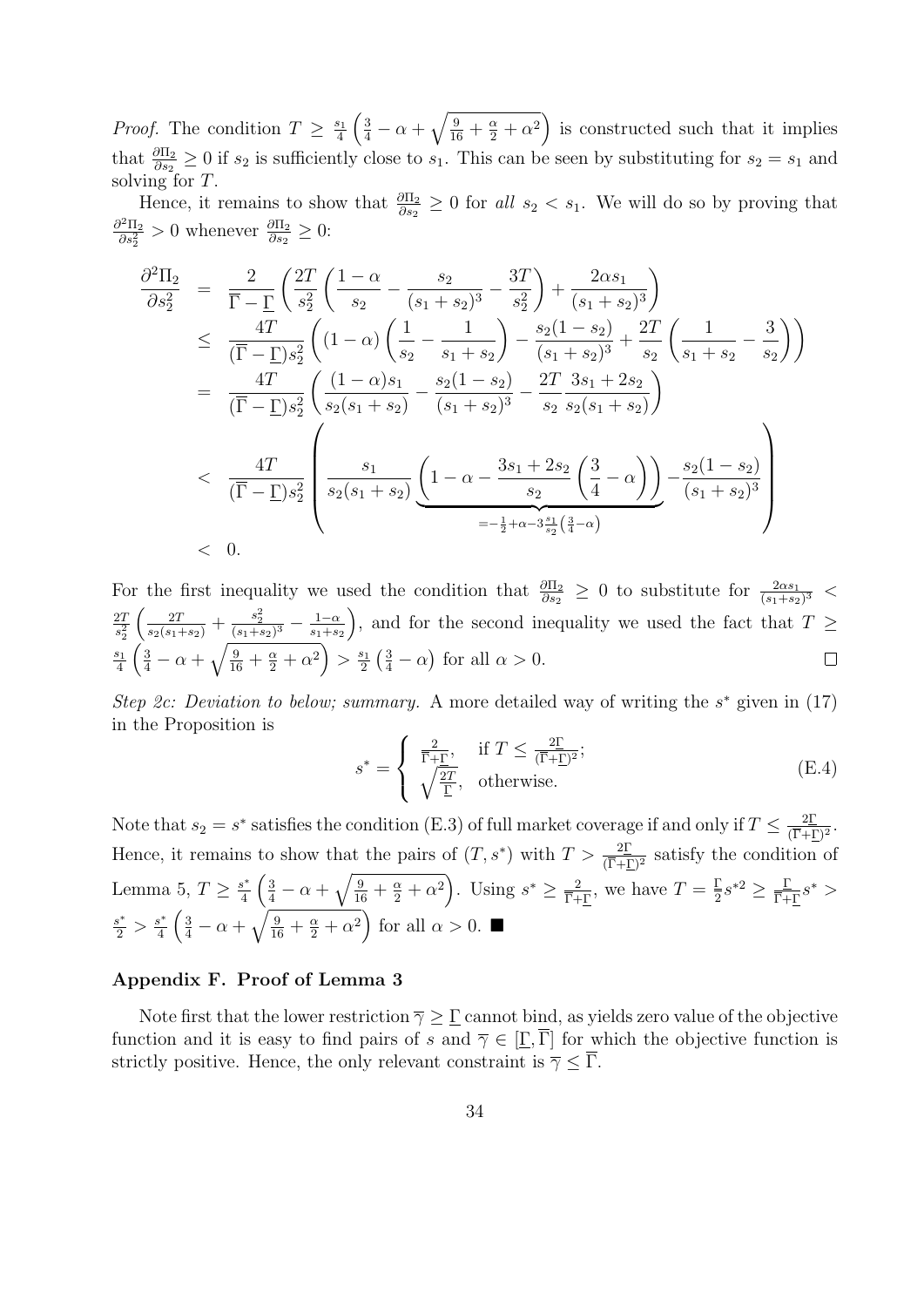*Proof.* The condition $T \geq \frac{s_1}{4}\left(\frac{3}{4} - \alpha + \sqrt{\frac{9}{16} + \frac{\alpha}{2} + \alpha^2}\right)$ is constructed such that it implies that $\frac{\partial \Pi_2}{\partial s_2} \geq 0$ if $s_2$ is sufficiently close to $s_1$. This can be seen by substituting for $s_2 = s_1$ and solving for $T$.

Hence, it remains to show that $\frac{\partial \Pi_2}{\partial s_2} \geq 0$ for *all* $s_2 < s_1$. We will do so by proving that $\frac{\partial^2 \Pi_2}{\partial s_2^2} > 0$ whenever $\frac{\partial \Pi_2}{\partial s_2} \geq 0$:

$$
\begin{aligned}
\frac{\partial^2 \Pi_2}{\partial s_2^2} &= \frac{2}{\overline{\Gamma} - \underline{\Gamma}}\left(\frac{2T}{s_2^2}\left(\frac{1-\alpha}{s_2} - \frac{s_2}{(s_1+s_2)^3} - \frac{3T}{s_2^2}\right) + \frac{2\alpha s_1}{(s_1+s_2)^3}\right) \\
&\leq \frac{4T}{(\overline{\Gamma} - \underline{\Gamma})s_2^2}\left((1-\alpha)\left(\frac{1}{s_2} - \frac{1}{s_1+s_2}\right) - \frac{s_2(1-s_2)}{(s_1+s_2)^3} + \frac{2T}{s_2}\left(\frac{1}{s_1+s_2} - \frac{3}{s_2}\right)\right) \\
&= \frac{4T}{(\overline{\Gamma} - \underline{\Gamma})s_2^2}\left(\frac{(1-\alpha)s_1}{s_2(s_1+s_2)} - \frac{s_2(1-s_2)}{(s_1+s_2)^3} - \frac{2T}{s_2}\frac{3s_1+2s_2}{s_2(s_1+s_2)}\right) \\
&< \frac{4T}{(\overline{\Gamma} - \underline{\Gamma})s_2^2}\left(\frac{s_1}{s_2(s_1+s_2)}\underbrace{\left(1 - \alpha - \frac{3s_1+2s_2}{s_2}\left(\frac{3}{4} - \alpha\right)\right)}_{= -\frac{1}{2} + \alpha - 3\frac{s_1}{s_2}\left(\frac{3}{4} - \alpha\right)} - \frac{s_2(1-s_2)}{(s_1+s_2)^3}\right) \\
&< 0.
\end{aligned}
$$

For the first inequality we used the condition that $\frac{\partial \Pi_2}{\partial s_2} \geq 0$ to substitute for $\frac{2\alpha s_1}{(s_1+s_2)^3} < \frac{2T}{s_2^2}\left(\frac{2T}{s_2(s_1+s_2)} + \frac{s_2^2}{(s_1+s_2)^3} - \frac{1-\alpha}{s_1+s_2}\right)$, and for the second inequality we used the fact that $T \geq \frac{s_1}{4}\left(\frac{3}{4} - \alpha + \sqrt{\frac{9}{16} + \frac{\alpha}{2} + \alpha^2}\right) > \frac{s_1}{2}\left(\frac{3}{4} - \alpha\right)$ for all $\alpha > 0$. □

*Step 2c: Deviation to below; summary.* A more detailed way of writing the $s^*$ given in (17) in the Proposition is

$$
s^* = \begin{cases} \frac{2}{\overline{\Gamma} + \underline{\Gamma}}, & \text{if } T \leq \frac{2\underline{\Gamma}}{(\overline{\Gamma} + \underline{\Gamma})^2}; \\ \sqrt{\frac{2T}{\underline{\Gamma}}}, & \text{otherwise.} \end{cases} \tag{E.4}
$$

Note that $s_2 = s^*$ satisfies the condition (E.3) of full market coverage if and only if $T \leq \frac{2\underline{\Gamma}}{(\overline{\Gamma} + \underline{\Gamma})^2}$. Hence, it remains to show that the pairs of $(T, s^*)$ with $T > \frac{2\underline{\Gamma}}{(\overline{\Gamma} + \underline{\Gamma})^2}$ satisfy the condition of Lemma 5, $T \geq \frac{s^*}{4}\left(\frac{3}{4} - \alpha + \sqrt{\frac{9}{16} + \frac{\alpha}{2} + \alpha^2}\right)$. Using $s^* \geq \frac{2}{\overline{\Gamma} + \underline{\Gamma}}$, we have $T = \frac{\underline{\Gamma}}{2}s^{*2} \geq \frac{\underline{\Gamma}}{\overline{\Gamma} + \underline{\Gamma}}s^* > \frac{s^*}{2} > \frac{s^*}{4}\left(\frac{3}{4} - \alpha + \sqrt{\frac{9}{16} + \frac{\alpha}{2} + \alpha^2}\right)$ for all $\alpha > 0$. ■

## Appendix F. Proof of Lemma 3

Note first that the lower restriction $\overline{\gamma} \geq \underline{\Gamma}$ cannot bind, as yields zero value of the objective function and it is easy to find pairs of $s$ and $\overline{\gamma} \in [\underline{\Gamma}, \overline{\Gamma}]$ for which the objective function is strictly positive. Hence, the only relevant constraint is $\overline{\gamma} \leq \overline{\Gamma}$.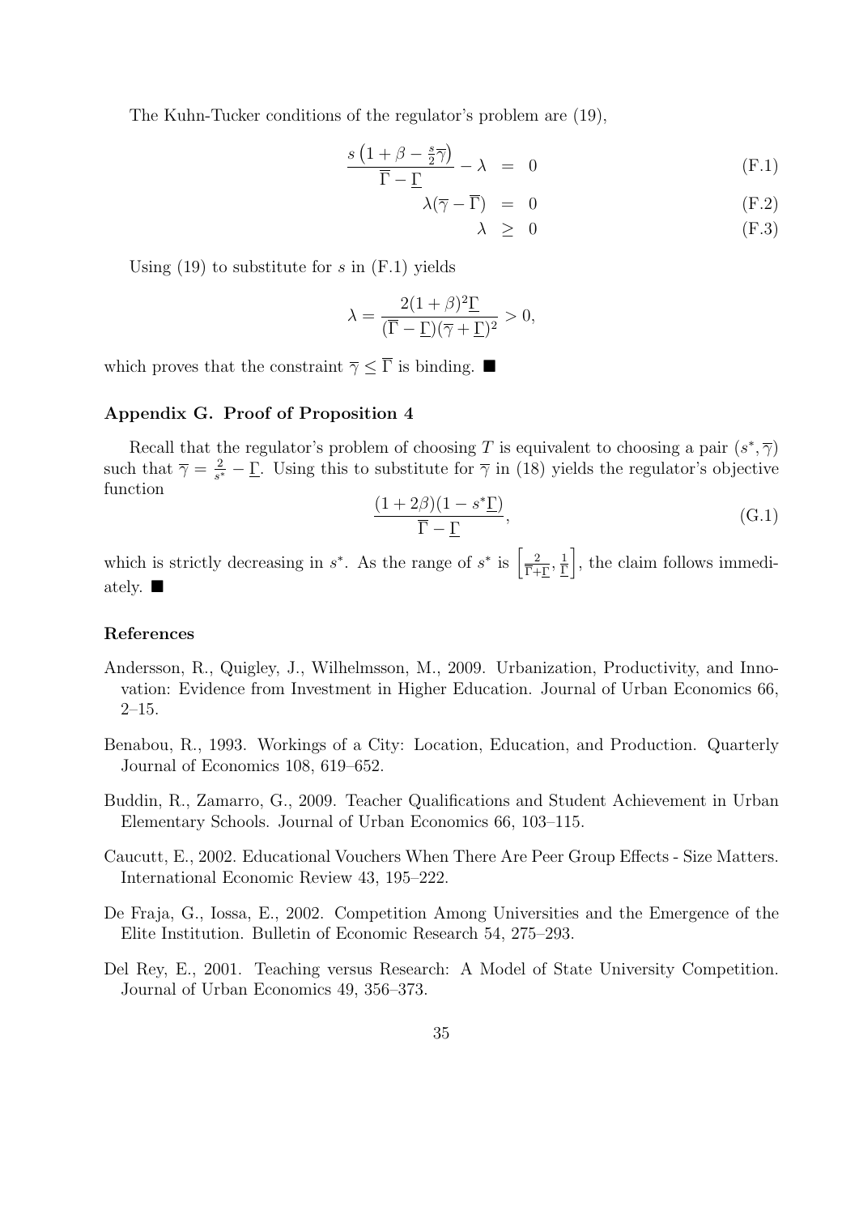The Kuhn-Tucker conditions of the regulator's problem are (19),

$$\frac{s\left(1+\beta-\frac{s}{2}\overline{\gamma}\right)}{\overline{\Gamma}-\underline{\Gamma}}-\lambda \;=\; 0 \tag{F.1}$$

$$\lambda(\overline{\gamma}-\overline{\Gamma}) \;=\; 0 \tag{F.2}$$

$$\lambda \;\geq\; 0 \tag{F.3}$$

Using (19) to substitute for $s$ in (F.1) yields

$$\lambda = \frac{2(1+\beta)^2\underline{\Gamma}}{(\overline{\Gamma}-\underline{\Gamma})(\overline{\gamma}+\underline{\Gamma})^2} > 0,$$

which proves that the constraint $\overline{\gamma} \leq \overline{\Gamma}$ is binding. ■

## Appendix G. Proof of Proposition 4

Recall that the regulator's problem of choosing $T$ is equivalent to choosing a pair $(s^*, \overline{\gamma})$ such that $\overline{\gamma} = \frac{2}{s^*} - \underline{\Gamma}$. Using this to substitute for $\overline{\gamma}$ in (18) yields the regulator's objective function

$$\frac{(1+2\beta)(1-s^*\underline{\Gamma})}{\overline{\Gamma}-\underline{\Gamma}}, \tag{G.1}$$

which is strictly decreasing in $s^*$. As the range of $s^*$ is $\left[\frac{2}{\overline{\Gamma}+\underline{\Gamma}}, \frac{1}{\underline{\Gamma}}\right]$, the claim follows immediately. ■

## References

Andersson, R., Quigley, J., Wilhelmsson, M., 2009. Urbanization, Productivity, and Innovation: Evidence from Investment in Higher Education. Journal of Urban Economics 66, 2–15.

Benabou, R., 1993. Workings of a City: Location, Education, and Production. Quarterly Journal of Economics 108, 619–652.

Buddin, R., Zamarro, G., 2009. Teacher Qualifications and Student Achievement in Urban Elementary Schools. Journal of Urban Economics 66, 103–115.

Caucutt, E., 2002. Educational Vouchers When There Are Peer Group Effects - Size Matters. International Economic Review 43, 195–222.

De Fraja, G., Iossa, E., 2002. Competition Among Universities and the Emergence of the Elite Institution. Bulletin of Economic Research 54, 275–293.

Del Rey, E., 2001. Teaching versus Research: A Model of State University Competition. Journal of Urban Economics 49, 356–373.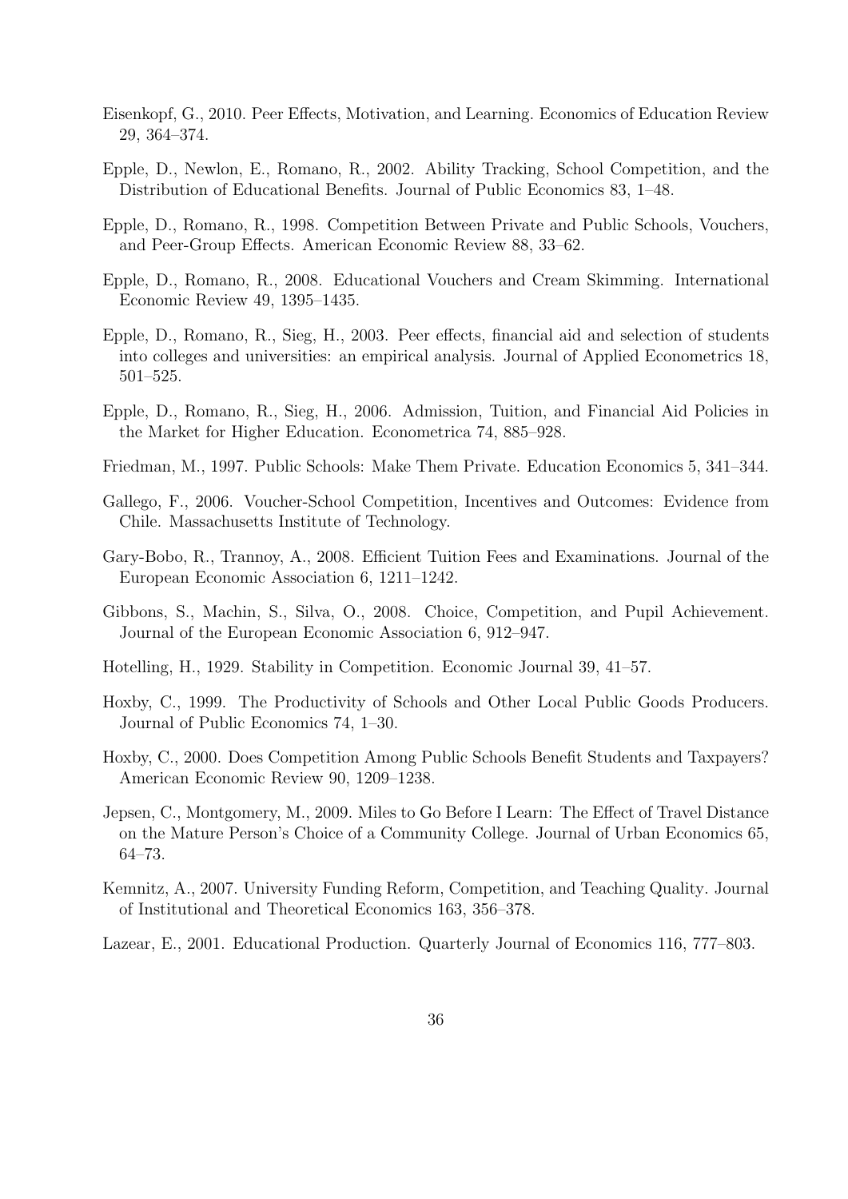Eisenkopf, G., 2010. Peer Effects, Motivation, and Learning. Economics of Education Review 29, 364–374.

Epple, D., Newlon, E., Romano, R., 2002. Ability Tracking, School Competition, and the Distribution of Educational Benefits. Journal of Public Economics 83, 1–48.

Epple, D., Romano, R., 1998. Competition Between Private and Public Schools, Vouchers, and Peer-Group Effects. American Economic Review 88, 33–62.

Epple, D., Romano, R., 2008. Educational Vouchers and Cream Skimming. International Economic Review 49, 1395–1435.

Epple, D., Romano, R., Sieg, H., 2003. Peer effects, financial aid and selection of students into colleges and universities: an empirical analysis. Journal of Applied Econometrics 18, 501–525.

Epple, D., Romano, R., Sieg, H., 2006. Admission, Tuition, and Financial Aid Policies in the Market for Higher Education. Econometrica 74, 885–928.

Friedman, M., 1997. Public Schools: Make Them Private. Education Economics 5, 341–344.

Gallego, F., 2006. Voucher-School Competition, Incentives and Outcomes: Evidence from Chile. Massachusetts Institute of Technology.

Gary-Bobo, R., Trannoy, A., 2008. Efficient Tuition Fees and Examinations. Journal of the European Economic Association 6, 1211–1242.

Gibbons, S., Machin, S., Silva, O., 2008. Choice, Competition, and Pupil Achievement. Journal of the European Economic Association 6, 912–947.

Hotelling, H., 1929. Stability in Competition. Economic Journal 39, 41–57.

Hoxby, C., 1999. The Productivity of Schools and Other Local Public Goods Producers. Journal of Public Economics 74, 1–30.

Hoxby, C., 2000. Does Competition Among Public Schools Benefit Students and Taxpayers? American Economic Review 90, 1209–1238.

Jepsen, C., Montgomery, M., 2009. Miles to Go Before I Learn: The Effect of Travel Distance on the Mature Person's Choice of a Community College. Journal of Urban Economics 65, 64–73.

Kemnitz, A., 2007. University Funding Reform, Competition, and Teaching Quality. Journal of Institutional and Theoretical Economics 163, 356–378.

Lazear, E., 2001. Educational Production. Quarterly Journal of Economics 116, 777–803.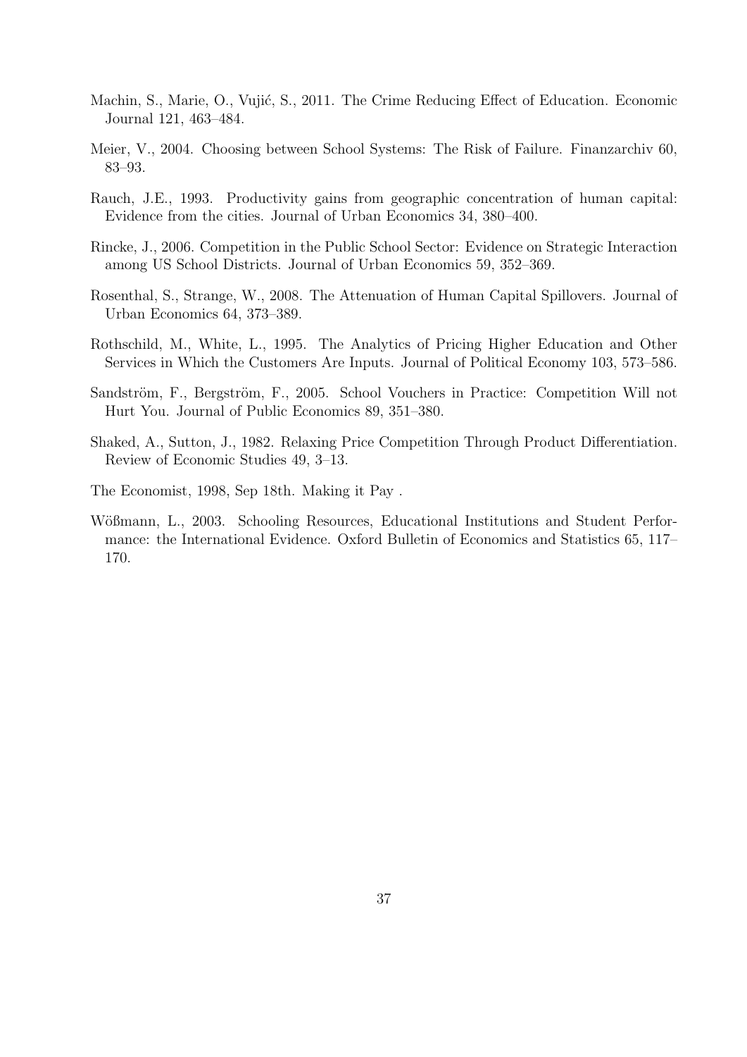Machin, S., Marie, O., Vujić, S., 2011. The Crime Reducing Effect of Education. Economic Journal 121, 463–484.

Meier, V., 2004. Choosing between School Systems: The Risk of Failure. Finanzarchiv 60, 83–93.

Rauch, J.E., 1993. Productivity gains from geographic concentration of human capital: Evidence from the cities. Journal of Urban Economics 34, 380–400.

Rincke, J., 2006. Competition in the Public School Sector: Evidence on Strategic Interaction among US School Districts. Journal of Urban Economics 59, 352–369.

Rosenthal, S., Strange, W., 2008. The Attenuation of Human Capital Spillovers. Journal of Urban Economics 64, 373–389.

Rothschild, M., White, L., 1995. The Analytics of Pricing Higher Education and Other Services in Which the Customers Are Inputs. Journal of Political Economy 103, 573–586.

Sandström, F., Bergström, F., 2005. School Vouchers in Practice: Competition Will not Hurt You. Journal of Public Economics 89, 351–380.

Shaked, A., Sutton, J., 1982. Relaxing Price Competition Through Product Differentiation. Review of Economic Studies 49, 3–13.

The Economist, 1998, Sep 18th. Making it Pay .

Wößmann, L., 2003. Schooling Resources, Educational Institutions and Student Performance: the International Evidence. Oxford Bulletin of Economics and Statistics 65, 117–170.